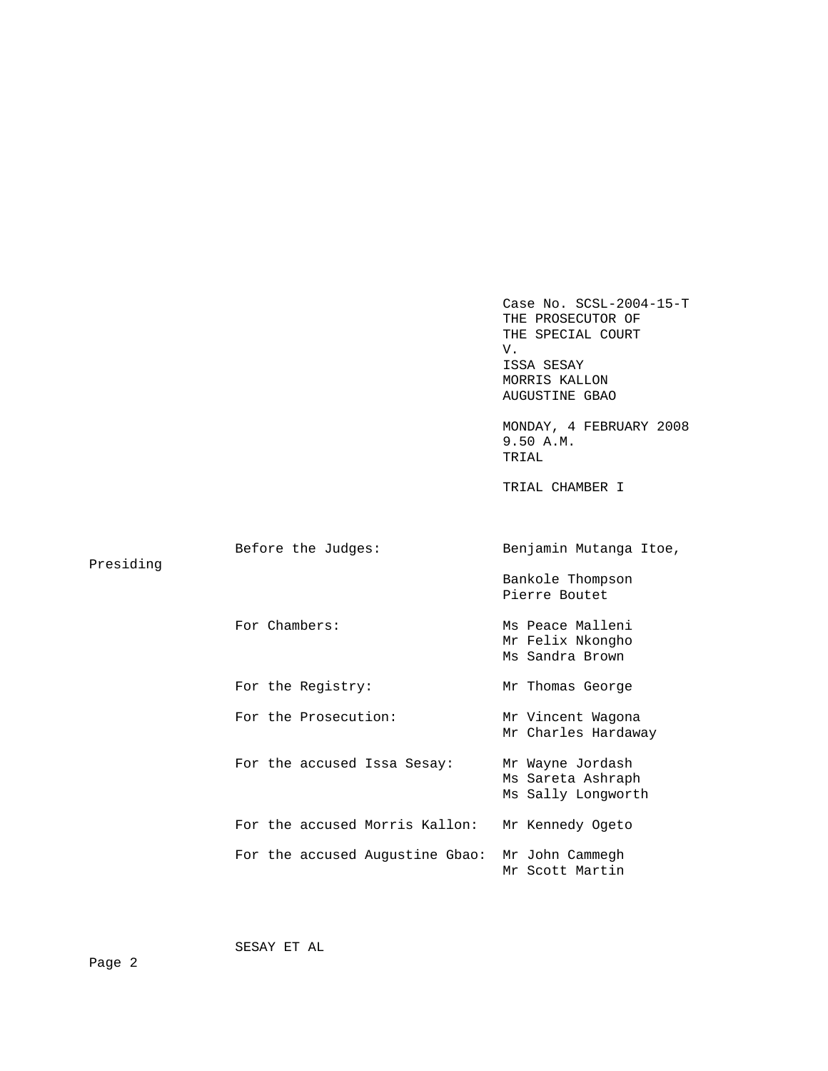Case No. SCSL-2004-15-T
THE PROSECUTOR OF
THE SPECIAL COURT
V.
ISSA SESAY
MORRIS KALLON
AUGUSTINE GBAO

MONDAY, 4 FEBRUARY 2008
9.50 A.M.
TRIAL

TRIAL CHAMBER I

| | |
|---|---|
| Before the Judges: | Benjamin Mutanga Itoe, Presiding<br>Bankole Thompson<br>Pierre Boutet |
| For Chambers: | Ms Peace Malleni<br>Mr Felix Nkongho<br>Ms Sandra Brown |
| For the Registry: | Mr Thomas George |
| For the Prosecution: | Mr Vincent Wagona<br>Mr Charles Hardaway |
| For the accused Issa Sesay: | Mr Wayne Jordash<br>Ms Sareta Ashraph<br>Ms Sally Longworth |
| For the accused Morris Kallon: | Mr Kennedy Ogeto |
| For the accused Augustine Gbao: | Mr John Cammegh<br>Mr Scott Martin |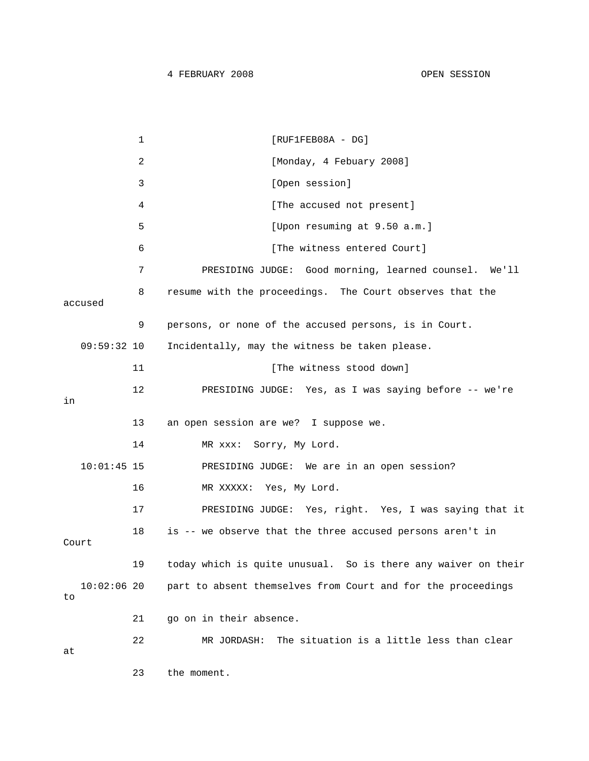1 [RUF1FEB08A - DG]

2 [Monday, 4 Febuary 2008]

3 [Open session]

4 [The accused not present]

5 [Upon resuming at 9.50 a.m.]

6 [The witness entered Court]

7 PRESIDING JUDGE: Good morning, learned counsel. We'll

8 resume with the proceedings. The Court observes that the accused

9 persons, or none of the accused persons, is in Court.

09:59:32 10 Incidentally, may the witness be taken please.

11 [The witness stood down]

12 PRESIDING JUDGE: Yes, as I was saying before -- we're in

13 an open session are we? I suppose we.

14 MR xxx: Sorry, My Lord.

10:01:45 15 PRESIDING JUDGE: We are in an open session?

16 MR XXXXX: Yes, My Lord.

17 PRESIDING JUDGE: Yes, right. Yes, I was saying that it

18 is -- we observe that the three accused persons aren't in Court

19 today which is quite unusual. So is there any waiver on their

10:02:06 20 part to absent themselves from Court and for the proceedings to

21 go on in their absence.

22 MR JORDASH: The situation is a little less than clear at

23 the moment.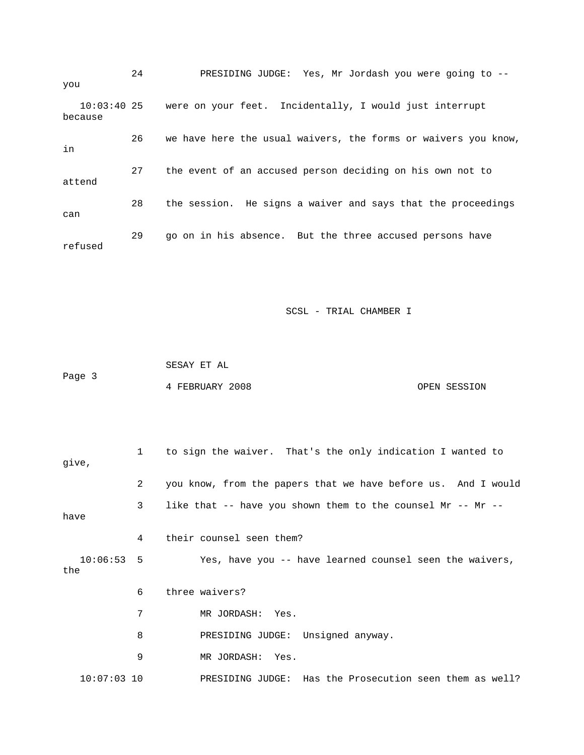24 PRESIDING JUDGE: Yes, Mr Jordash you were going to -- you

10:03:40 25 were on your feet. Incidentally, I would just interrupt because

26 we have here the usual waivers, the forms or waivers you know, in

27 the event of an accused person deciding on his own not to attend

28 the session. He signs a waiver and says that the proceedings can

29 go on in his absence. But the three accused persons have refused

1 to sign the waiver. That's the only indication I wanted to give,

2 you know, from the papers that we have before us. And I would

3 like that -- have you shown them to the counsel Mr -- Mr -- have

4 their counsel seen them?

10:06:53 5 Yes, have you -- have learned counsel seen the waivers, the

6 three waivers?

7 MR JORDASH: Yes.

8 PRESIDING JUDGE: Unsigned anyway.

9 MR JORDASH: Yes.

10:07:03 10 PRESIDING JUDGE: Has the Prosecution seen them as well?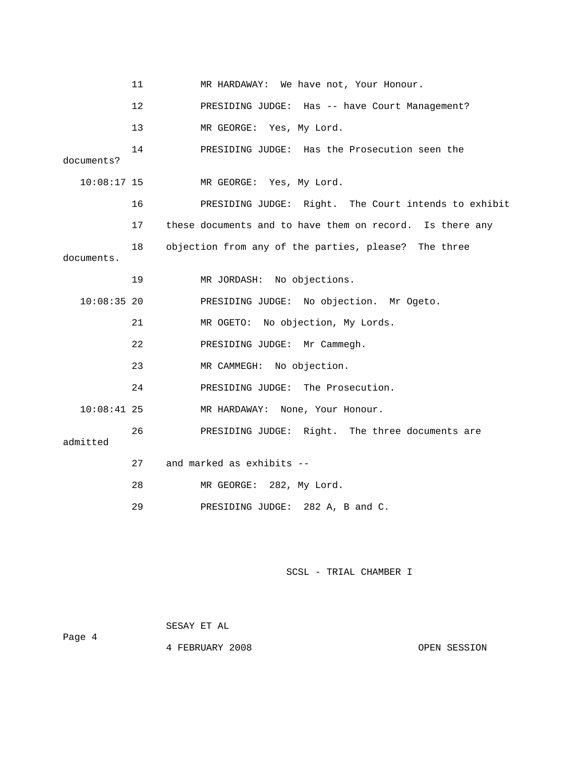11 MR HARDAWAY: We have not, Your Honour.

12 PRESIDING JUDGE: Has -- have Court Management?

13 MR GEORGE: Yes, My Lord.

14 PRESIDING JUDGE: Has the Prosecution seen the documents?

10:08:17 15 MR GEORGE: Yes, My Lord.

16 PRESIDING JUDGE: Right. The Court intends to exhibit

17 these documents and to have them on record. Is there any

18 objection from any of the parties, please? The three documents.

19 MR JORDASH: No objections.

10:08:35 20 PRESIDING JUDGE: No objection. Mr Ogeto.

21 MR OGETO: No objection, My Lords.

22 PRESIDING JUDGE: Mr Cammegh.

23 MR CAMMEGH: No objection.

24 PRESIDING JUDGE: The Prosecution.

10:08:41 25 MR HARDAWAY: None, Your Honour.

26 PRESIDING JUDGE: Right. The three documents are admitted

27 and marked as exhibits --

28 MR GEORGE: 282, My Lord.

29 PRESIDING JUDGE: 282 A, B and C.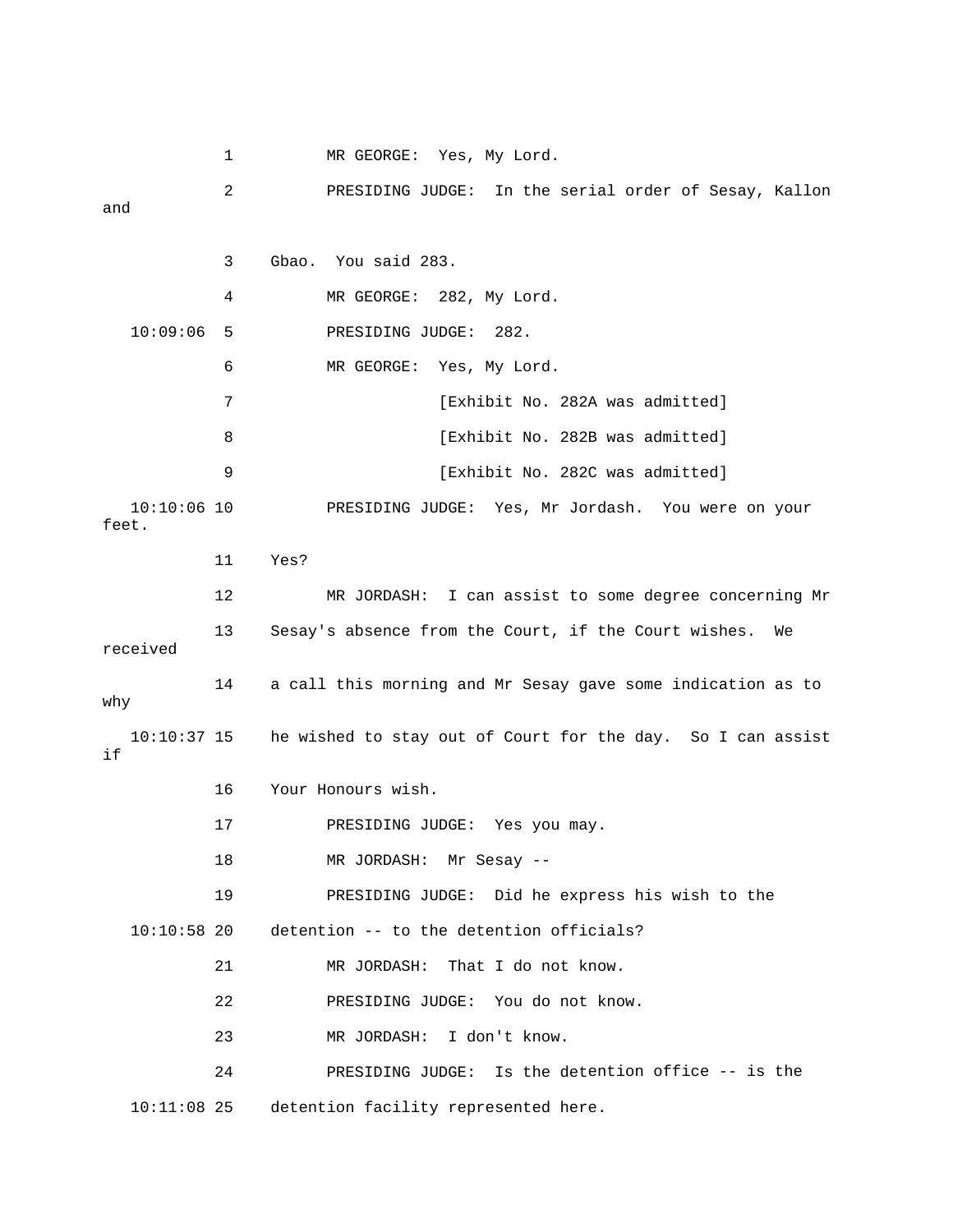1 MR GEORGE: Yes, My Lord.

2 PRESIDING JUDGE: In the serial order of Sesay, Kallon and

3 Gbao. You said 283.

4 MR GEORGE: 282, My Lord.

10:09:06 5 PRESIDING JUDGE: 282.

6 MR GEORGE: Yes, My Lord.

7 [Exhibit No. 282A was admitted]

8 [Exhibit No. 282B was admitted]

9 [Exhibit No. 282C was admitted]

10:10:06 10 PRESIDING JUDGE: Yes, Mr Jordash. You were on your feet.

11 Yes?

12 MR JORDASH: I can assist to some degree concerning Mr

13 Sesay's absence from the Court, if the Court wishes. We received

14 a call this morning and Mr Sesay gave some indication as to why

10:10:37 15 he wished to stay out of Court for the day. So I can assist if

16 Your Honours wish.

17 PRESIDING JUDGE: Yes you may.

18 MR JORDASH: Mr Sesay --

19 PRESIDING JUDGE: Did he express his wish to the

10:10:58 20 detention -- to the detention officials?

21 MR JORDASH: That I do not know.

22 PRESIDING JUDGE: You do not know.

23 MR JORDASH: I don't know.

24 PRESIDING JUDGE: Is the detention office -- is the

10:11:08 25 detention facility represented here.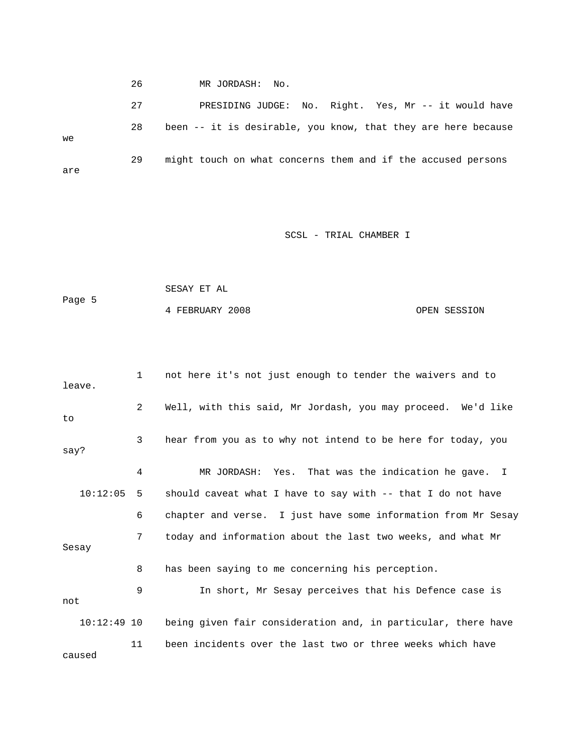26 MR JORDASH: No.

27 PRESIDING JUDGE: No. Right. Yes, Mr -- it would have

28 been -- it is desirable, you know, that they are here because we

29 might touch on what concerns them and if the accused persons are

1 not here it's not just enough to tender the waivers and to leave.

2 Well, with this said, Mr Jordash, you may proceed. We'd like to

3 hear from you as to why not intend to be here for today, you say?

4 MR JORDASH: Yes. That was the indication he gave. I

10:12:05 5 should caveat what I have to say with -- that I do not have

6 chapter and verse. I just have some information from Mr Sesay

7 today and information about the last two weeks, and what Mr Sesay

8 has been saying to me concerning his perception.

9 In short, Mr Sesay perceives that his Defence case is not

10:12:49 10 being given fair consideration and, in particular, there have

11 been incidents over the last two or three weeks which have caused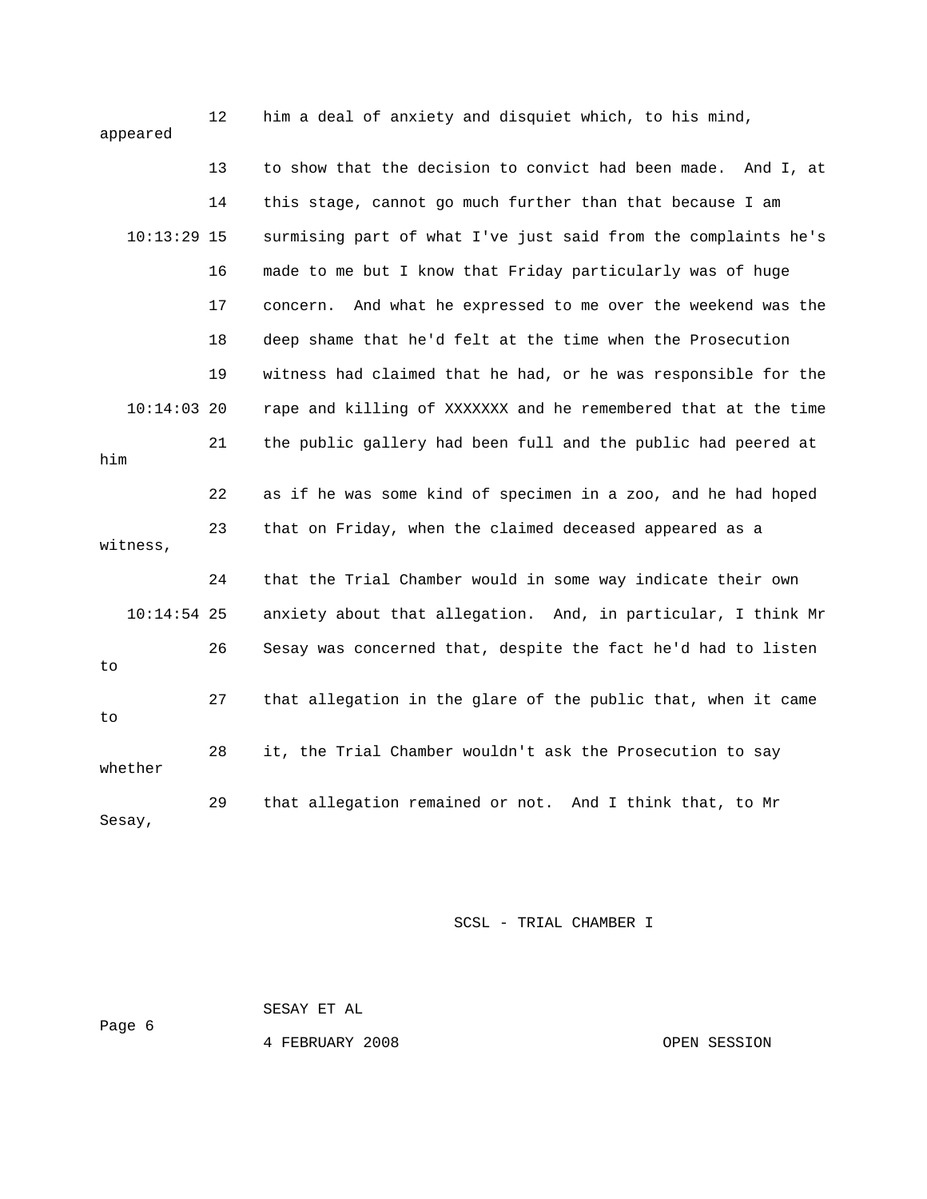12 him a deal of anxiety and disquiet which, to his mind, appeared

13 to show that the decision to convict had been made. And I, at

14 this stage, cannot go much further than that because I am

10:13:29 15 surmising part of what I've just said from the complaints he's

16 made to me but I know that Friday particularly was of huge

17 concern. And what he expressed to me over the weekend was the

18 deep shame that he'd felt at the time when the Prosecution

19 witness had claimed that he had, or he was responsible for the

10:14:03 20 rape and killing of XXXXXXX and he remembered that at the time

21 the public gallery had been full and the public had peered at him

22 as if he was some kind of specimen in a zoo, and he had hoped

23 that on Friday, when the claimed deceased appeared as a witness,

24 that the Trial Chamber would in some way indicate their own

10:14:54 25 anxiety about that allegation. And, in particular, I think Mr

26 Sesay was concerned that, despite the fact he'd had to listen to

27 that allegation in the glare of the public that, when it came to

28 it, the Trial Chamber wouldn't ask the Prosecution to say whether

29 that allegation remained or not. And I think that, to Mr Sesay,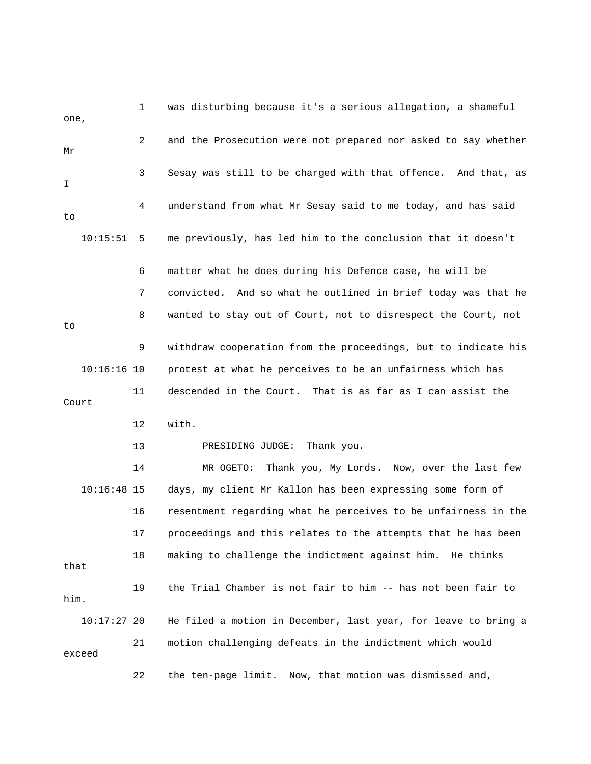1 was disturbing because it's a serious allegation, a shameful one,

2 and the Prosecution were not prepared nor asked to say whether Mr

3 Sesay was still to be charged with that offence. And that, as I

4 understand from what Mr Sesay said to me today, and has said to

10:15:51 5 me previously, has led him to the conclusion that it doesn't

6 matter what he does during his Defence case, he will be

7 convicted. And so what he outlined in brief today was that he

8 wanted to stay out of Court, not to disrespect the Court, not to

9 withdraw cooperation from the proceedings, but to indicate his

10:16:16 10 protest at what he perceives to be an unfairness which has

11 descended in the Court. That is as far as I can assist the Court

12 with.

13 PRESIDING JUDGE: Thank you.

14 MR OGETO: Thank you, My Lords. Now, over the last few

10:16:48 15 days, my client Mr Kallon has been expressing some form of

16 resentment regarding what he perceives to be unfairness in the

17 proceedings and this relates to the attempts that he has been

18 making to challenge the indictment against him. He thinks that

19 the Trial Chamber is not fair to him -- has not been fair to him.

10:17:27 20 He filed a motion in December, last year, for leave to bring a

21 motion challenging defeats in the indictment which would exceed

22 the ten-page limit. Now, that motion was dismissed and,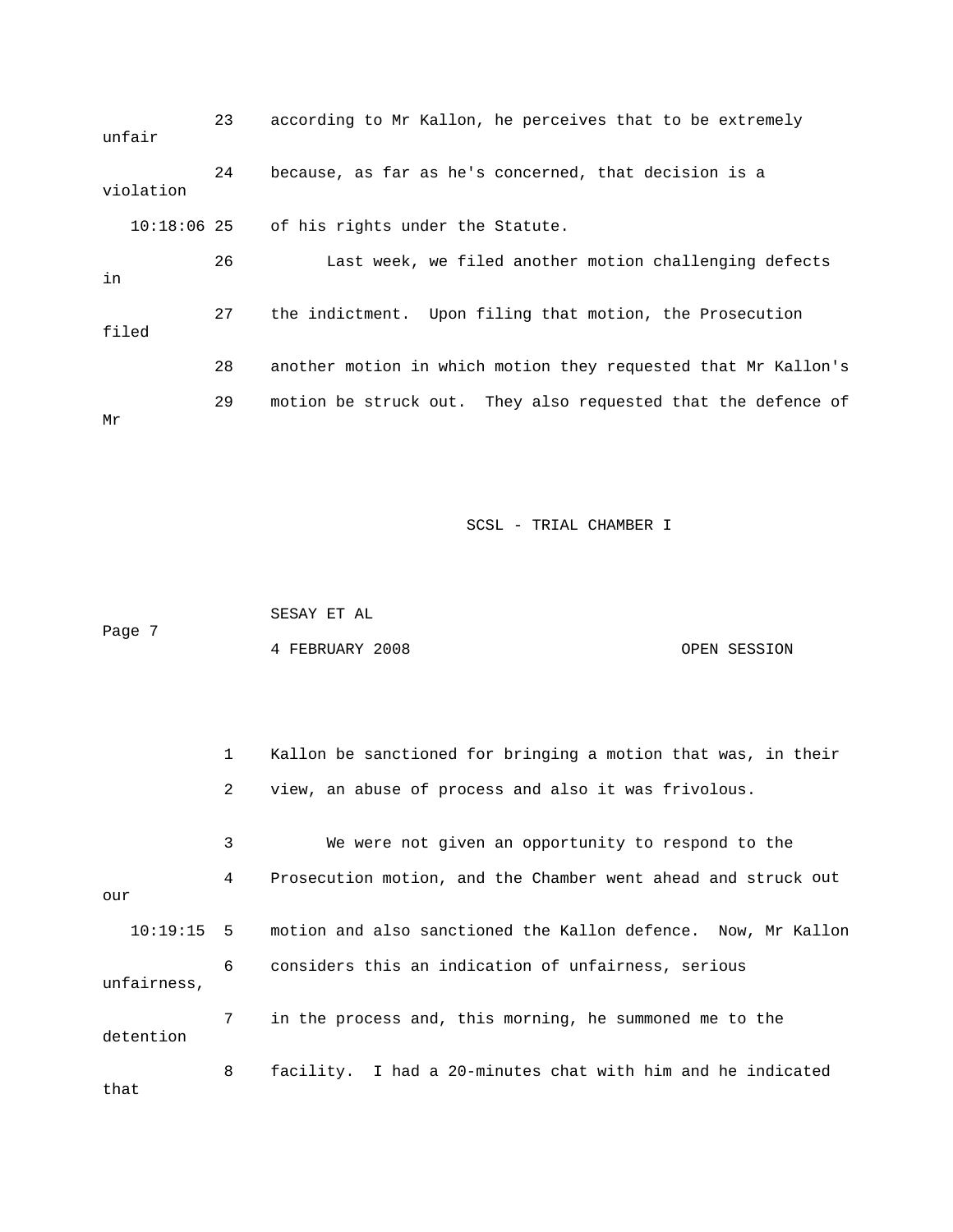23 according to Mr Kallon, he perceives that to be extremely unfair

24 because, as far as he's concerned, that decision is a violation

10:18:06 25 of his rights under the Statute.

26 Last week, we filed another motion challenging defects in

27 the indictment. Upon filing that motion, the Prosecution filed

28 another motion in which motion they requested that Mr Kallon's

29 motion be struck out. They also requested that the defence of Mr

1 Kallon be sanctioned for bringing a motion that was, in their

2 view, an abuse of process and also it was frivolous.

3 We were not given an opportunity to respond to the

4 Prosecution motion, and the Chamber went ahead and struck out our

10:19:15 5 motion and also sanctioned the Kallon defence. Now, Mr Kallon

6 considers this an indication of unfairness, serious unfairness,

7 in the process and, this morning, he summoned me to the detention

8 facility. I had a 20-minutes chat with him and he indicated that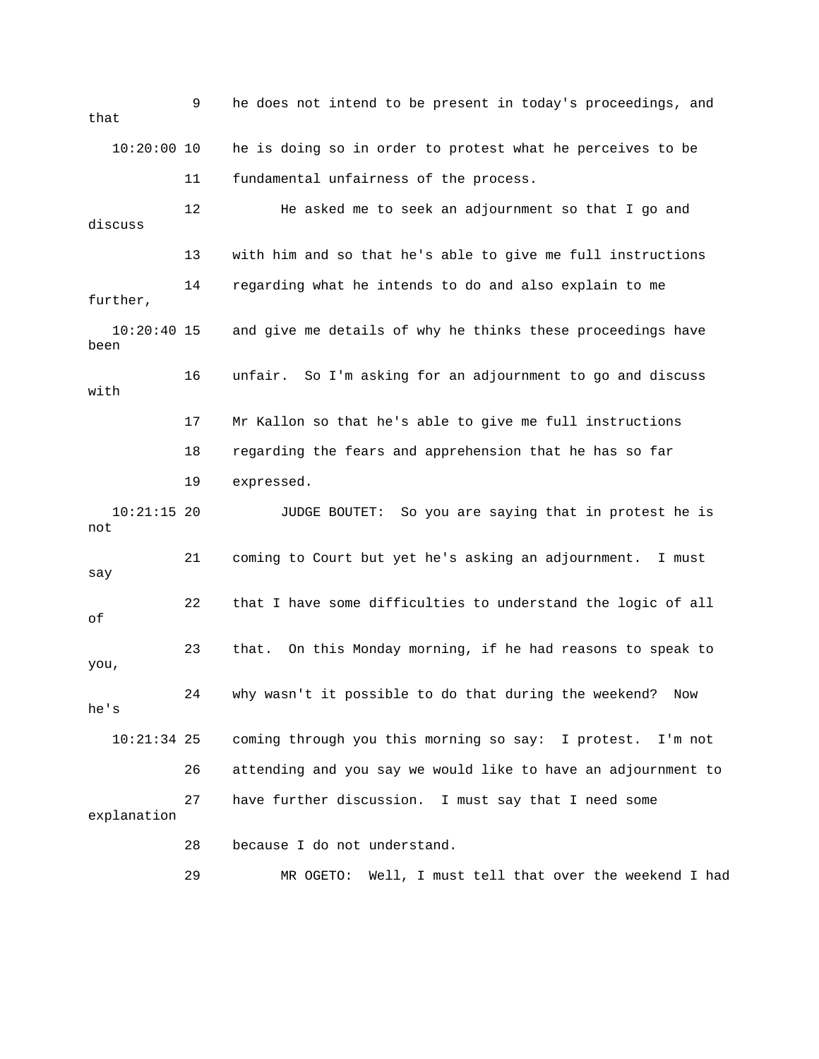9 he does not intend to be present in today's proceedings, and that

10:20:00 10 he is doing so in order to protest what he perceives to be

11 fundamental unfairness of the process.

12 He asked me to seek an adjournment so that I go and discuss

13 with him and so that he's able to give me full instructions

14 regarding what he intends to do and also explain to me further,

10:20:40 15 and give me details of why he thinks these proceedings have been

16 unfair. So I'm asking for an adjournment to go and discuss with

17 Mr Kallon so that he's able to give me full instructions

18 regarding the fears and apprehension that he has so far

19 expressed.

10:21:15 20 JUDGE BOUTET: So you are saying that in protest he is not

21 coming to Court but yet he's asking an adjournment. I must say

22 that I have some difficulties to understand the logic of all of

23 that. On this Monday morning, if he had reasons to speak to you,

24 why wasn't it possible to do that during the weekend? Now he's

10:21:34 25 coming through you this morning so say: I protest. I'm not

26 attending and you say we would like to have an adjournment to

27 have further discussion. I must say that I need some explanation

28 because I do not understand.

29 MR OGETO: Well, I must tell that over the weekend I had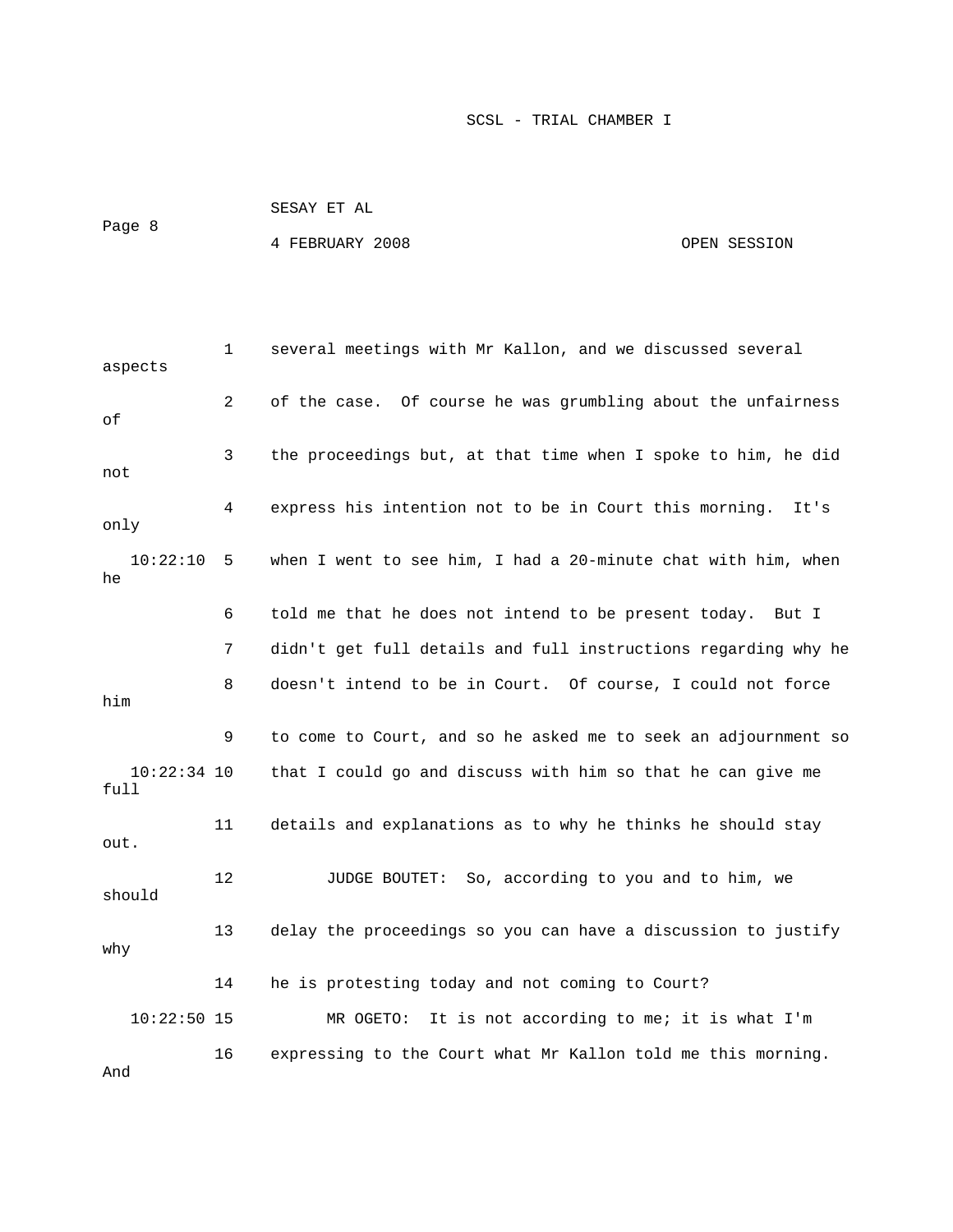several meetings with Mr Kallon, and we discussed several aspects of the case. Of course he was grumbling about the unfairness of the proceedings but, at that time when I spoke to him, he did not express his intention not to be in Court this morning. It's only when I went to see him, I had a 20-minute chat with him, when he told me that he does not intend to be present today. But I didn't get full details and full instructions regarding why he doesn't intend to be in Court. Of course, I could not force him to come to Court, and so he asked me to seek an adjournment so that I could go and discuss with him so that he can give me full details and explanations as to why he thinks he should stay out.

JUDGE BOUTET: So, according to you and to him, we should delay the proceedings so you can have a discussion to justify why he is protesting today and not coming to Court?

MR OGETO: It is not according to me; it is what I'm expressing to the Court what Mr Kallon told me this morning. And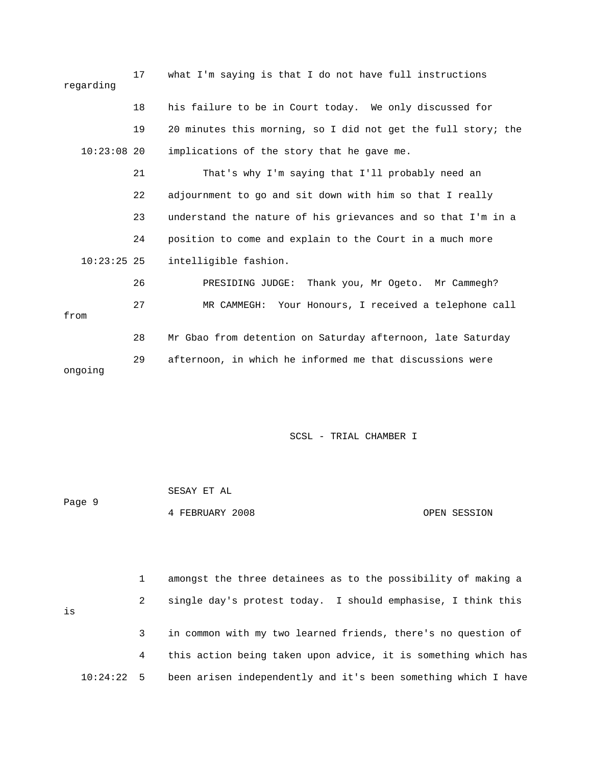17 what I'm saying is that I do not have full instructions regarding

18 his failure to be in Court today. We only discussed for

19 20 minutes this morning, so I did not get the full story; the

10:23:08 20 implications of the story that he gave me.

21 That's why I'm saying that I'll probably need an

22 adjournment to go and sit down with him so that I really

23 understand the nature of his grievances and so that I'm in a

24 position to come and explain to the Court in a much more

10:23:25 25 intelligible fashion.

26 PRESIDING JUDGE: Thank you, Mr Ogeto. Mr Cammegh?

27 MR CAMMEGH: Your Honours, I received a telephone call from

28 Mr Gbao from detention on Saturday afternoon, late Saturday

29 afternoon, in which he informed me that discussions were ongoing

1 amongst the three detainees as to the possibility of making a

2 single day's protest today. I should emphasise, I think this is

3 in common with my two learned friends, there's no question of

4 this action being taken upon advice, it is something which has

10:24:22 5 been arisen independently and it's been something which I have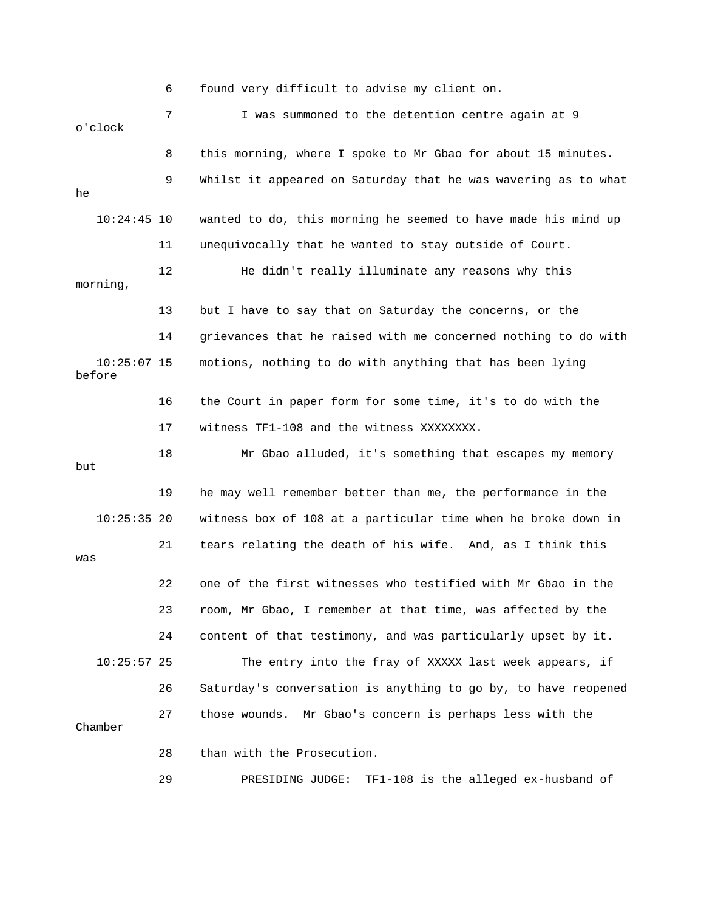6 found very difficult to advise my client on.

7 I was summoned to the detention centre again at 9 o'clock

8 this morning, where I spoke to Mr Gbao for about 15 minutes.

9 Whilst it appeared on Saturday that he was wavering as to what he

10:24:45 10 wanted to do, this morning he seemed to have made his mind up

11 unequivocally that he wanted to stay outside of Court.

12 He didn't really illuminate any reasons why this morning,

13 but I have to say that on Saturday the concerns, or the

14 grievances that he raised with me concerned nothing to do with

10:25:07 15 motions, nothing to do with anything that has been lying before

16 the Court in paper form for some time, it's to do with the

17 witness TF1-108 and the witness XXXXXXXX.

18 Mr Gbao alluded, it's something that escapes my memory but

19 he may well remember better than me, the performance in the

10:25:35 20 witness box of 108 at a particular time when he broke down in

21 tears relating the death of his wife. And, as I think this was

22 one of the first witnesses who testified with Mr Gbao in the

23 room, Mr Gbao, I remember at that time, was affected by the

24 content of that testimony, and was particularly upset by it.

10:25:57 25 The entry into the fray of XXXXX last week appears, if

26 Saturday's conversation is anything to go by, to have reopened

27 those wounds. Mr Gbao's concern is perhaps less with the Chamber

28 than with the Prosecution.

29 PRESIDING JUDGE: TF1-108 is the alleged ex-husband of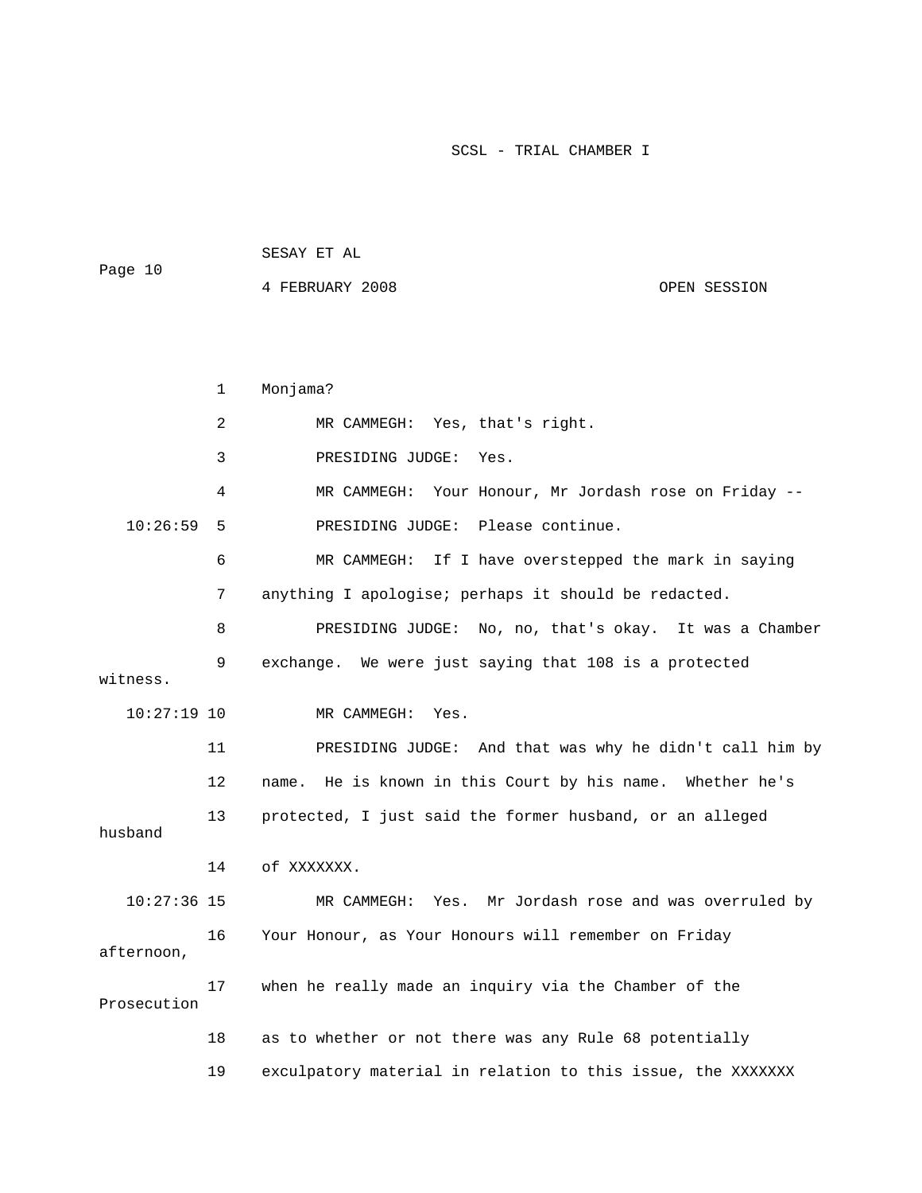1 Monjama?

2 MR CAMMEGH: Yes, that's right.

3 PRESIDING JUDGE: Yes.

4 MR CAMMEGH: Your Honour, Mr Jordash rose on Friday --

10:26:59 5 PRESIDING JUDGE: Please continue.

6 MR CAMMEGH: If I have overstepped the mark in saying

7 anything I apologise; perhaps it should be redacted.

8 PRESIDING JUDGE: No, no, that's okay. It was a Chamber

9 exchange. We were just saying that 108 is a protected witness.

10:27:19 10 MR CAMMEGH: Yes.

11 PRESIDING JUDGE: And that was why he didn't call him by

12 name. He is known in this Court by his name. Whether he's

13 protected, I just said the former husband, or an alleged husband

14 of XXXXXXX.

10:27:36 15 MR CAMMEGH: Yes. Mr Jordash rose and was overruled by

16 Your Honour, as Your Honours will remember on Friday afternoon,

17 when he really made an inquiry via the Chamber of the Prosecution

18 as to whether or not there was any Rule 68 potentially

19 exculpatory material in relation to this issue, the XXXXXXX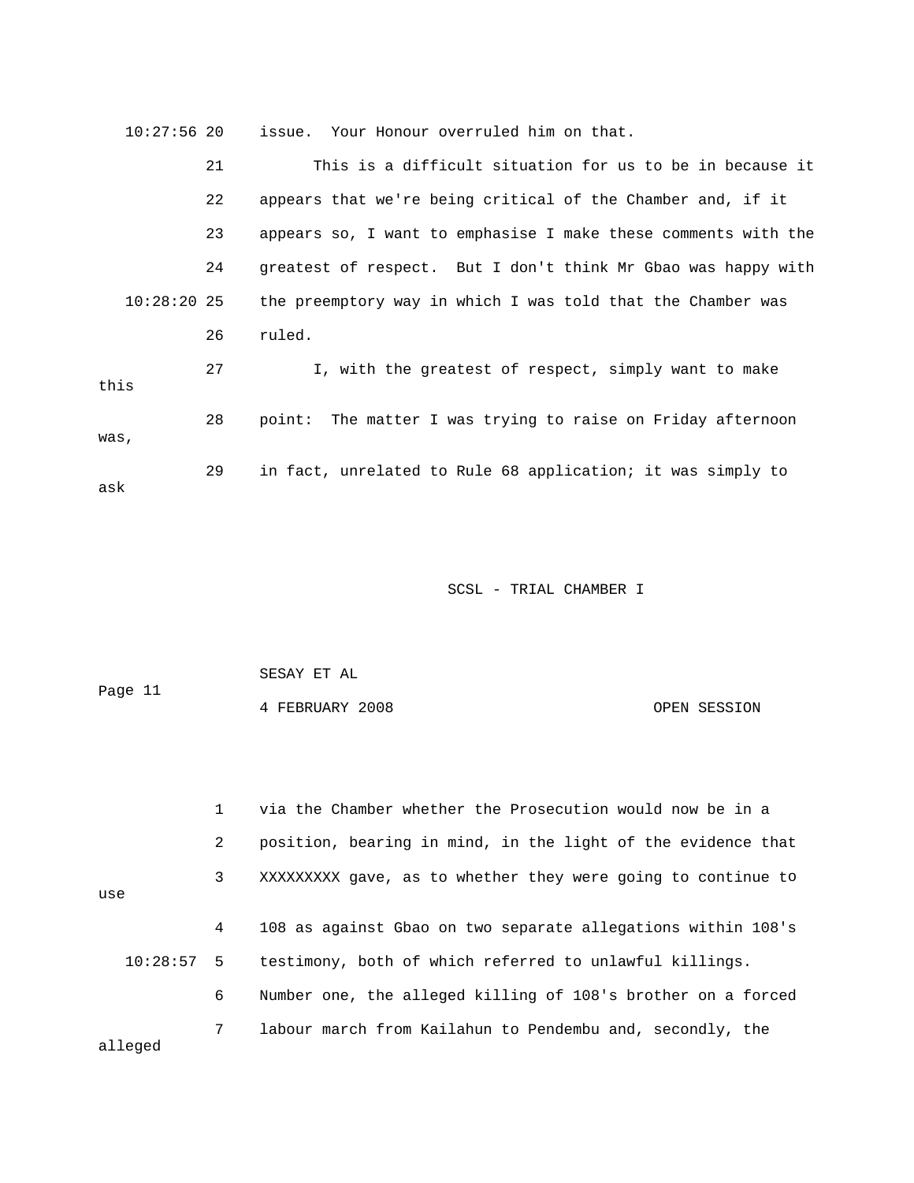10:27:56 20 issue. Your Honour overruled him on that.

21 This is a difficult situation for us to be in because it

22 appears that we're being critical of the Chamber and, if it

23 appears so, I want to emphasise I make these comments with the

24 greatest of respect. But I don't think Mr Gbao was happy with

10:28:20 25 the preemptory way in which I was told that the Chamber was

26 ruled.

27 I, with the greatest of respect, simply want to make this

28 point: The matter I was trying to raise on Friday afternoon was,

29 in fact, unrelated to Rule 68 application; it was simply to ask

1 via the Chamber whether the Prosecution would now be in a

2 position, bearing in mind, in the light of the evidence that

3 XXXXXXXXX gave, as to whether they were going to continue to use

4 108 as against Gbao on two separate allegations within 108's

10:28:57 5 testimony, both of which referred to unlawful killings.

6 Number one, the alleged killing of 108's brother on a forced

7 labour march from Kailahun to Pendembu and, secondly, the alleged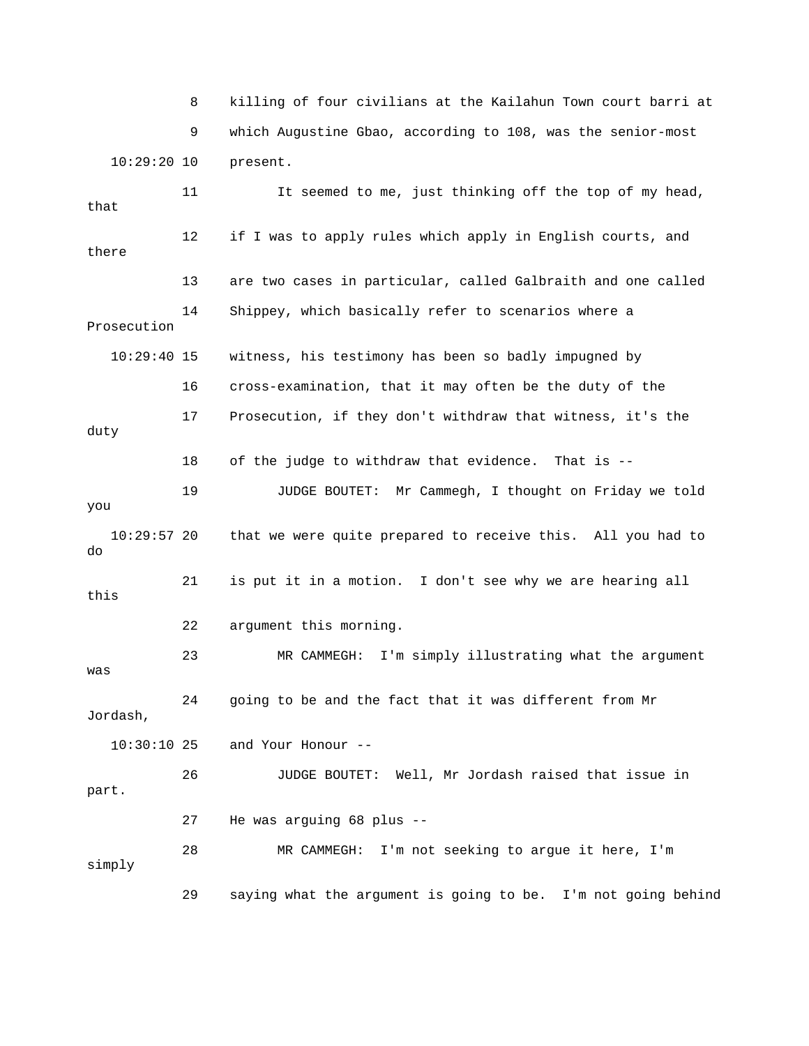8 killing of four civilians at the Kailahun Town court barri at

9 which Augustine Gbao, according to 108, was the senior-most

10:29:20 10 present.

11 It seemed to me, just thinking off the top of my head, that

12 if I was to apply rules which apply in English courts, and there

13 are two cases in particular, called Galbraith and one called

14 Shippey, which basically refer to scenarios where a Prosecution

10:29:40 15 witness, his testimony has been so badly impugned by

16 cross-examination, that it may often be the duty of the

17 Prosecution, if they don't withdraw that witness, it's the duty

18 of the judge to withdraw that evidence. That is --

19 JUDGE BOUTET: Mr Cammegh, I thought on Friday we told you

10:29:57 20 that we were quite prepared to receive this. All you had to do

21 is put it in a motion. I don't see why we are hearing all this

22 argument this morning.

23 MR CAMMEGH: I'm simply illustrating what the argument was

24 going to be and the fact that it was different from Mr Jordash,

10:30:10 25 and Your Honour --

26 JUDGE BOUTET: Well, Mr Jordash raised that issue in part.

27 He was arguing 68 plus --

28 MR CAMMEGH: I'm not seeking to argue it here, I'm simply

29 saying what the argument is going to be. I'm not going behind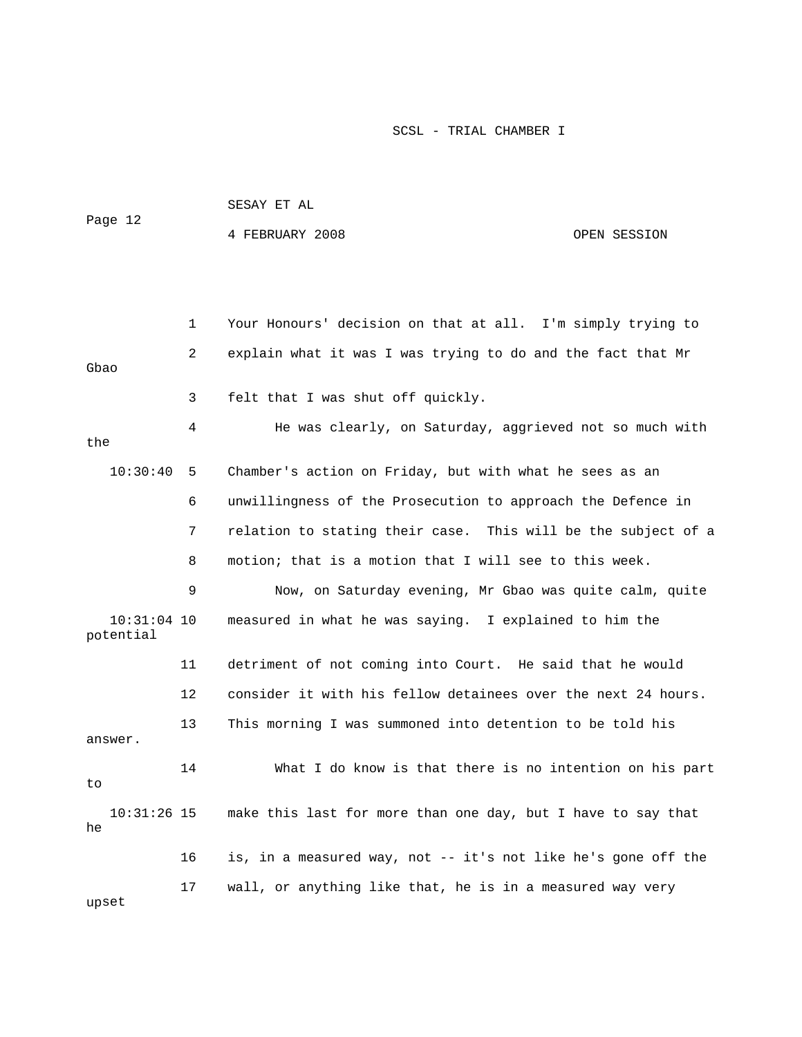Your Honours' decision on that at all. I'm simply trying to explain what it was I was trying to do and the fact that Mr Gbao felt that I was shut off quickly.

He was clearly, on Saturday, aggrieved not so much with the Chamber's action on Friday, but with what he sees as an unwillingness of the Prosecution to approach the Defence in relation to stating their case. This will be the subject of a motion; that is a motion that I will see to this week.

Now, on Saturday evening, Mr Gbao was quite calm, quite measured in what he was saying. I explained to him the potential detriment of not coming into Court. He said that he would consider it with his fellow detainees over the next 24 hours. This morning I was summoned into detention to be told his answer.

What I do know is that there is no intention on his part to make this last for more than one day, but I have to say that he is, in a measured way, not -- it's not like he's gone off the wall, or anything like that, he is in a measured way very upset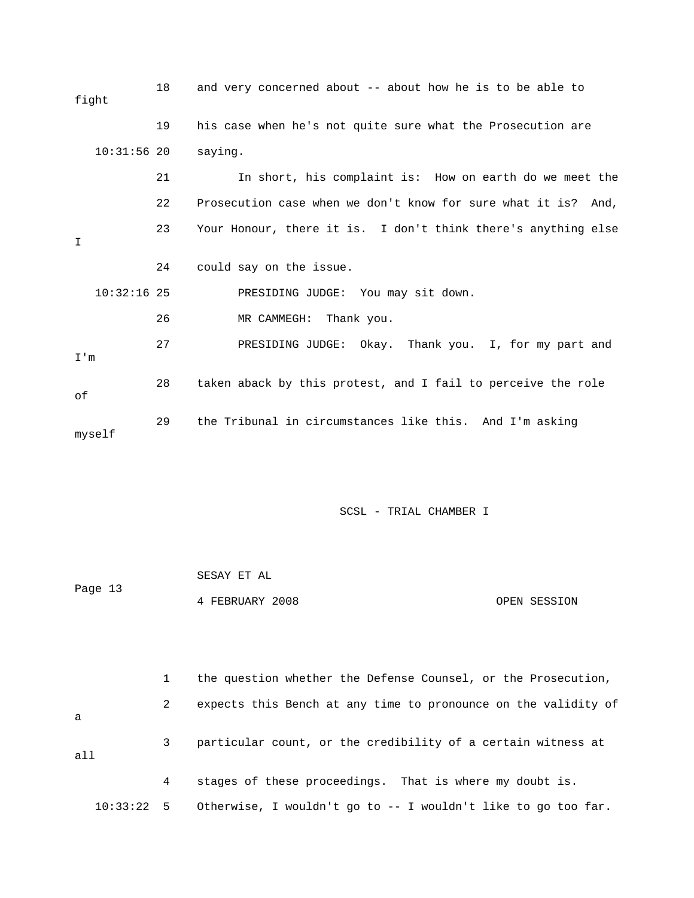18 and very concerned about -- about how he is to be able to fight

19 his case when he's not quite sure what the Prosecution are

10:31:56 20 saying.

21 In short, his complaint is: How on earth do we meet the

22 Prosecution case when we don't know for sure what it is? And,

23 Your Honour, there it is. I don't think there's anything else I

24 could say on the issue.

10:32:16 25 PRESIDING JUDGE: You may sit down.

26 MR CAMMEGH: Thank you.

27 PRESIDING JUDGE: Okay. Thank you. I, for my part and I'm

28 taken aback by this protest, and I fail to perceive the role of

29 the Tribunal in circumstances like this. And I'm asking myself

1 the question whether the Defense Counsel, or the Prosecution,

2 expects this Bench at any time to pronounce on the validity of a

3 particular count, or the credibility of a certain witness at all

4 stages of these proceedings. That is where my doubt is.

10:33:22 5 Otherwise, I wouldn't go to -- I wouldn't like to go too far.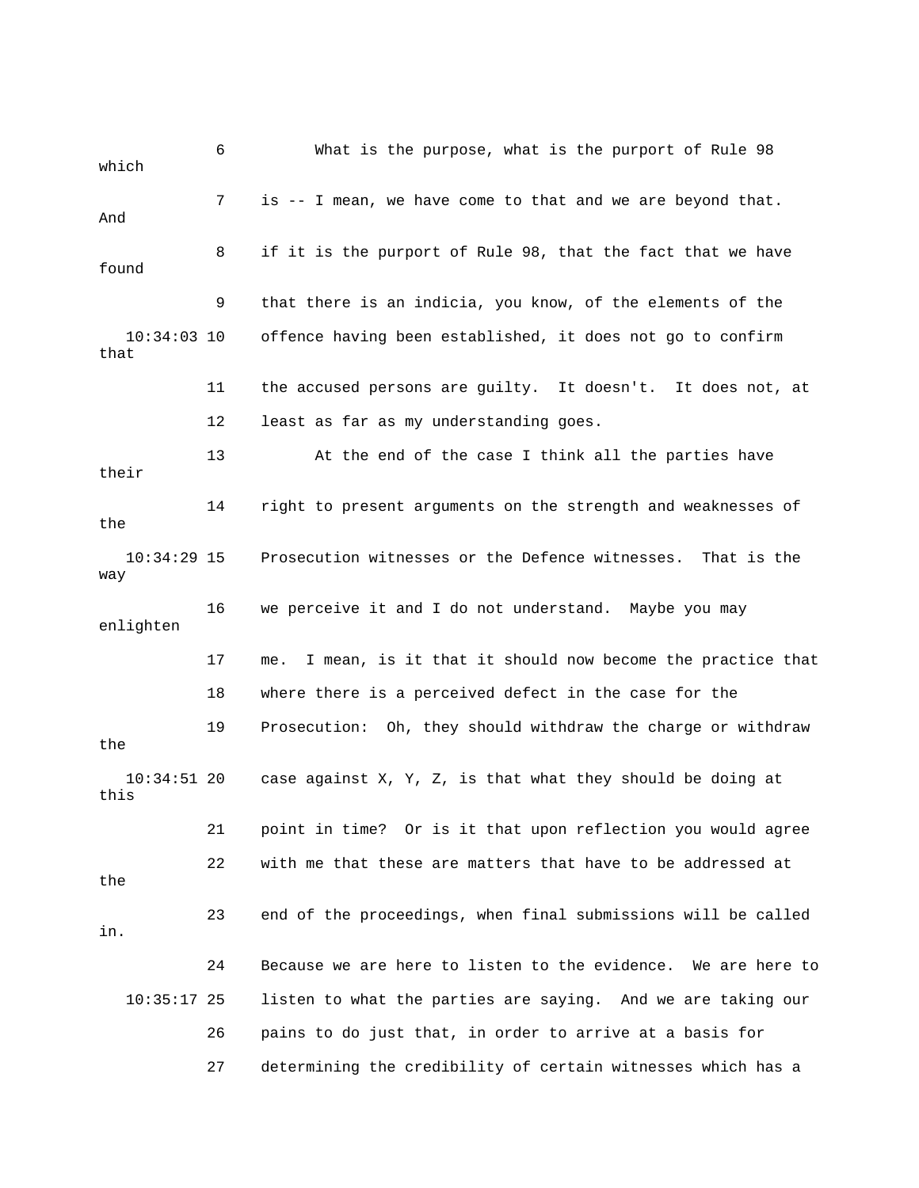6 What is the purpose, what is the purport of Rule 98 which

7 is -- I mean, we have come to that and we are beyond that. And

8 if it is the purport of Rule 98, that the fact that we have found

9 that there is an indicia, you know, of the elements of the

10:34:03 10 offence having been established, it does not go to confirm that

11 the accused persons are guilty. It doesn't. It does not, at

12 least as far as my understanding goes.

13 At the end of the case I think all the parties have their

14 right to present arguments on the strength and weaknesses of the

10:34:29 15 Prosecution witnesses or the Defence witnesses. That is the way

16 we perceive it and I do not understand. Maybe you may enlighten

17 me. I mean, is it that it should now become the practice that

18 where there is a perceived defect in the case for the

19 Prosecution: Oh, they should withdraw the charge or withdraw the

10:34:51 20 case against X, Y, Z, is that what they should be doing at this

21 point in time? Or is it that upon reflection you would agree

22 with me that these are matters that have to be addressed at the

23 end of the proceedings, when final submissions will be called in.

24 Because we are here to listen to the evidence. We are here to

10:35:17 25 listen to what the parties are saying. And we are taking our

26 pains to do just that, in order to arrive at a basis for

27 determining the credibility of certain witnesses which has a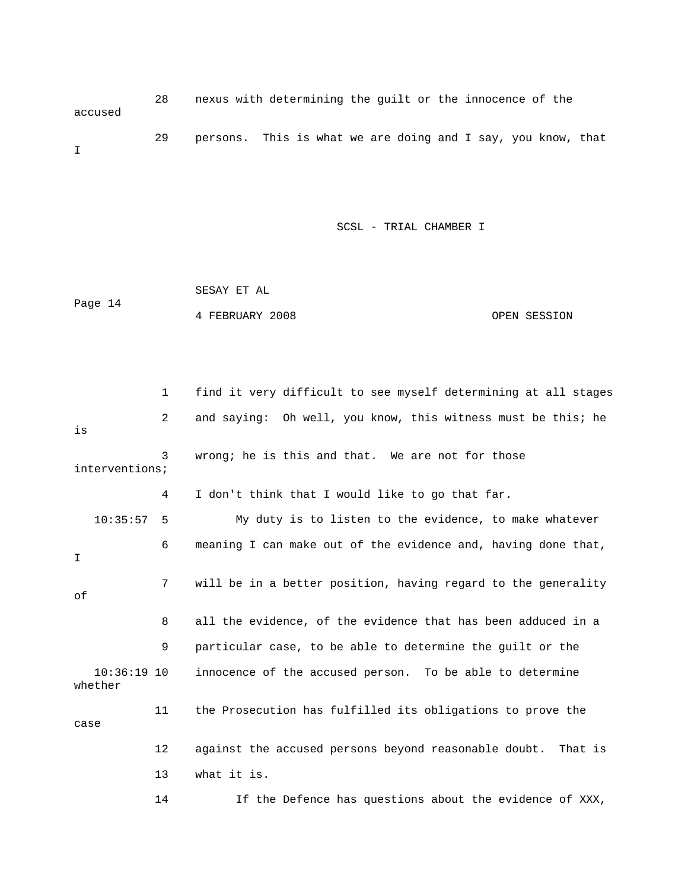28 nexus with determining the guilt or the innocence of the accused

29 persons. This is what we are doing and I say, you know, that I

1 find it very difficult to see myself determining at all stages

2 and saying: Oh well, you know, this witness must be this; he is

3 wrong; he is this and that. We are not for those interventions;

4 I don't think that I would like to go that far.

10:35:57 5 My duty is to listen to the evidence, to make whatever

6 meaning I can make out of the evidence and, having done that, I

7 will be in a better position, having regard to the generality of

8 all the evidence, of the evidence that has been adduced in a

9 particular case, to be able to determine the guilt or the

10:36:19 10 innocence of the accused person. To be able to determine whether

11 the Prosecution has fulfilled its obligations to prove the case

12 against the accused persons beyond reasonable doubt. That is

13 what it is.

14 If the Defence has questions about the evidence of XXX,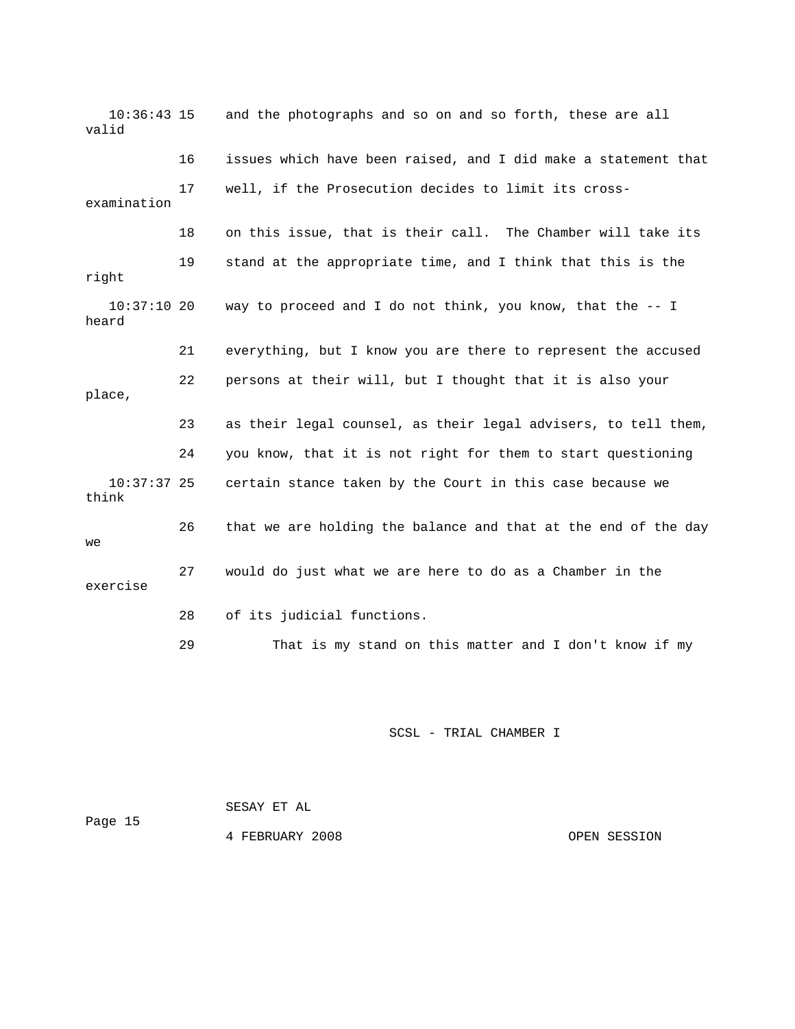10:36:43 15 and the photographs and so on and so forth, these are all valid

16 issues which have been raised, and I did make a statement that

17 well, if the Prosecution decides to limit its cross-examination

18 on this issue, that is their call. The Chamber will take its

19 stand at the appropriate time, and I think that this is the right

10:37:10 20 way to proceed and I do not think, you know, that the -- I heard

21 everything, but I know you are there to represent the accused

22 persons at their will, but I thought that it is also your place,

23 as their legal counsel, as their legal advisers, to tell them,

24 you know, that it is not right for them to start questioning

10:37:37 25 certain stance taken by the Court in this case because we think

26 that we are holding the balance and that at the end of the day we

27 would do just what we are here to do as a Chamber in the exercise

28 of its judicial functions.

29 That is my stand on this matter and I don't know if my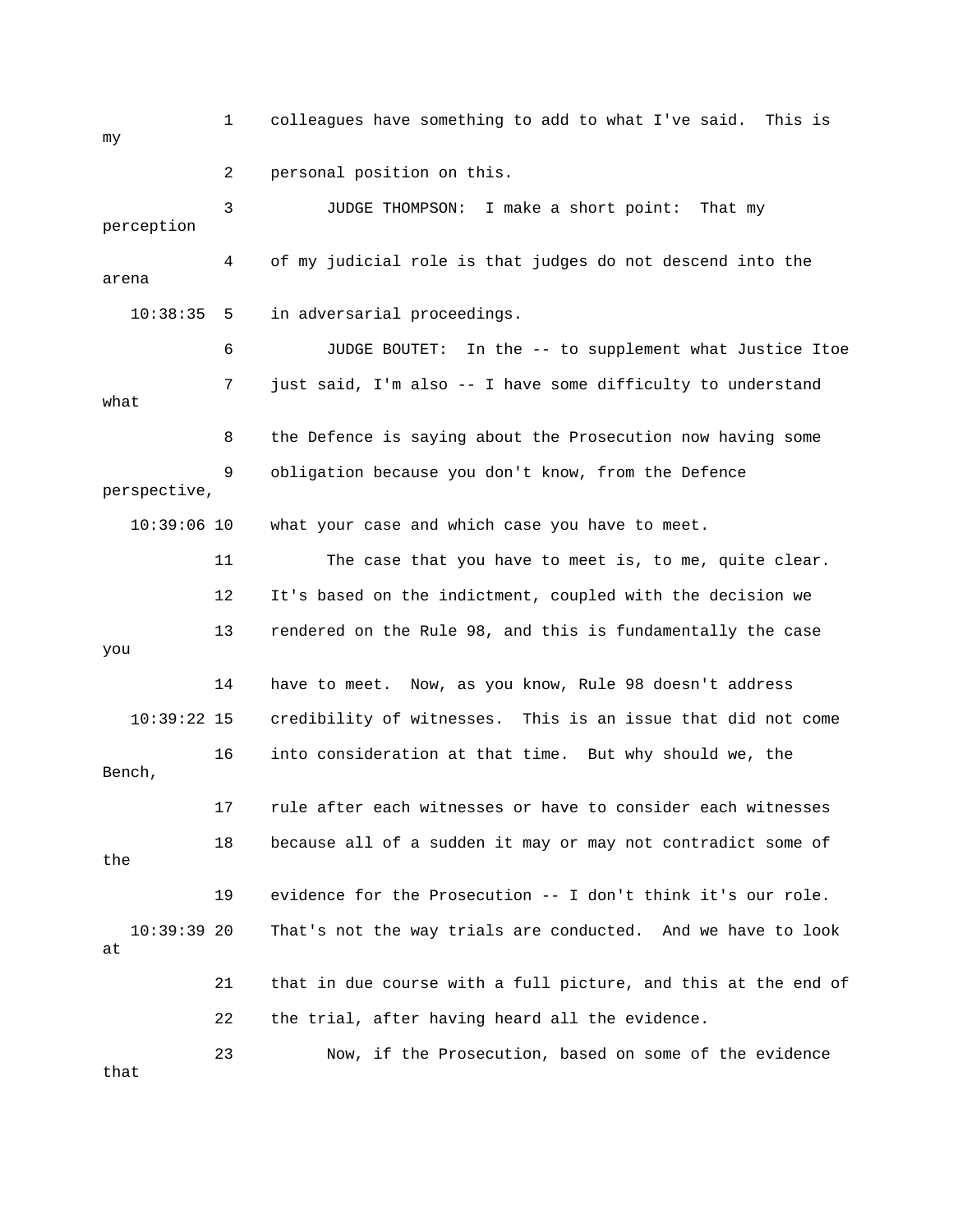1 colleagues have something to add to what I've said. This is my

2 personal position on this.

3 JUDGE THOMPSON: I make a short point: That my perception

4 of my judicial role is that judges do not descend into the arena

10:38:35 5 in adversarial proceedings.

6 JUDGE BOUTET: In the -- to supplement what Justice Itoe

7 just said, I'm also -- I have some difficulty to understand what

8 the Defence is saying about the Prosecution now having some

9 obligation because you don't know, from the Defence perspective,

10:39:06 10 what your case and which case you have to meet.

11 The case that you have to meet is, to me, quite clear.

12 It's based on the indictment, coupled with the decision we

13 rendered on the Rule 98, and this is fundamentally the case you

14 have to meet. Now, as you know, Rule 98 doesn't address

10:39:22 15 credibility of witnesses. This is an issue that did not come

16 into consideration at that time. But why should we, the Bench,

17 rule after each witnesses or have to consider each witnesses

18 because all of a sudden it may or may not contradict some of the

19 evidence for the Prosecution -- I don't think it's our role.

10:39:39 20 That's not the way trials are conducted. And we have to look at

21 that in due course with a full picture, and this at the end of

22 the trial, after having heard all the evidence.

23 Now, if the Prosecution, based on some of the evidence that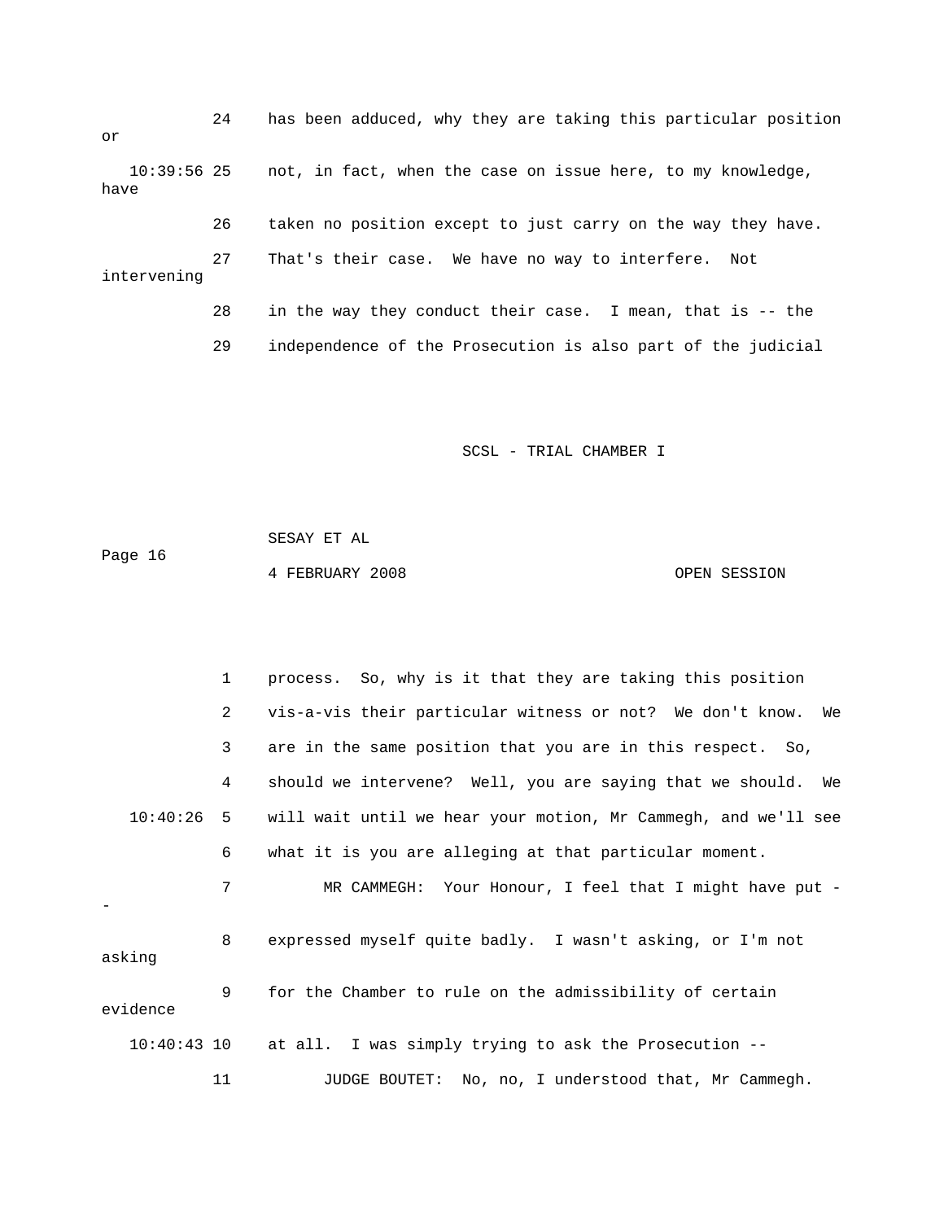24 has been adduced, why they are taking this particular position or

10:39:56 25 not, in fact, when the case on issue here, to my knowledge, have

26 taken no position except to just carry on the way they have.

27 That's their case. We have no way to interfere. Not intervening

28 in the way they conduct their case. I mean, that is -- the

29 independence of the Prosecution is also part of the judicial

1 process. So, why is it that they are taking this position

2 vis-a-vis their particular witness or not? We don't know. We

3 are in the same position that you are in this respect. So,

4 should we intervene? Well, you are saying that we should. We

10:40:26 5 will wait until we hear your motion, Mr Cammegh, and we'll see

6 what it is you are alleging at that particular moment.

7 MR CAMMEGH: Your Honour, I feel that I might have put --

8 expressed myself quite badly. I wasn't asking, or I'm not asking

9 for the Chamber to rule on the admissibility of certain evidence

10:40:43 10 at all. I was simply trying to ask the Prosecution --

11 JUDGE BOUTET: No, no, I understood that, Mr Cammegh.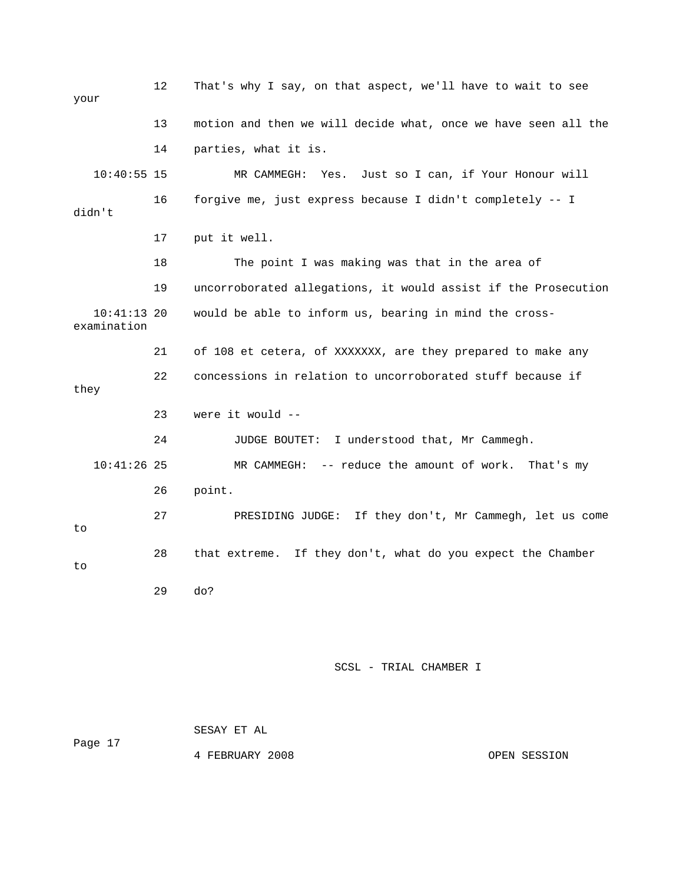12 That's why I say, on that aspect, we'll have to wait to see your

13 motion and then we will decide what, once we have seen all the

14 parties, what it is.

10:40:55 15 MR CAMMEGH: Yes. Just so I can, if Your Honour will

16 forgive me, just express because I didn't completely -- I didn't

17 put it well.

18 The point I was making was that in the area of

19 uncorroborated allegations, it would assist if the Prosecution

10:41:13 20 would be able to inform us, bearing in mind the cross-examination

21 of 108 et cetera, of XXXXXXX, are they prepared to make any

22 concessions in relation to uncorroborated stuff because if they

23 were it would --

24 JUDGE BOUTET: I understood that, Mr Cammegh.

10:41:26 25 MR CAMMEGH: -- reduce the amount of work. That's my

26 point.

27 PRESIDING JUDGE: If they don't, Mr Cammegh, let us come to

28 that extreme. If they don't, what do you expect the Chamber to

29 do?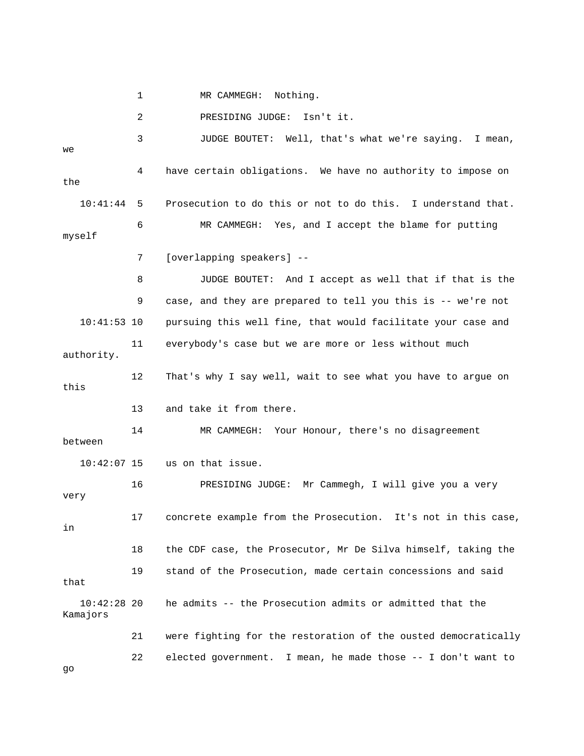1 MR CAMMEGH: Nothing.

2 PRESIDING JUDGE: Isn't it.

3 JUDGE BOUTET: Well, that's what we're saying. I mean, we

4 have certain obligations. We have no authority to impose on the

10:41:44 5 Prosecution to do this or not to do this. I understand that.

6 MR CAMMEGH: Yes, and I accept the blame for putting myself

7 [overlapping speakers] --

8 JUDGE BOUTET: And I accept as well that if that is the

9 case, and they are prepared to tell you this is -- we're not

10:41:53 10 pursuing this well fine, that would facilitate your case and

11 everybody's case but we are more or less without much authority.

12 That's why I say well, wait to see what you have to argue on this

13 and take it from there.

14 MR CAMMEGH: Your Honour, there's no disagreement between

10:42:07 15 us on that issue.

16 PRESIDING JUDGE: Mr Cammegh, I will give you a very very

17 concrete example from the Prosecution. It's not in this case, in

18 the CDF case, the Prosecutor, Mr De Silva himself, taking the

19 stand of the Prosecution, made certain concessions and said that

10:42:28 20 he admits -- the Prosecution admits or admitted that the Kamajors

21 were fighting for the restoration of the ousted democratically

22 elected government. I mean, he made those -- I don't want to go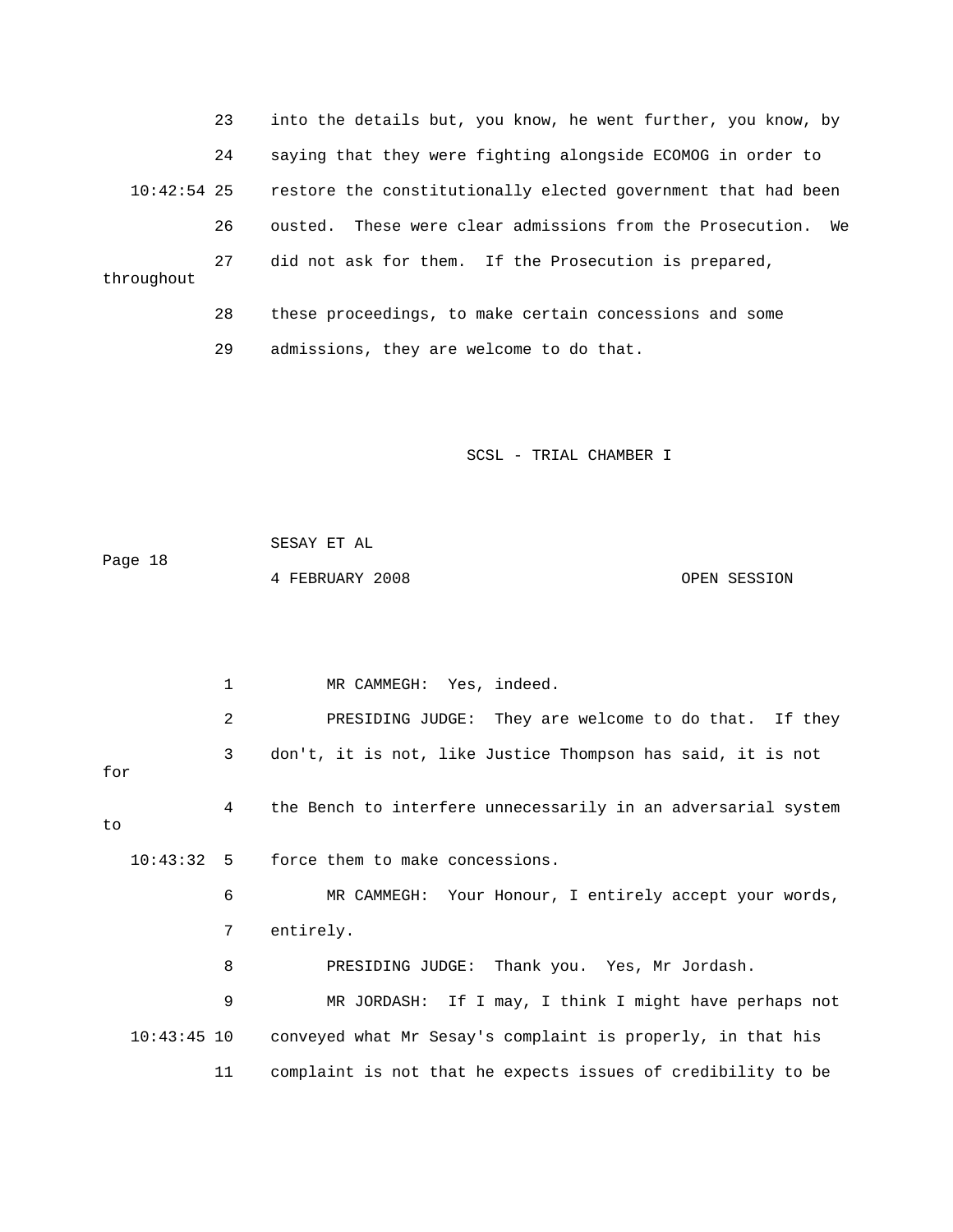23 into the details but, you know, he went further, you know, by

24 saying that they were fighting alongside ECOMOG in order to

10:42:54 25 restore the constitutionally elected government that had been

26 ousted. These were clear admissions from the Prosecution. We

27 did not ask for them. If the Prosecution is prepared, throughout

28 these proceedings, to make certain concessions and some

29 admissions, they are welcome to do that.

SCSL - TRIAL CHAMBER I

SESAY ET AL

Page 18

4 FEBRUARY 2008 OPEN SESSION

1 MR CAMMEGH: Yes, indeed.

2 PRESIDING JUDGE: They are welcome to do that. If they

3 don't, it is not, like Justice Thompson has said, it is not for

4 the Bench to interfere unnecessarily in an adversarial system to

10:43:32 5 force them to make concessions.

6 MR CAMMEGH: Your Honour, I entirely accept your words,

7 entirely.

8 PRESIDING JUDGE: Thank you. Yes, Mr Jordash.

9 MR JORDASH: If I may, I think I might have perhaps not

10:43:45 10 conveyed what Mr Sesay's complaint is properly, in that his

11 complaint is not that he expects issues of credibility to be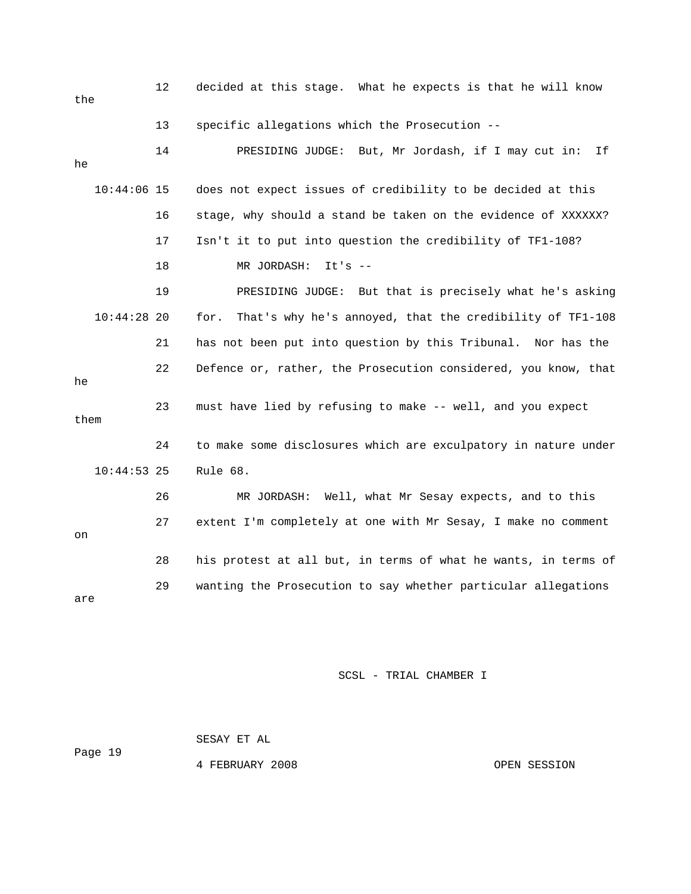12 decided at this stage. What he expects is that he will know the

13 specific allegations which the Prosecution --

14 PRESIDING JUDGE: But, Mr Jordash, if I may cut in: If he

10:44:06 15 does not expect issues of credibility to be decided at this

16 stage, why should a stand be taken on the evidence of XXXXXX?

17 Isn't it to put into question the credibility of TF1-108?

18 MR JORDASH: It's --

19 PRESIDING JUDGE: But that is precisely what he's asking

10:44:28 20 for. That's why he's annoyed, that the credibility of TF1-108

21 has not been put into question by this Tribunal. Nor has the

22 Defence or, rather, the Prosecution considered, you know, that he

23 must have lied by refusing to make -- well, and you expect them

24 to make some disclosures which are exculpatory in nature under

10:44:53 25 Rule 68.

26 MR JORDASH: Well, what Mr Sesay expects, and to this

27 extent I'm completely at one with Mr Sesay, I make no comment on

28 his protest at all but, in terms of what he wants, in terms of

29 wanting the Prosecution to say whether particular allegations are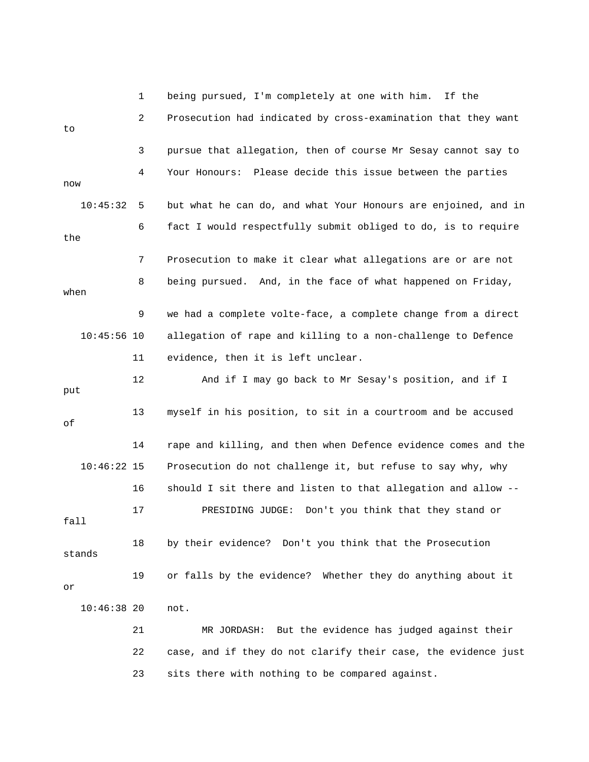1 being pursued, I'm completely at one with him. If the
2 Prosecution had indicated by cross-examination that they want to
3 pursue that allegation, then of course Mr Sesay cannot say to
4 Your Honours: Please decide this issue between the parties now
10:45:32 5 but what he can do, and what Your Honours are enjoined, and in
6 fact I would respectfully submit obliged to do, is to require the
7 Prosecution to make it clear what allegations are or are not
8 being pursued. And, in the face of what happened on Friday, when
9 we had a complete volte-face, a complete change from a direct
10:45:56 10 allegation of rape and killing to a non-challenge to Defence
11 evidence, then it is left unclear.
12 And if I may go back to Mr Sesay's position, and if I put
13 myself in his position, to sit in a courtroom and be accused of
14 rape and killing, and then when Defence evidence comes and the
10:46:22 15 Prosecution do not challenge it, but refuse to say why, why
16 should I sit there and listen to that allegation and allow --
17 PRESIDING JUDGE: Don't you think that they stand or fall
18 by their evidence? Don't you think that the Prosecution stands
19 or falls by the evidence? Whether they do anything about it or
10:46:38 20 not.
21 MR JORDASH: But the evidence has judged against their
22 case, and if they do not clarify their case, the evidence just
23 sits there with nothing to be compared against.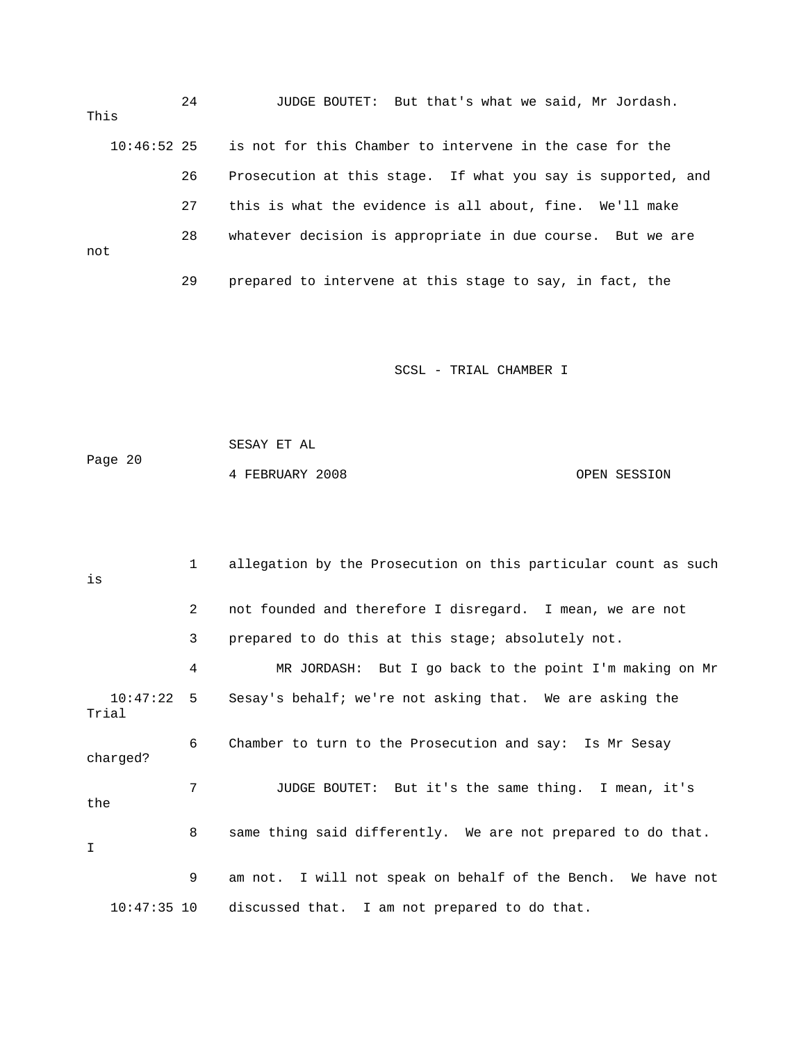24 JUDGE BOUTET: But that's what we said, Mr Jordash. This

10:46:52 25 is not for this Chamber to intervene in the case for the

26 Prosecution at this stage. If what you say is supported, and

27 this is what the evidence is all about, fine. We'll make

28 whatever decision is appropriate in due course. But we are not

29 prepared to intervene at this stage to say, in fact, the

1 allegation by the Prosecution on this particular count as such is

2 not founded and therefore I disregard. I mean, we are not

3 prepared to do this at this stage; absolutely not.

4 MR JORDASH: But I go back to the point I'm making on Mr

10:47:22 5 Sesay's behalf; we're not asking that. We are asking the Trial

6 Chamber to turn to the Prosecution and say: Is Mr Sesay charged?

7 JUDGE BOUTET: But it's the same thing. I mean, it's the

8 same thing said differently. We are not prepared to do that. I

9 am not. I will not speak on behalf of the Bench. We have not

10:47:35 10 discussed that. I am not prepared to do that.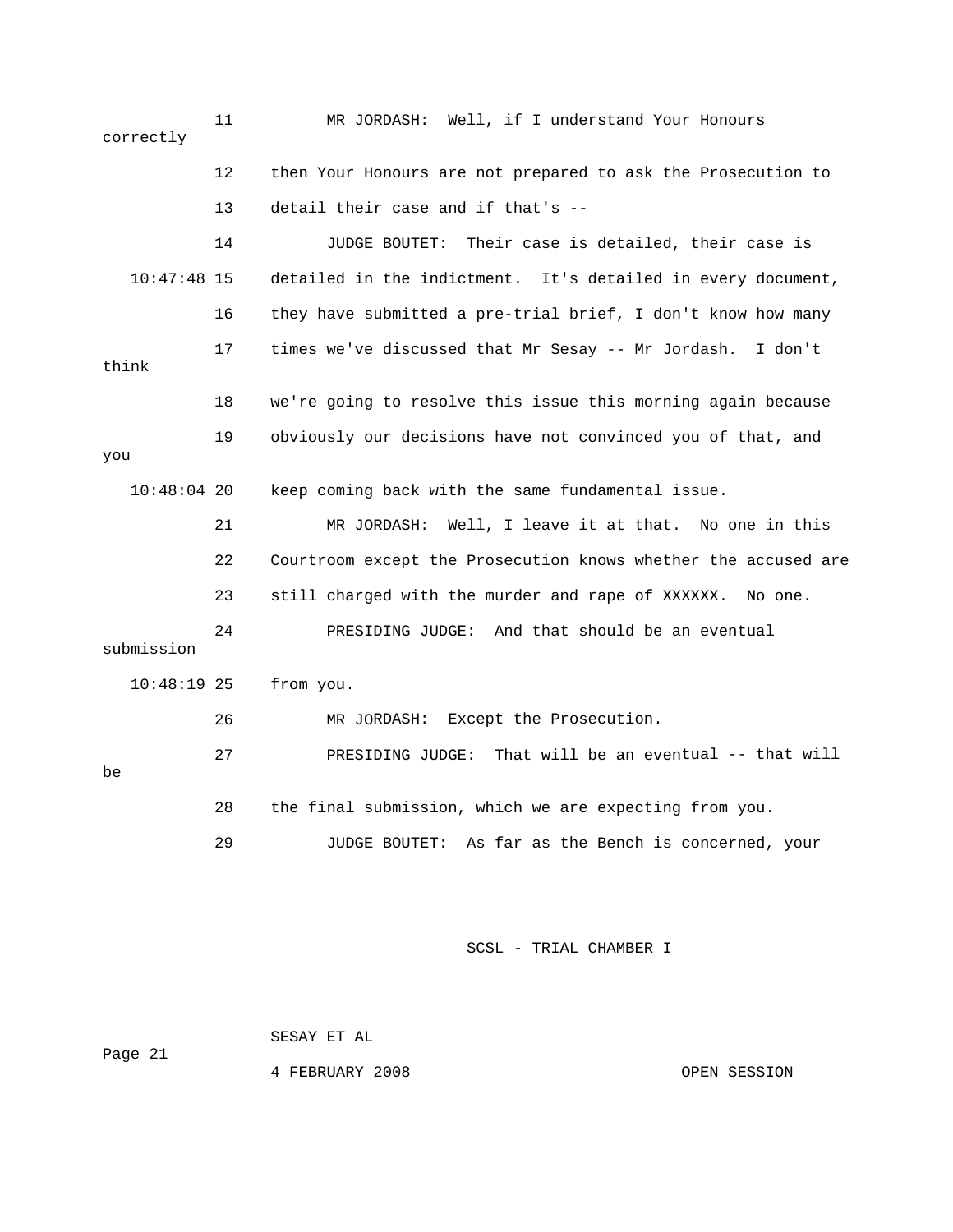11 MR JORDASH: Well, if I understand Your Honours correctly

12 then Your Honours are not prepared to ask the Prosecution to

13 detail their case and if that's --

14 JUDGE BOUTET: Their case is detailed, their case is

10:47:48 15 detailed in the indictment. It's detailed in every document,

16 they have submitted a pre-trial brief, I don't know how many

17 times we've discussed that Mr Sesay -- Mr Jordash. I don't think

18 we're going to resolve this issue this morning again because

19 obviously our decisions have not convinced you of that, and you

10:48:04 20 keep coming back with the same fundamental issue.

21 MR JORDASH: Well, I leave it at that. No one in this

22 Courtroom except the Prosecution knows whether the accused are

23 still charged with the murder and rape of XXXXXX. No one.

24 PRESIDING JUDGE: And that should be an eventual submission

10:48:19 25 from you.

26 MR JORDASH: Except the Prosecution.

27 PRESIDING JUDGE: That will be an eventual -- that will be

28 the final submission, which we are expecting from you.

29 JUDGE BOUTET: As far as the Bench is concerned, your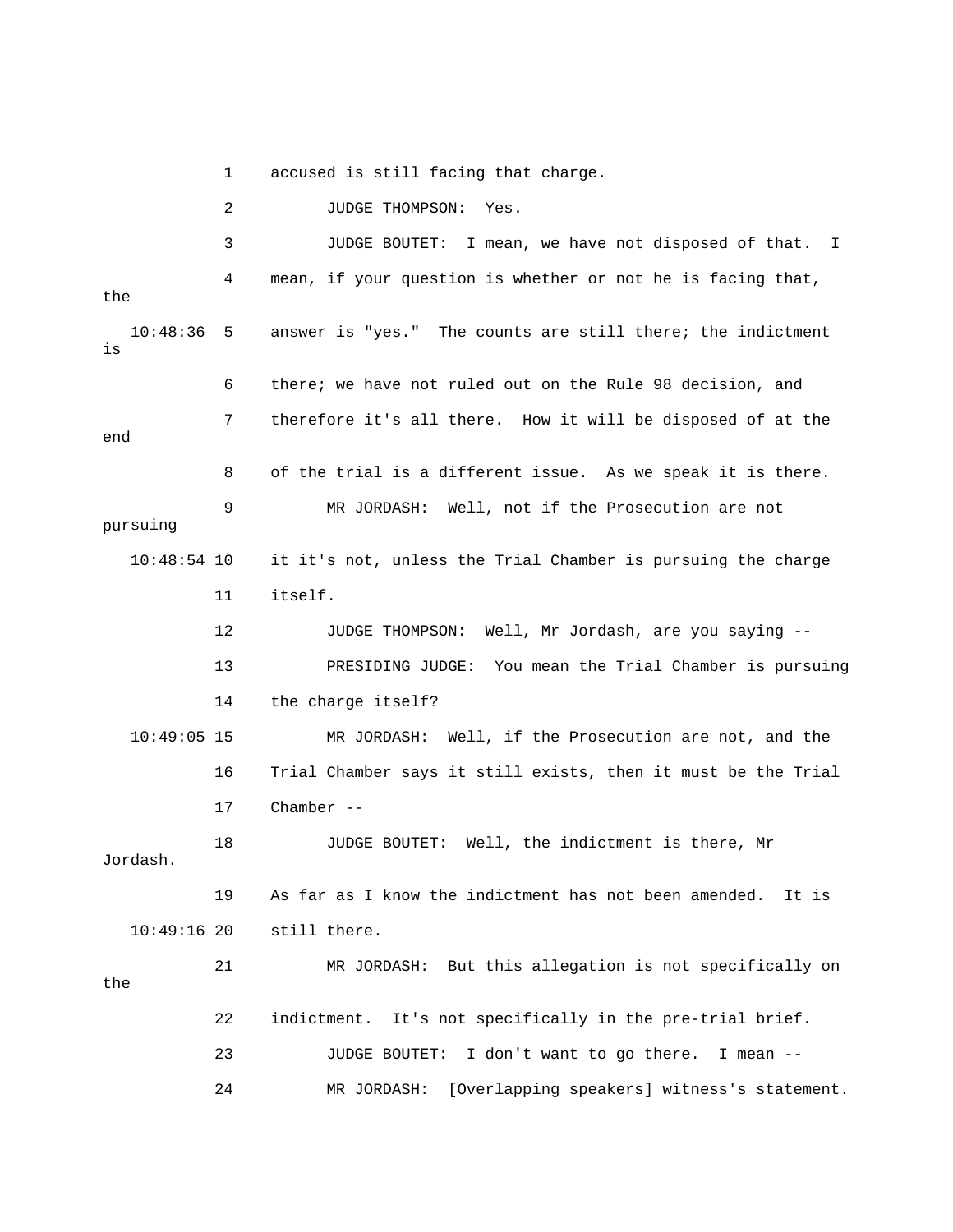1 accused is still facing that charge.

2 JUDGE THOMPSON: Yes.

3 JUDGE BOUTET: I mean, we have not disposed of that. I

4 mean, if your question is whether or not he is facing that, the

10:48:36 5 answer is "yes." The counts are still there; the indictment is

6 there; we have not ruled out on the Rule 98 decision, and

7 therefore it's all there. How it will be disposed of at the end

8 of the trial is a different issue. As we speak it is there.

9 MR JORDASH: Well, not if the Prosecution are not pursuing

10:48:54 10 it it's not, unless the Trial Chamber is pursuing the charge

11 itself.

12 JUDGE THOMPSON: Well, Mr Jordash, are you saying --

13 PRESIDING JUDGE: You mean the Trial Chamber is pursuing

14 the charge itself?

10:49:05 15 MR JORDASH: Well, if the Prosecution are not, and the

16 Trial Chamber says it still exists, then it must be the Trial

17 Chamber --

18 JUDGE BOUTET: Well, the indictment is there, Mr Jordash.

19 As far as I know the indictment has not been amended. It is

10:49:16 20 still there.

21 MR JORDASH: But this allegation is not specifically on the

22 indictment. It's not specifically in the pre-trial brief.

23 JUDGE BOUTET: I don't want to go there. I mean --

24 MR JORDASH: [Overlapping speakers] witness's statement.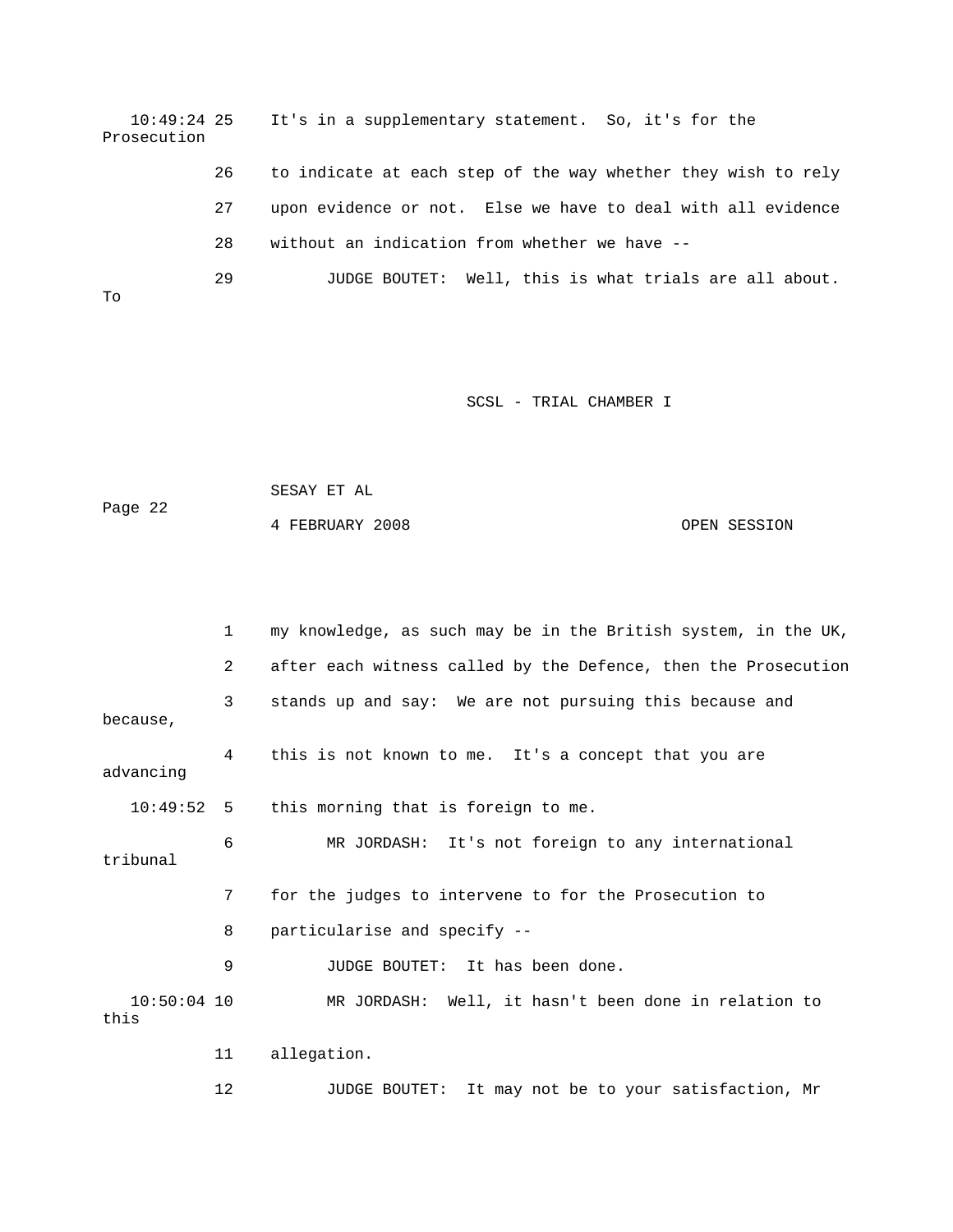10:49:24 25 It's in a supplementary statement. So, it's for the Prosecution

26 to indicate at each step of the way whether they wish to rely

27 upon evidence or not. Else we have to deal with all evidence

28 without an indication from whether we have --

29 JUDGE BOUTET: Well, this is what trials are all about. To

1 my knowledge, as such may be in the British system, in the UK,

2 after each witness called by the Defence, then the Prosecution

3 stands up and say: We are not pursuing this because and because,

4 this is not known to me. It's a concept that you are advancing

10:49:52 5 this morning that is foreign to me.

6 MR JORDASH: It's not foreign to any international tribunal

7 for the judges to intervene to for the Prosecution to

8 particularise and specify --

9 JUDGE BOUTET: It has been done.

10:50:04 10 MR JORDASH: Well, it hasn't been done in relation to this

11 allegation.

12 JUDGE BOUTET: It may not be to your satisfaction, Mr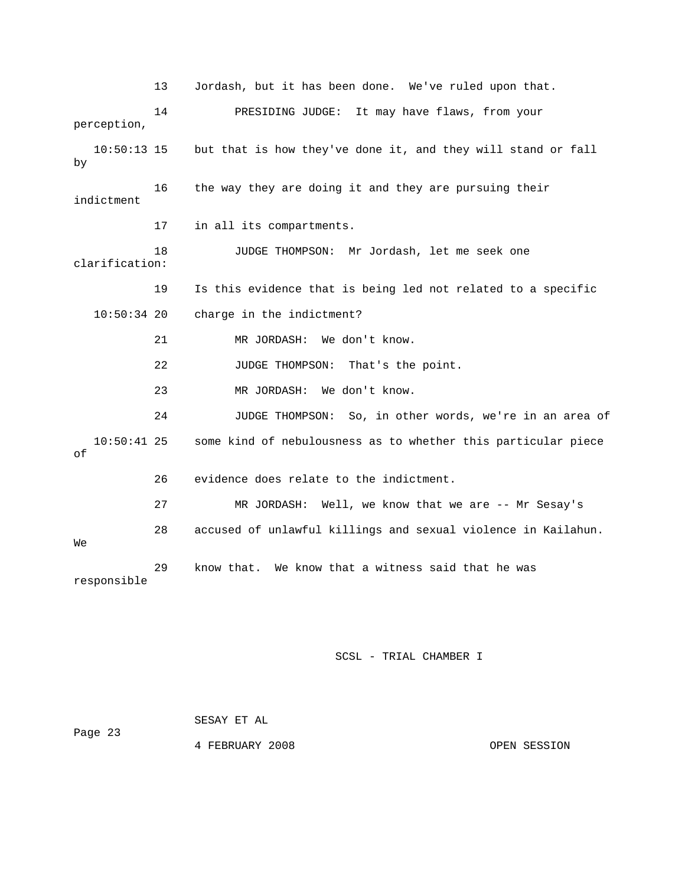13 Jordash, but it has been done. We've ruled upon that.

14 PRESIDING JUDGE: It may have flaws, from your perception,

10:50:13 15 but that is how they've done it, and they will stand or fall by

16 the way they are doing it and they are pursuing their indictment

17 in all its compartments.

18 JUDGE THOMPSON: Mr Jordash, let me seek one clarification:

19 Is this evidence that is being led not related to a specific

10:50:34 20 charge in the indictment?

21 MR JORDASH: We don't know.

22 JUDGE THOMPSON: That's the point.

23 MR JORDASH: We don't know.

24 JUDGE THOMPSON: So, in other words, we're in an area of

10:50:41 25 some kind of nebulousness as to whether this particular piece of

26 evidence does relate to the indictment.

27 MR JORDASH: Well, we know that we are -- Mr Sesay's

28 accused of unlawful killings and sexual violence in Kailahun. We

29 know that. We know that a witness said that he was responsible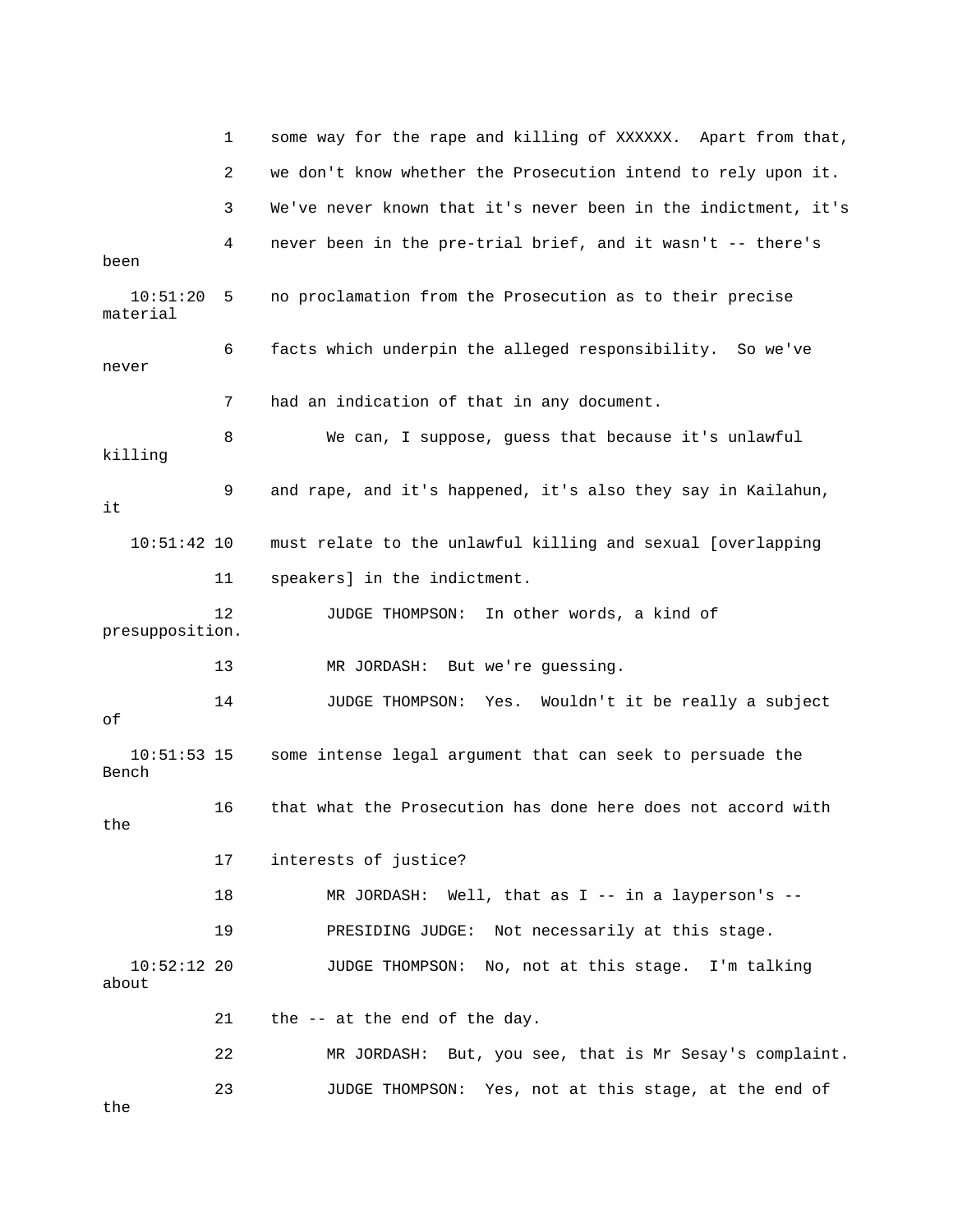1 some way for the rape and killing of XXXXXX. Apart from that,

2 we don't know whether the Prosecution intend to rely upon it.

3 We've never known that it's never been in the indictment, it's

4 never been in the pre-trial brief, and it wasn't -- there's been

10:51:20 5 no proclamation from the Prosecution as to their precise material

6 facts which underpin the alleged responsibility. So we've never

7 had an indication of that in any document.

8 We can, I suppose, guess that because it's unlawful killing

9 and rape, and it's happened, it's also they say in Kailahun, it

10:51:42 10 must relate to the unlawful killing and sexual [overlapping

11 speakers] in the indictment.

12 JUDGE THOMPSON: In other words, a kind of presupposition.

13 MR JORDASH: But we're guessing.

14 JUDGE THOMPSON: Yes. Wouldn't it be really a subject of

10:51:53 15 some intense legal argument that can seek to persuade the Bench

16 that what the Prosecution has done here does not accord with the

17 interests of justice?

18 MR JORDASH: Well, that as I -- in a layperson's --

19 PRESIDING JUDGE: Not necessarily at this stage.

10:52:12 20 JUDGE THOMPSON: No, not at this stage. I'm talking about

21 the -- at the end of the day.

22 MR JORDASH: But, you see, that is Mr Sesay's complaint.

23 JUDGE THOMPSON: Yes, not at this stage, at the end of the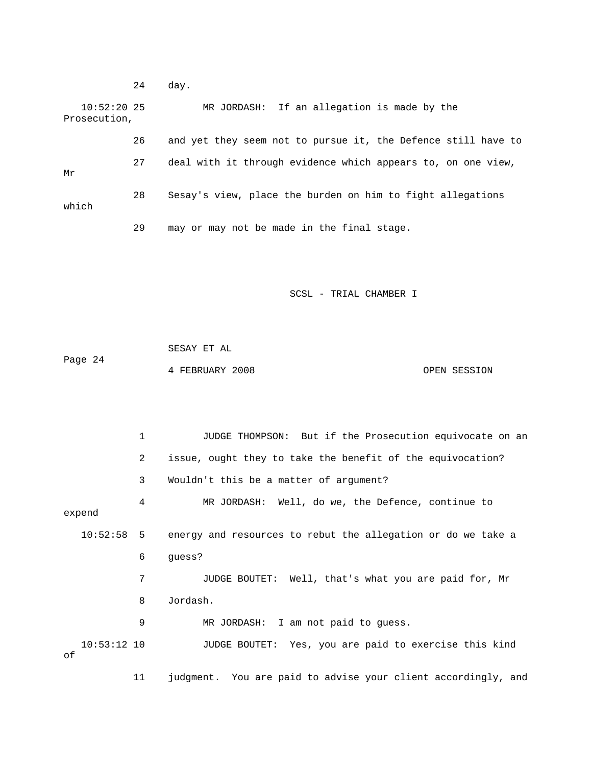24 day.

10:52:20 25 MR JORDASH: If an allegation is made by the Prosecution,

26 and yet they seem not to pursue it, the Defence still have to

27 deal with it through evidence which appears to, on one view, Mr

28 Sesay's view, place the burden on him to fight allegations which

29 may or may not be made in the final stage.

1 JUDGE THOMPSON: But if the Prosecution equivocate on an

2 issue, ought they to take the benefit of the equivocation?

3 Wouldn't this be a matter of argument?

4 MR JORDASH: Well, do we, the Defence, continue to expend

10:52:58 5 energy and resources to rebut the allegation or do we take a

6 guess?

7 JUDGE BOUTET: Well, that's what you are paid for, Mr

8 Jordash.

9 MR JORDASH: I am not paid to guess.

10:53:12 10 JUDGE BOUTET: Yes, you are paid to exercise this kind of

11 judgment. You are paid to advise your client accordingly, and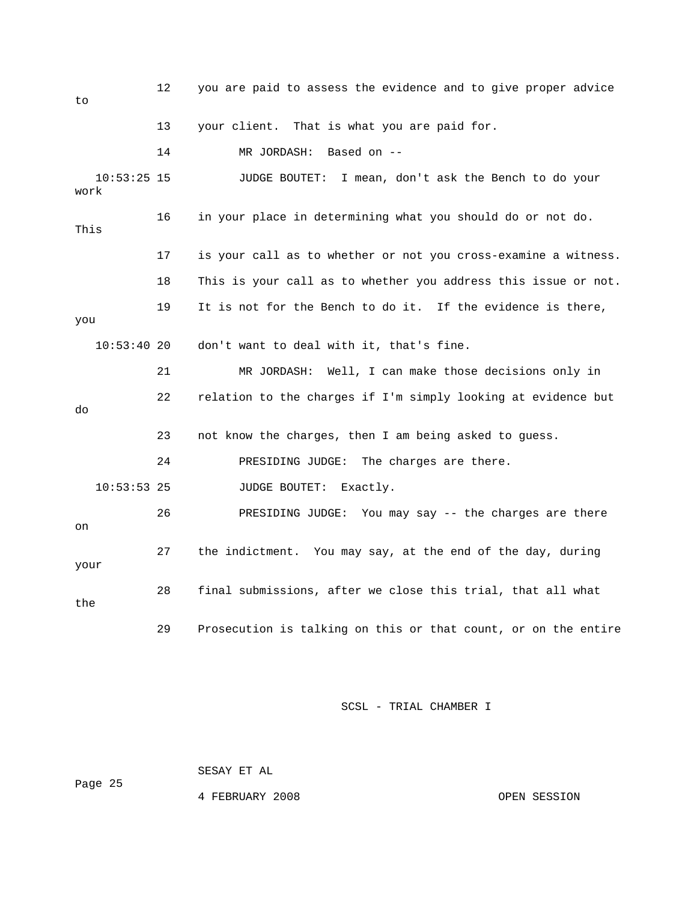12 you are paid to assess the evidence and to give proper advice to

13 your client. That is what you are paid for.

14 MR JORDASH: Based on --

10:53:25 15 JUDGE BOUTET: I mean, don't ask the Bench to do your work

16 in your place in determining what you should do or not do. This

17 is your call as to whether or not you cross-examine a witness.

18 This is your call as to whether you address this issue or not.

19 It is not for the Bench to do it. If the evidence is there, you

10:53:40 20 don't want to deal with it, that's fine.

21 MR JORDASH: Well, I can make those decisions only in

22 relation to the charges if I'm simply looking at evidence but do

23 not know the charges, then I am being asked to guess.

24 PRESIDING JUDGE: The charges are there.

10:53:53 25 JUDGE BOUTET: Exactly.

26 PRESIDING JUDGE: You may say -- the charges are there on

27 the indictment. You may say, at the end of the day, during your

28 final submissions, after we close this trial, that all what the

29 Prosecution is talking on this or that count, or on the entire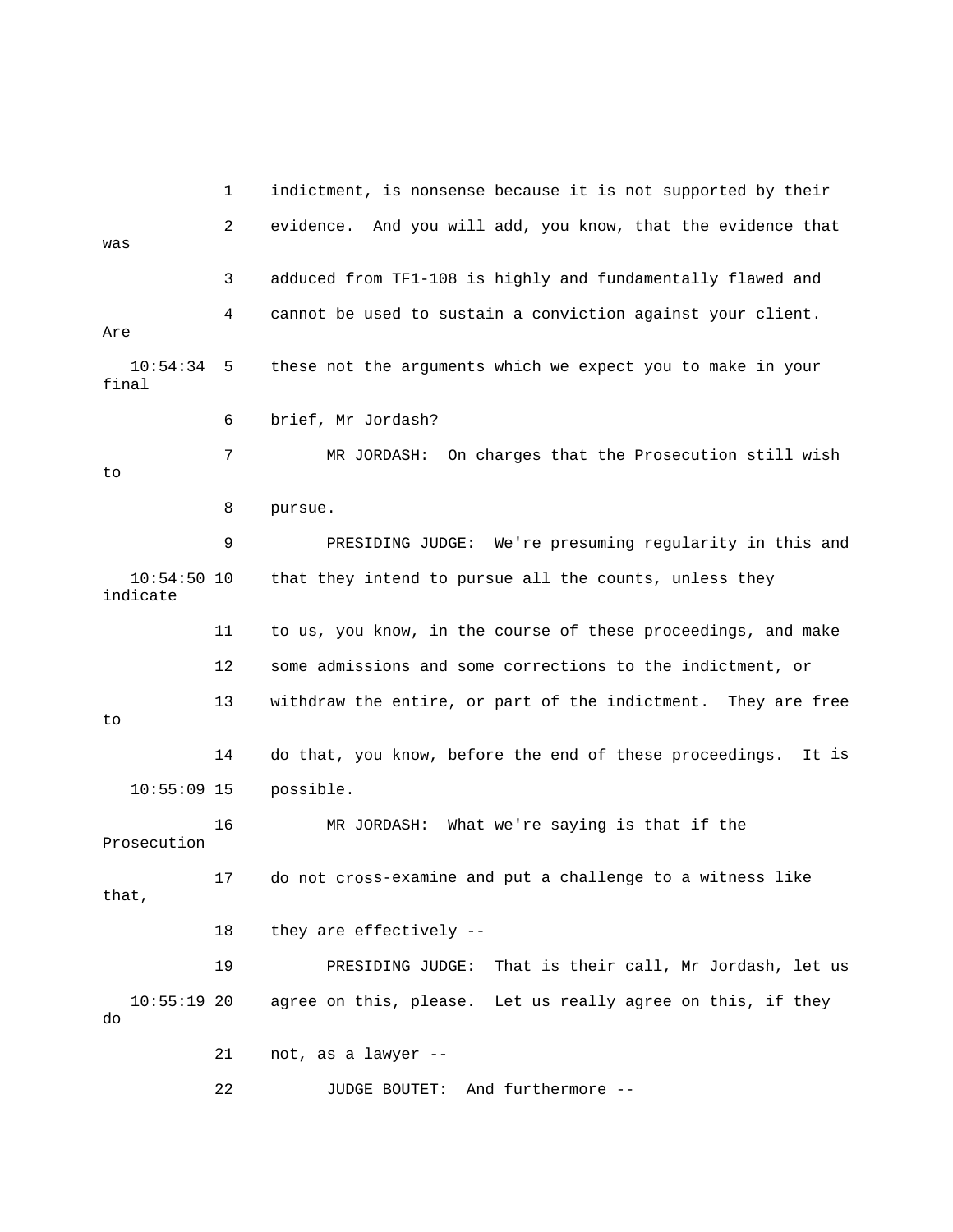1 indictment, is nonsense because it is not supported by their

2 evidence. And you will add, you know, that the evidence that was

3 adduced from TF1-108 is highly and fundamentally flawed and

4 cannot be used to sustain a conviction against your client. Are

10:54:34 5 these not the arguments which we expect you to make in your final

6 brief, Mr Jordash?

7 MR JORDASH: On charges that the Prosecution still wish to

8 pursue.

9 PRESIDING JUDGE: We're presuming regularity in this and

10:54:50 10 that they intend to pursue all the counts, unless they indicate

11 to us, you know, in the course of these proceedings, and make

12 some admissions and some corrections to the indictment, or

13 withdraw the entire, or part of the indictment. They are free to

14 do that, you know, before the end of these proceedings. It is

10:55:09 15 possible.

16 MR JORDASH: What we're saying is that if the Prosecution

17 do not cross-examine and put a challenge to a witness like that,

18 they are effectively --

19 PRESIDING JUDGE: That is their call, Mr Jordash, let us

10:55:19 20 agree on this, please. Let us really agree on this, if they do

21 not, as a lawyer --

22 JUDGE BOUTET: And furthermore --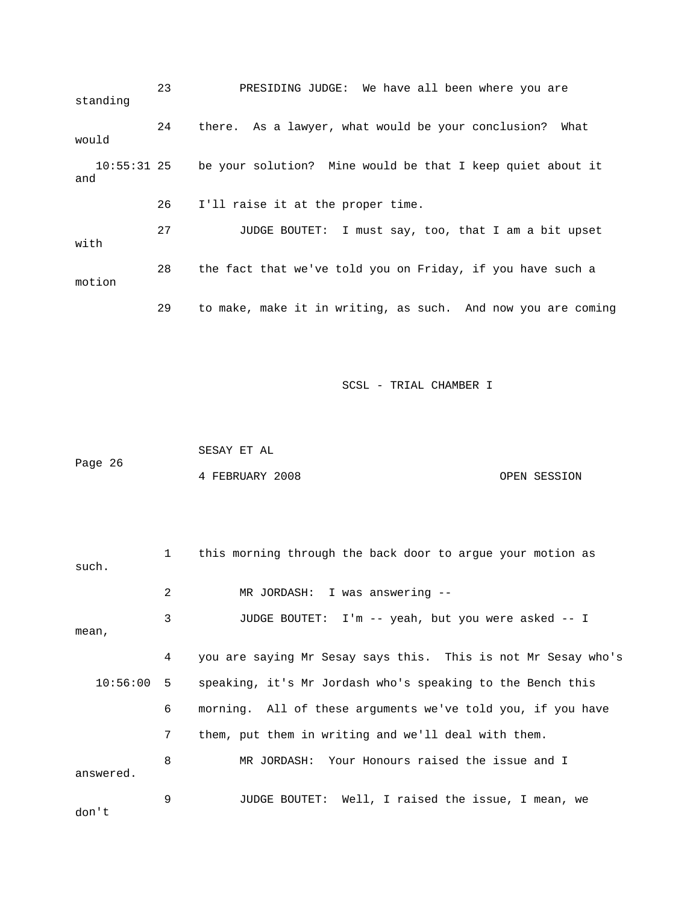23 PRESIDING JUDGE: We have all been where you are standing

24 there. As a lawyer, what would be your conclusion? What would

10:55:31 25 be your solution? Mine would be that I keep quiet about it and

26 I'll raise it at the proper time.

27 JUDGE BOUTET: I must say, too, that I am a bit upset with

28 the fact that we've told you on Friday, if you have such a motion

29 to make, make it in writing, as such. And now you are coming

1 this morning through the back door to argue your motion as such.

2 MR JORDASH: I was answering --

3 JUDGE BOUTET: I'm -- yeah, but you were asked -- I mean,

4 you are saying Mr Sesay says this. This is not Mr Sesay who's

10:56:00 5 speaking, it's Mr Jordash who's speaking to the Bench this

6 morning. All of these arguments we've told you, if you have

7 them, put them in writing and we'll deal with them.

8 MR JORDASH: Your Honours raised the issue and I answered.

9 JUDGE BOUTET: Well, I raised the issue, I mean, we don't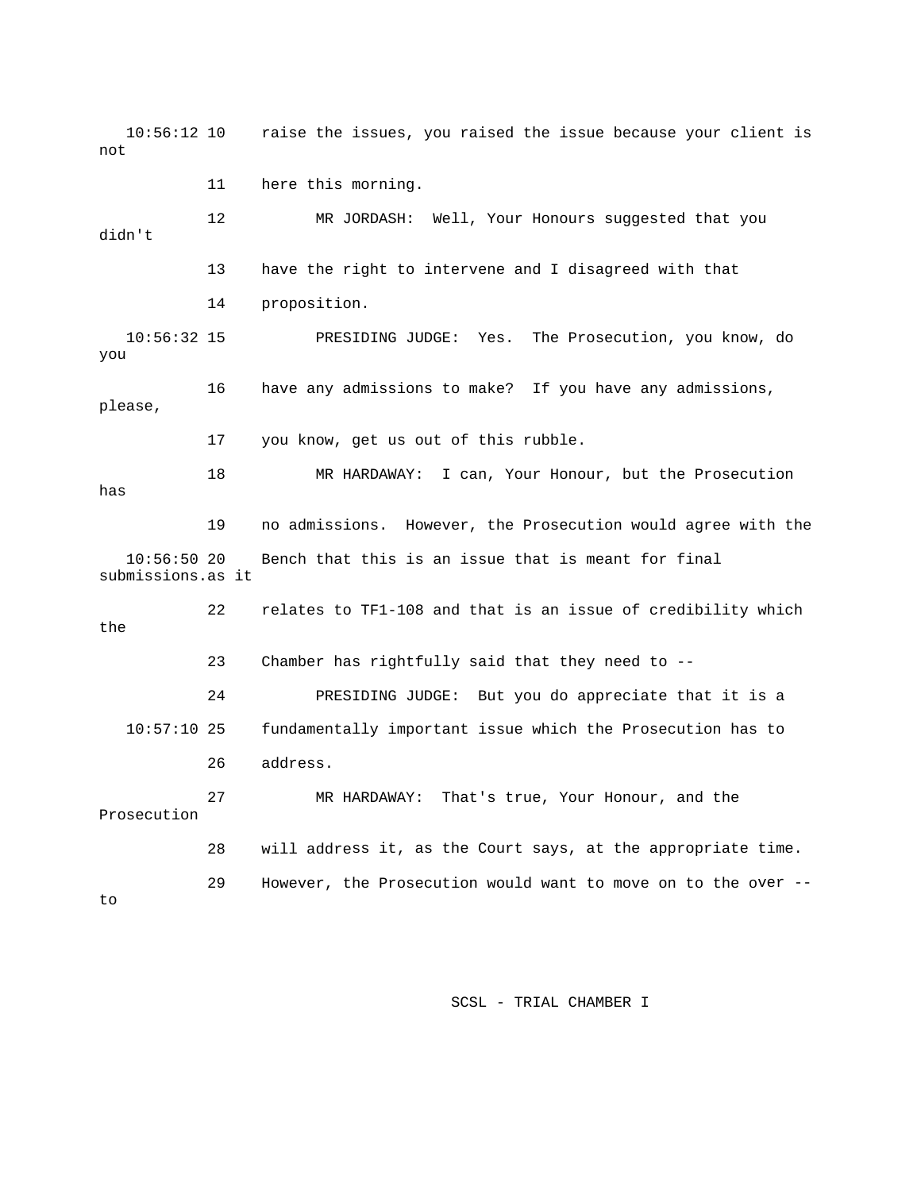10:56:12 10    raise the issues, you raised the issue because your client is not

11    here this morning.

12          MR JORDASH:  Well, Your Honours suggested that you didn't

13    have the right to intervene and I disagreed with that

14    proposition.

10:56:32 15          PRESIDING JUDGE:  Yes.  The Prosecution, you know, do you

16    have any admissions to make?  If you have any admissions, please,

17    you know, get us out of this rubble.

18          MR HARDAWAY:  I can, Your Honour, but the Prosecution has

19    no admissions.  However, the Prosecution would agree with the

10:56:50 20    Bench that this is an issue that is meant for final submissions.as it

22    relates to TF1-108 and that is an issue of credibility which the

23    Chamber has rightfully said that they need to --

24          PRESIDING JUDGE:  But you do appreciate that it is a

10:57:10 25    fundamentally important issue which the Prosecution has to

26    address.

27          MR HARDAWAY:  That's true, Your Honour, and the Prosecution

28    will address it, as the Court says, at the appropriate time.

29    However, the Prosecution would want to move on to the over -- to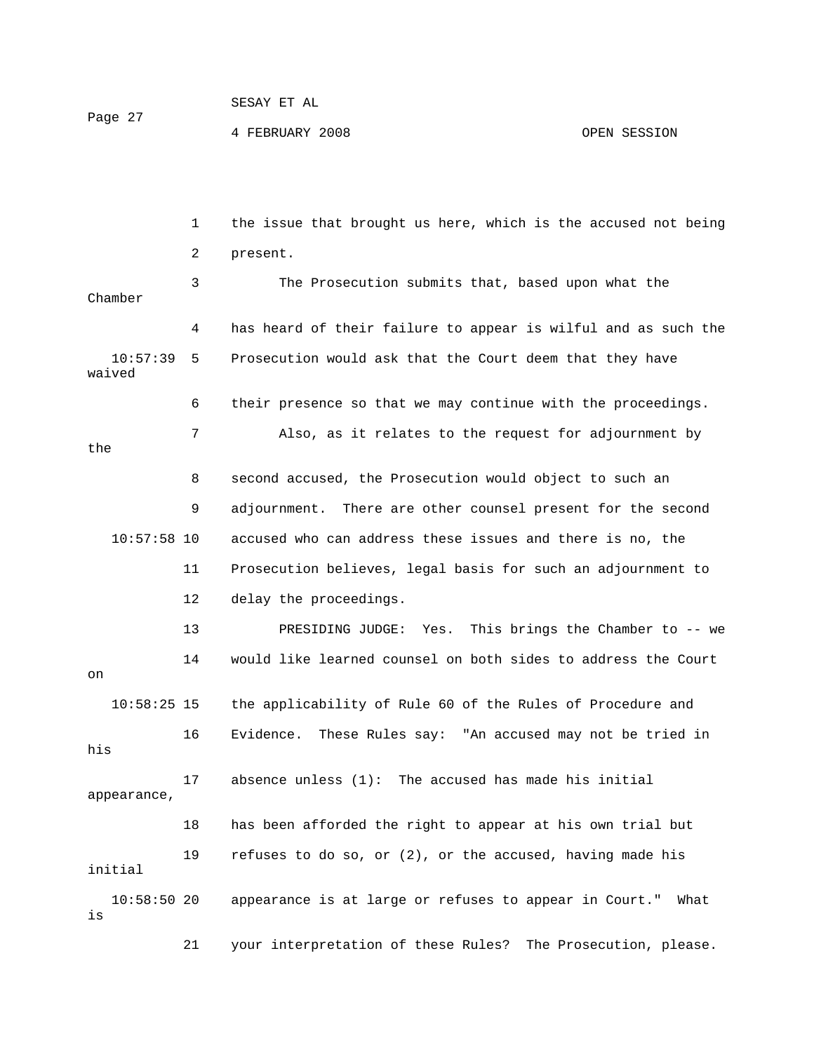the issue that brought us here, which is the accused not being present.

The Prosecution submits that, based upon what the Chamber has heard of their failure to appear is wilful and as such the Prosecution would ask that the Court deem that they have waived their presence so that we may continue with the proceedings.

Also, as it relates to the request for adjournment by the second accused, the Prosecution would object to such an adjournment. There are other counsel present for the second accused who can address these issues and there is no, the Prosecution believes, legal basis for such an adjournment to delay the proceedings.

PRESIDING JUDGE: Yes. This brings the Chamber to -- we would like learned counsel on both sides to address the Court on the applicability of Rule 60 of the Rules of Procedure and Evidence. These Rules say: "An accused may not be tried in his absence unless (1): The accused has made his initial appearance, has been afforded the right to appear at his own trial but refuses to do so, or (2), or the accused, having made his initial appearance is at large or refuses to appear in Court." What is your interpretation of these Rules? The Prosecution, please.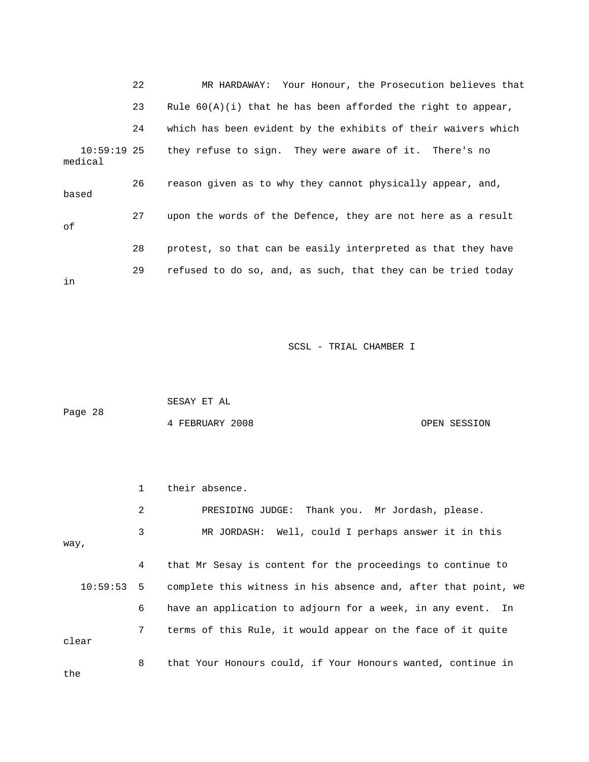22 MR HARDAWAY: Your Honour, the Prosecution believes that

23 Rule 60(A)(i) that he has been afforded the right to appear,

24 which has been evident by the exhibits of their waivers which

10:59:19 25 they refuse to sign. They were aware of it. There's no medical

26 reason given as to why they cannot physically appear, and, based

27 upon the words of the Defence, they are not here as a result of

28 protest, so that can be easily interpreted as that they have

29 refused to do so, and, as such, that they can be tried today in

1 their absence.

2 PRESIDING JUDGE: Thank you. Mr Jordash, please.

3 MR JORDASH: Well, could I perhaps answer it in this way,

4 that Mr Sesay is content for the proceedings to continue to

10:59:53 5 complete this witness in his absence and, after that point, we

6 have an application to adjourn for a week, in any event. In

7 terms of this Rule, it would appear on the face of it quite clear

8 that Your Honours could, if Your Honours wanted, continue in the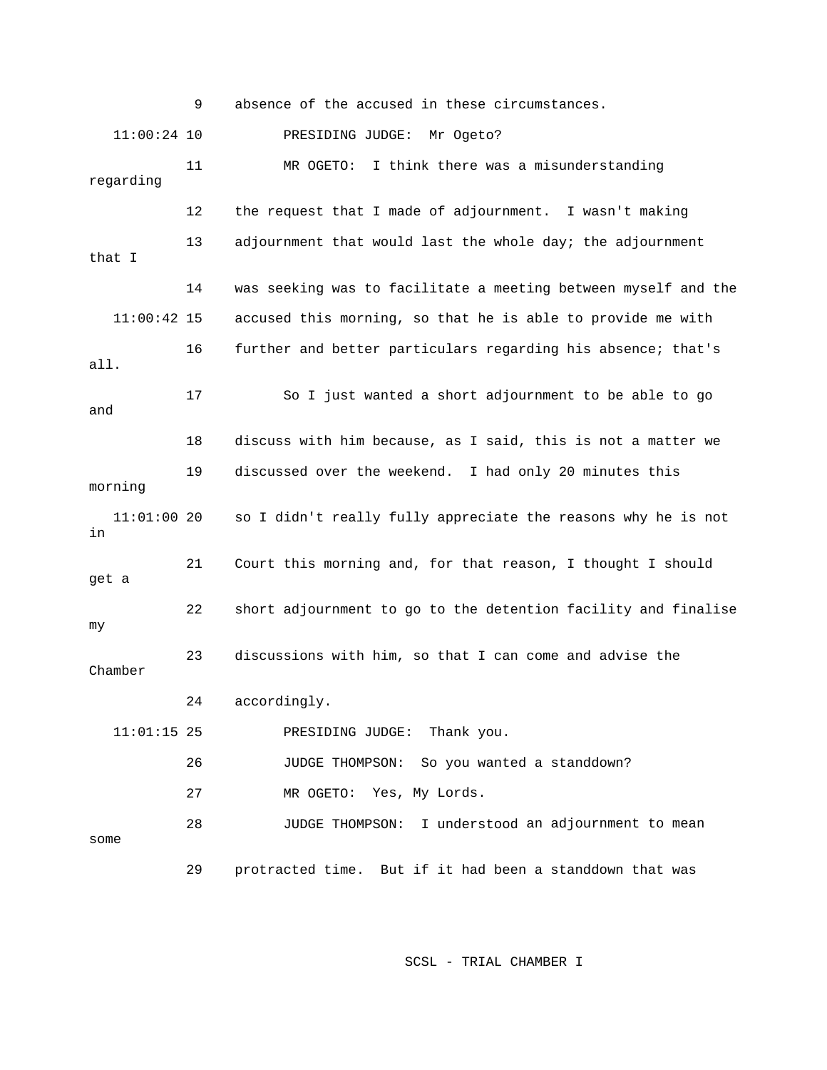9 absence of the accused in these circumstances.

11:00:24 10 PRESIDING JUDGE: Mr Ogeto?

11 MR OGETO: I think there was a misunderstanding regarding

12 the request that I made of adjournment. I wasn't making

13 adjournment that would last the whole day; the adjournment that I

14 was seeking was to facilitate a meeting between myself and the

11:00:42 15 accused this morning, so that he is able to provide me with

16 further and better particulars regarding his absence; that's all.

17 So I just wanted a short adjournment to be able to go and

18 discuss with him because, as I said, this is not a matter we

19 discussed over the weekend. I had only 20 minutes this morning

11:01:00 20 so I didn't really fully appreciate the reasons why he is not in

21 Court this morning and, for that reason, I thought I should get a

22 short adjournment to go to the detention facility and finalise my

23 discussions with him, so that I can come and advise the Chamber

24 accordingly.

11:01:15 25 PRESIDING JUDGE: Thank you.

26 JUDGE THOMPSON: So you wanted a standdown?

27 MR OGETO: Yes, My Lords.

28 JUDGE THOMPSON: I understood an adjournment to mean some

29 protracted time. But if it had been a standdown that was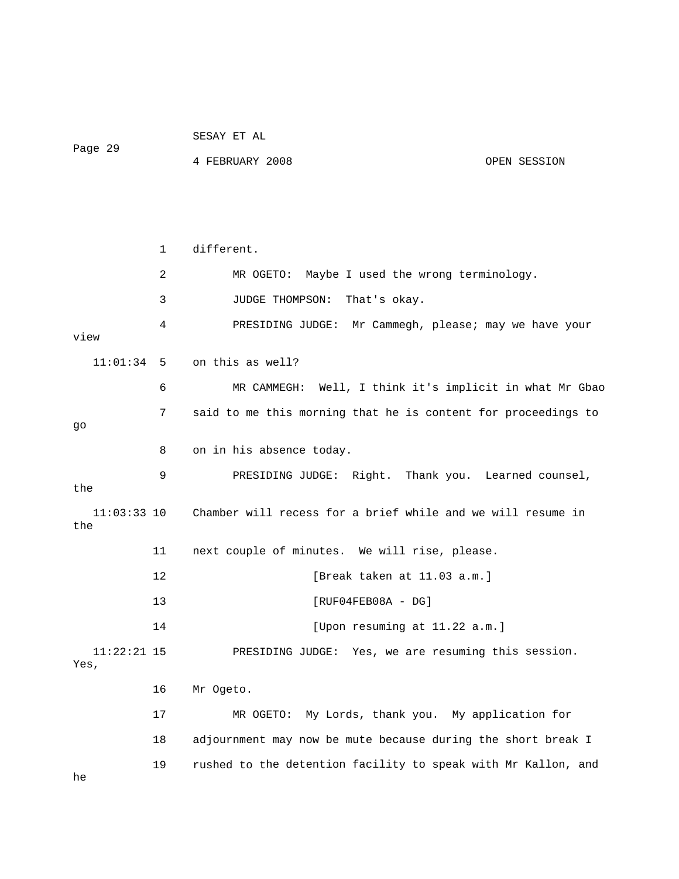1 different.

2 MR OGETO: Maybe I used the wrong terminology.

3 JUDGE THOMPSON: That's okay.

4 PRESIDING JUDGE: Mr Cammegh, please; may we have your view

11:01:34 5 on this as well?

6 MR CAMMEGH: Well, I think it's implicit in what Mr Gbao

7 said to me this morning that he is content for proceedings to go

8 on in his absence today.

9 PRESIDING JUDGE: Right. Thank you. Learned counsel, the

11:03:33 10 Chamber will recess for a brief while and we will resume in the

11 next couple of minutes. We will rise, please.

12 [Break taken at 11.03 a.m.]

13 [RUF04FEB08A - DG]

14 [Upon resuming at 11.22 a.m.]

11:22:21 15 PRESIDING JUDGE: Yes, we are resuming this session. Yes,

16 Mr Ogeto.

17 MR OGETO: My Lords, thank you. My application for

18 adjournment may now be mute because during the short break I

19 rushed to the detention facility to speak with Mr Kallon, and he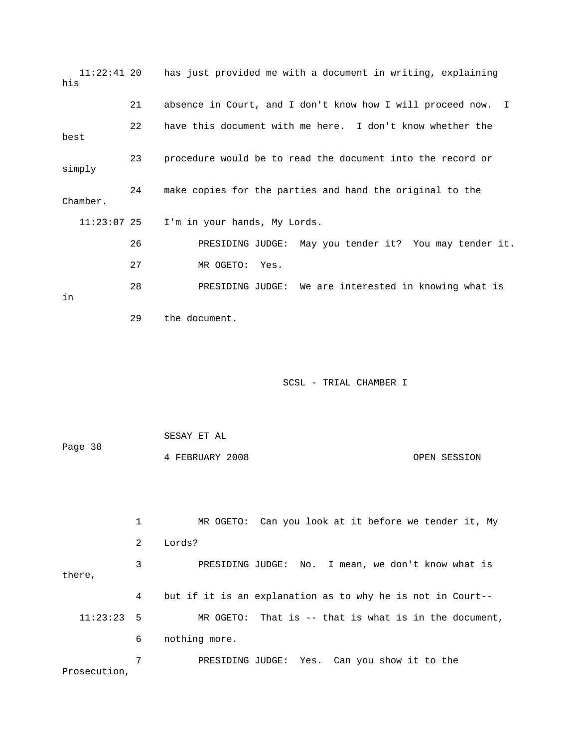11:22:41 20 has just provided me with a document in writing, explaining his

21 absence in Court, and I don't know how I will proceed now. I

22 have this document with me here. I don't know whether the best

23 procedure would be to read the document into the record or simply

24 make copies for the parties and hand the original to the Chamber.

11:23:07 25 I'm in your hands, My Lords.

26 PRESIDING JUDGE: May you tender it? You may tender it.

27 MR OGETO: Yes.

28 PRESIDING JUDGE: We are interested in knowing what is in

29 the document.

1 MR OGETO: Can you look at it before we tender it, My

2 Lords?

3 PRESIDING JUDGE: No. I mean, we don't know what is there,

4 but if it is an explanation as to why he is not in Court--

11:23:23 5 MR OGETO: That is -- that is what is in the document,

6 nothing more.

7 PRESIDING JUDGE: Yes. Can you show it to the Prosecution,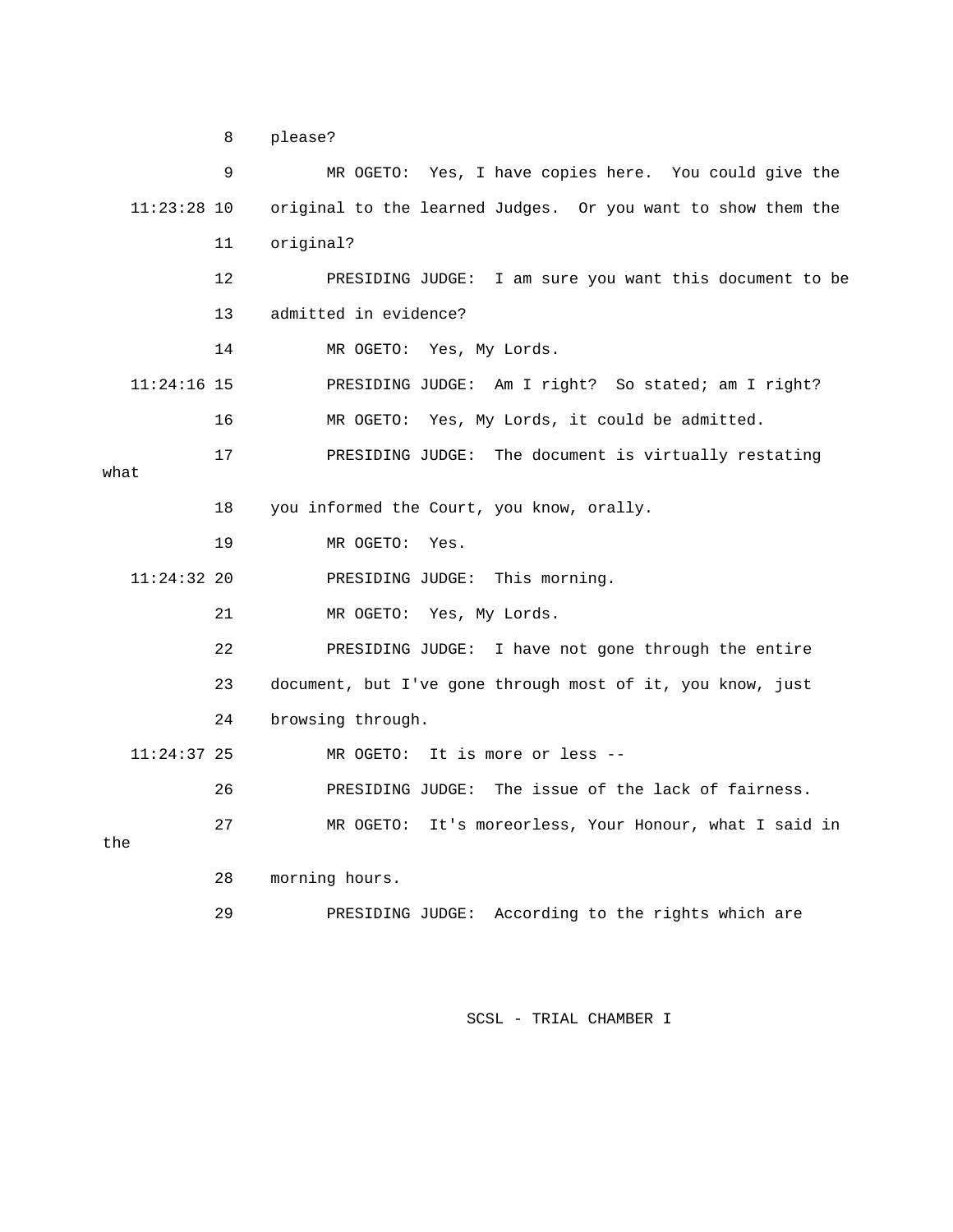8 please?

9 MR OGETO: Yes, I have copies here. You could give the

11:23:28 10 original to the learned Judges. Or you want to show them the

11 original?

12 PRESIDING JUDGE: I am sure you want this document to be

13 admitted in evidence?

14 MR OGETO: Yes, My Lords.

11:24:16 15 PRESIDING JUDGE: Am I right? So stated; am I right?

16 MR OGETO: Yes, My Lords, it could be admitted.

17 PRESIDING JUDGE: The document is virtually restating what

18 you informed the Court, you know, orally.

19 MR OGETO: Yes.

11:24:32 20 PRESIDING JUDGE: This morning.

21 MR OGETO: Yes, My Lords.

22 PRESIDING JUDGE: I have not gone through the entire

23 document, but I've gone through most of it, you know, just

24 browsing through.

11:24:37 25 MR OGETO: It is more or less --

26 PRESIDING JUDGE: The issue of the lack of fairness.

27 MR OGETO: It's moreorless, Your Honour, what I said in the

28 morning hours.

29 PRESIDING JUDGE: According to the rights which are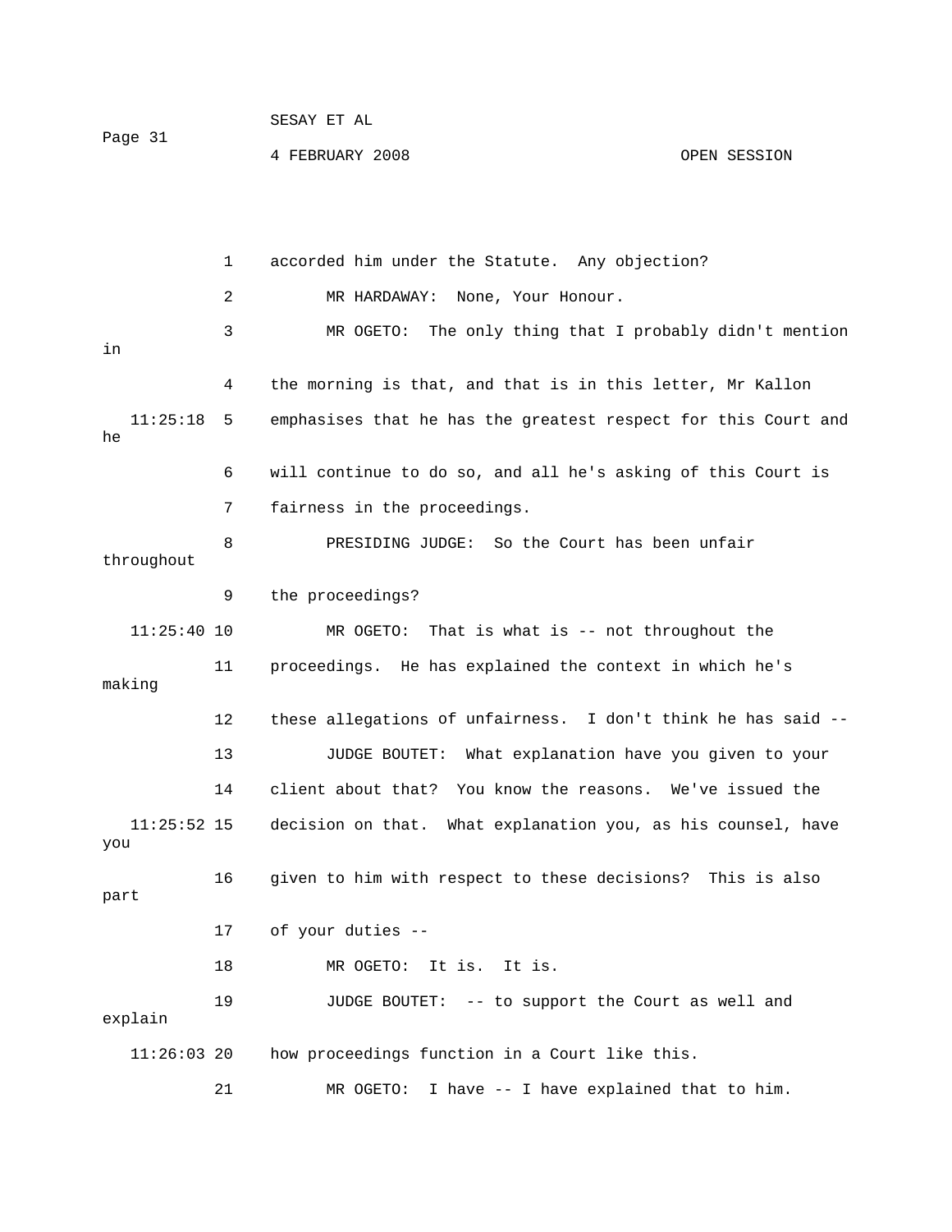1 accorded him under the Statute. Any objection?

2 MR HARDAWAY: None, Your Honour.

3 MR OGETO: The only thing that I probably didn't mention in

4 the morning is that, and that is in this letter, Mr Kallon

11:25:18 5 emphasises that he has the greatest respect for this Court and he

6 will continue to do so, and all he's asking of this Court is

7 fairness in the proceedings.

8 PRESIDING JUDGE: So the Court has been unfair throughout

9 the proceedings?

11:25:40 10 MR OGETO: That is what is -- not throughout the

11 proceedings. He has explained the context in which he's making

12 these allegations of unfairness. I don't think he has said --

13 JUDGE BOUTET: What explanation have you given to your

14 client about that? You know the reasons. We've issued the

11:25:52 15 decision on that. What explanation you, as his counsel, have you

16 given to him with respect to these decisions? This is also part

17 of your duties --

18 MR OGETO: It is. It is.

19 JUDGE BOUTET: -- to support the Court as well and explain

11:26:03 20 how proceedings function in a Court like this.

21 MR OGETO: I have -- I have explained that to him.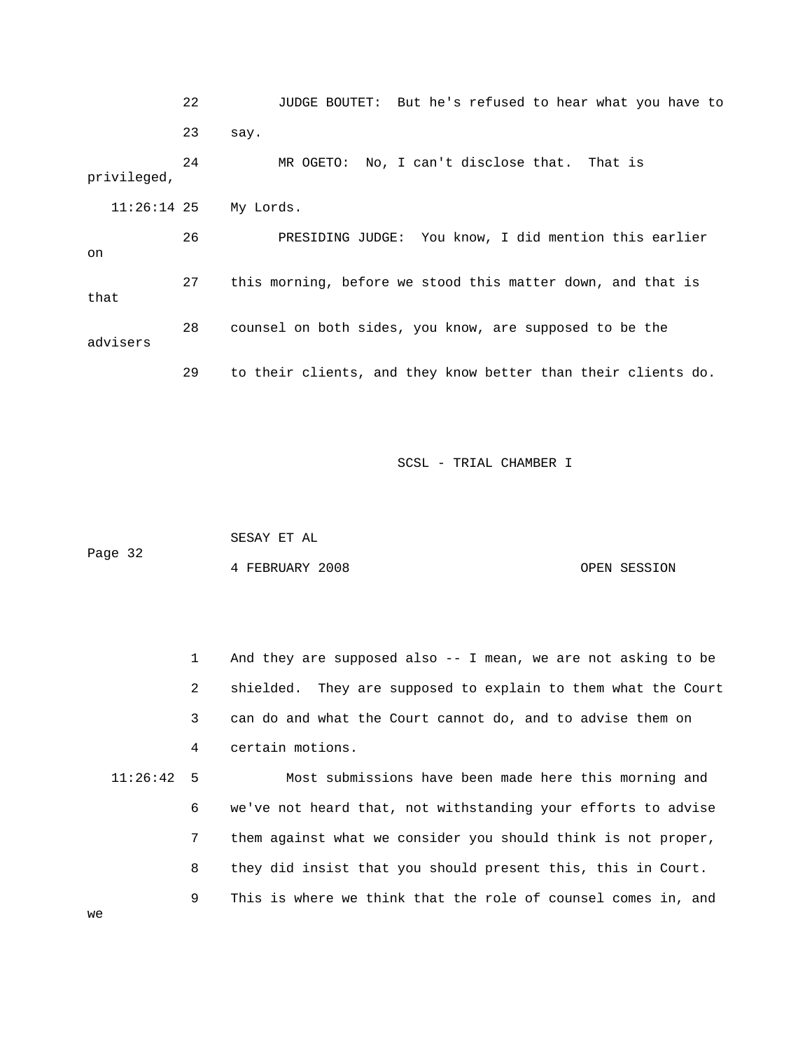22 JUDGE BOUTET: But he's refused to hear what you have to

23 say.

24 MR OGETO: No, I can't disclose that. That is privileged,

11:26:14 25 My Lords.

26 PRESIDING JUDGE: You know, I did mention this earlier on

27 this morning, before we stood this matter down, and that is that

28 counsel on both sides, you know, are supposed to be the advisers

29 to their clients, and they know better than their clients do.

1 And they are supposed also -- I mean, we are not asking to be

2 shielded. They are supposed to explain to them what the Court

3 can do and what the Court cannot do, and to advise them on

4 certain motions.

11:26:42 5 Most submissions have been made here this morning and

6 we've not heard that, not withstanding your efforts to advise

7 them against what we consider you should think is not proper,

8 they did insist that you should present this, this in Court.

9 This is where we think that the role of counsel comes in, and we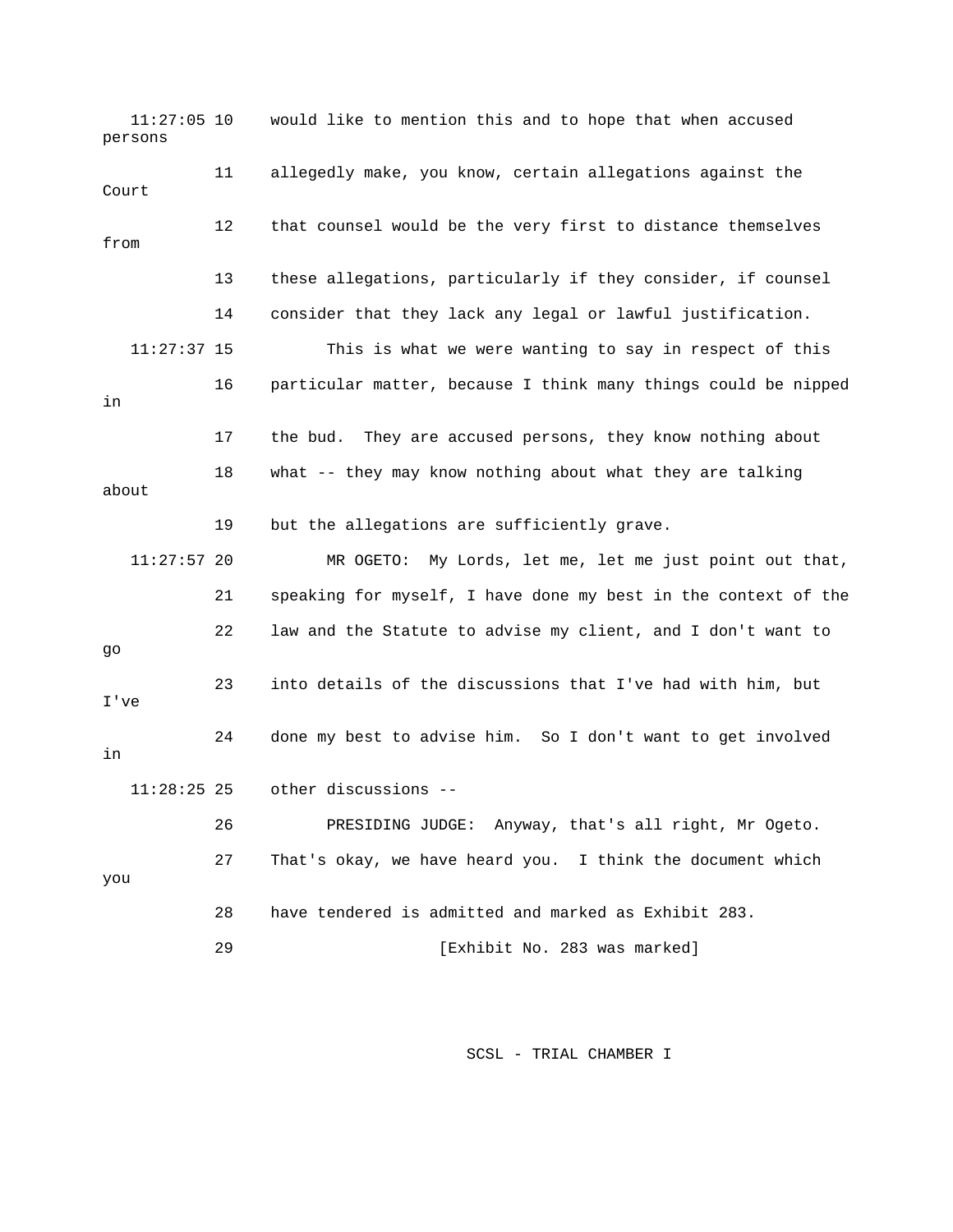11:27:05 10 would like to mention this and to hope that when accused persons

11 allegedly make, you know, certain allegations against the Court

12 that counsel would be the very first to distance themselves from

13 these allegations, particularly if they consider, if counsel

14 consider that they lack any legal or lawful justification.

11:27:37 15 This is what we were wanting to say in respect of this

16 particular matter, because I think many things could be nipped in

17 the bud. They are accused persons, they know nothing about

18 what -- they may know nothing about what they are talking about

19 but the allegations are sufficiently grave.

11:27:57 20 MR OGETO: My Lords, let me, let me just point out that,

21 speaking for myself, I have done my best in the context of the

22 law and the Statute to advise my client, and I don't want to go

23 into details of the discussions that I've had with him, but I've

24 done my best to advise him. So I don't want to get involved in

11:28:25 25 other discussions --

26 PRESIDING JUDGE: Anyway, that's all right, Mr Ogeto.

27 That's okay, we have heard you. I think the document which you

28 have tendered is admitted and marked as Exhibit 283.

29 [Exhibit No. 283 was marked]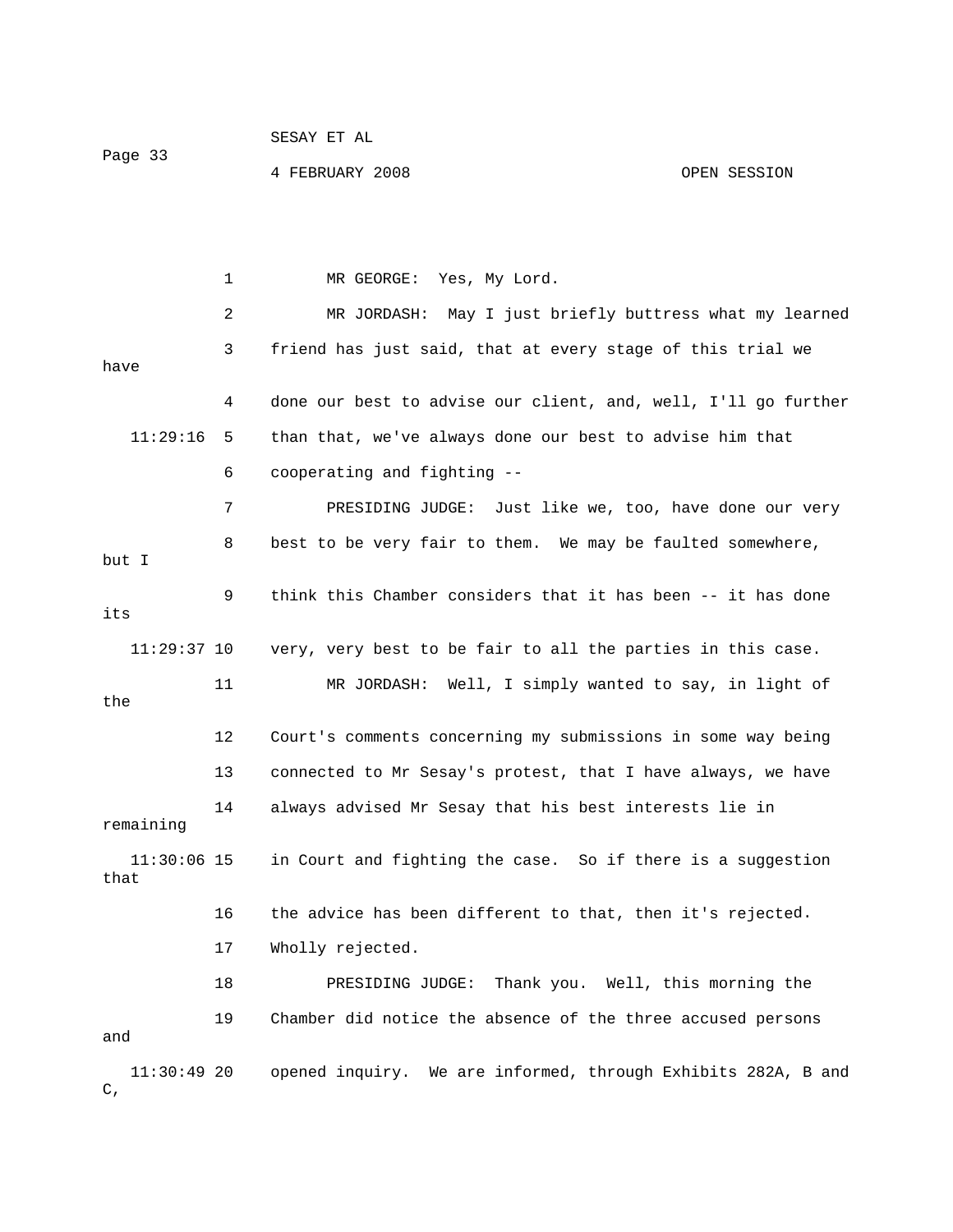1 MR GEORGE: Yes, My Lord.

2 MR JORDASH: May I just briefly buttress what my learned

3 friend has just said, that at every stage of this trial we have

4 done our best to advise our client, and, well, I'll go further

11:29:16 5 than that, we've always done our best to advise him that

6 cooperating and fighting --

7 PRESIDING JUDGE: Just like we, too, have done our very

8 best to be very fair to them. We may be faulted somewhere, but I

9 think this Chamber considers that it has been -- it has done its

11:29:37 10 very, very best to be fair to all the parties in this case.

11 MR JORDASH: Well, I simply wanted to say, in light of the

12 Court's comments concerning my submissions in some way being

13 connected to Mr Sesay's protest, that I have always, we have

14 always advised Mr Sesay that his best interests lie in remaining

11:30:06 15 in Court and fighting the case. So if there is a suggestion that

16 the advice has been different to that, then it's rejected.

17 Wholly rejected.

18 PRESIDING JUDGE: Thank you. Well, this morning the

19 Chamber did notice the absence of the three accused persons and

11:30:49 20 opened inquiry. We are informed, through Exhibits 282A, B and C,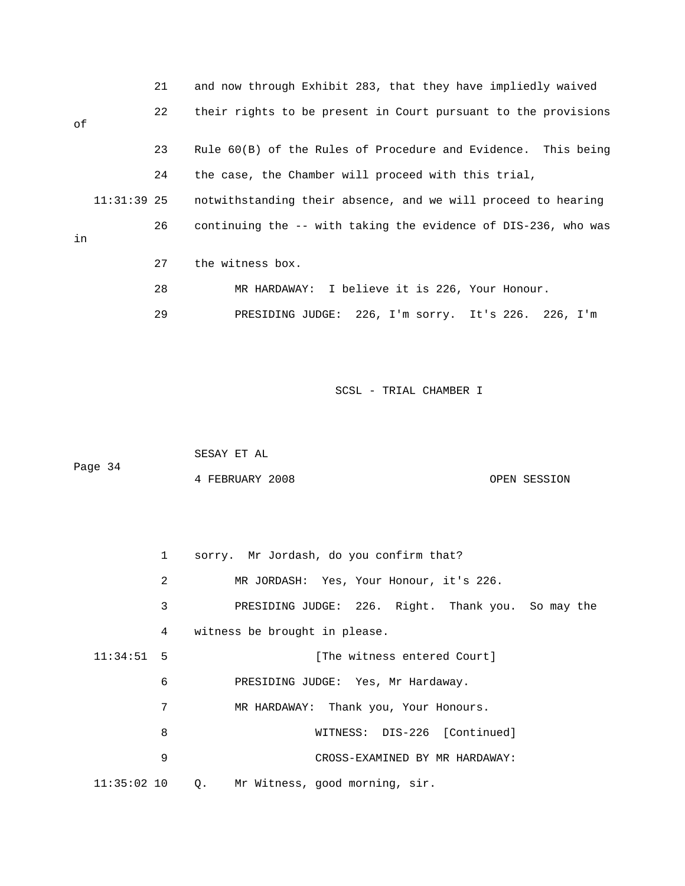21 and now through Exhibit 283, that they have impliedly waived

22 their rights to be present in Court pursuant to the provisions of

23 Rule 60(B) of the Rules of Procedure and Evidence. This being

24 the case, the Chamber will proceed with this trial,

11:31:39 25 notwithstanding their absence, and we will proceed to hearing

26 continuing the -- with taking the evidence of DIS-236, who was in

27 the witness box.

28 MR HARDAWAY: I believe it is 226, Your Honour.

29 PRESIDING JUDGE: 226, I'm sorry. It's 226. 226, I'm

SCSL - TRIAL CHAMBER I

SESAY ET AL

4 FEBRUARY 2008 OPEN SESSION

1 sorry. Mr Jordash, do you confirm that?

2 MR JORDASH: Yes, Your Honour, it's 226.

3 PRESIDING JUDGE: 226. Right. Thank you. So may the

4 witness be brought in please.

11:34:51 5 [The witness entered Court]

6 PRESIDING JUDGE: Yes, Mr Hardaway.

7 MR HARDAWAY: Thank you, Your Honours.

8 WITNESS: DIS-226 [Continued]

9 CROSS-EXAMINED BY MR HARDAWAY:

11:35:02 10 Q. Mr Witness, good morning, sir.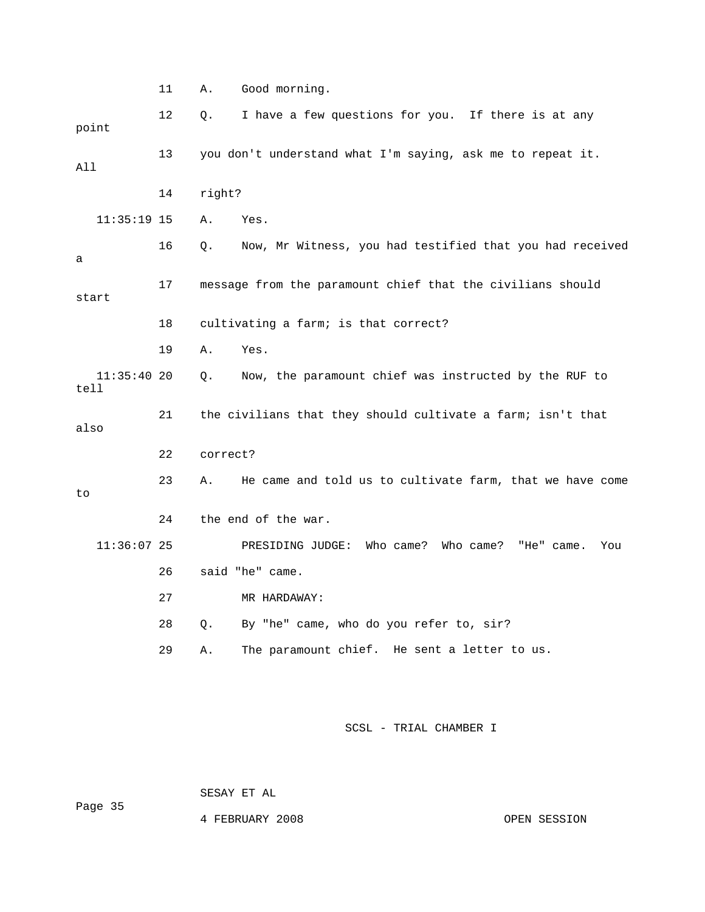11 A. Good morning.

12 Q. I have a few questions for you. If there is at any point

13 you don't understand what I'm saying, ask me to repeat it. All

14 right?

11:35:19 15 A. Yes.

16 Q. Now, Mr Witness, you had testified that you had received a

17 message from the paramount chief that the civilians should start

18 cultivating a farm; is that correct?

19 A. Yes.

11:35:40 20 Q. Now, the paramount chief was instructed by the RUF to tell

21 the civilians that they should cultivate a farm; isn't that also

22 correct?

23 A. He came and told us to cultivate farm, that we have come to

24 the end of the war.

11:36:07 25 PRESIDING JUDGE: Who came? Who came? "He" came. You

26 said "he" came.

27 MR HARDAWAY:

28 Q. By "he" came, who do you refer to, sir?

29 A. The paramount chief. He sent a letter to us.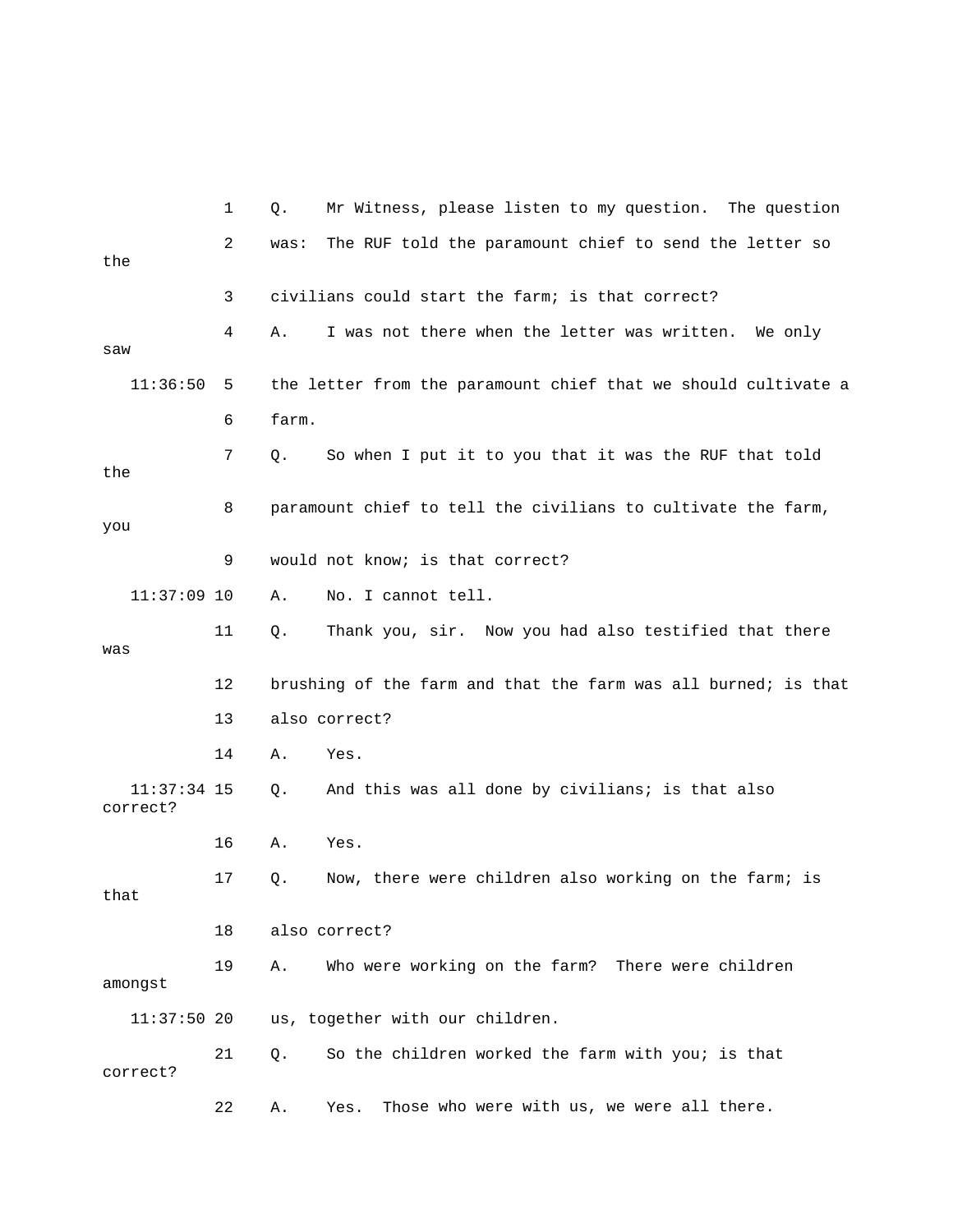1 Q. Mr Witness, please listen to my question. The question

2 was: The RUF told the paramount chief to send the letter so the

3 civilians could start the farm; is that correct?

4 A. I was not there when the letter was written. We only saw

11:36:50 5 the letter from the paramount chief that we should cultivate a

6 farm.

7 Q. So when I put it to you that it was the RUF that told the

8 paramount chief to tell the civilians to cultivate the farm, you

9 would not know; is that correct?

11:37:09 10 A. No. I cannot tell.

11 Q. Thank you, sir. Now you had also testified that there was

12 brushing of the farm and that the farm was all burned; is that

13 also correct?

14 A. Yes.

11:37:34 15 Q. And this was all done by civilians; is that also correct?

16 A. Yes.

17 Q. Now, there were children also working on the farm; is that

18 also correct?

19 A. Who were working on the farm? There were children amongst

11:37:50 20 us, together with our children.

21 Q. So the children worked the farm with you; is that correct?

22 A. Yes. Those who were with us, we were all there.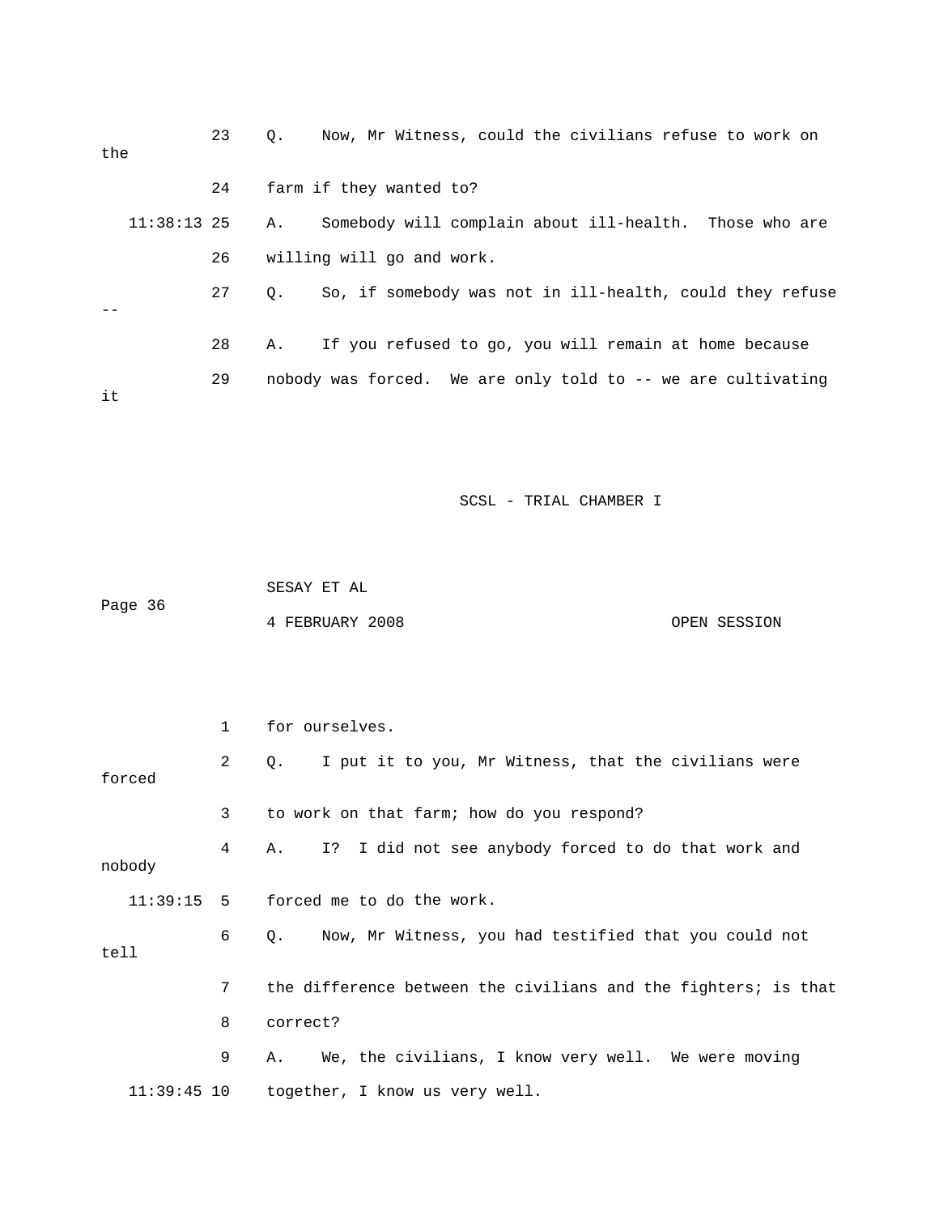23 Q. Now, Mr Witness, could the civilians refuse to work on the

24 farm if they wanted to?

11:38:13 25 A. Somebody will complain about ill-health. Those who are

26 willing will go and work.

27 Q. So, if somebody was not in ill-health, could they refuse --

28 A. If you refused to go, you will remain at home because

29 nobody was forced. We are only told to -- we are cultivating it

1 for ourselves.

2 Q. I put it to you, Mr Witness, that the civilians were forced

3 to work on that farm; how do you respond?

4 A. I? I did not see anybody forced to do that work and nobody

11:39:15 5 forced me to do the work.

6 Q. Now, Mr Witness, you had testified that you could not tell

7 the difference between the civilians and the fighters; is that

8 correct?

9 A. We, the civilians, I know very well. We were moving

11:39:45 10 together, I know us very well.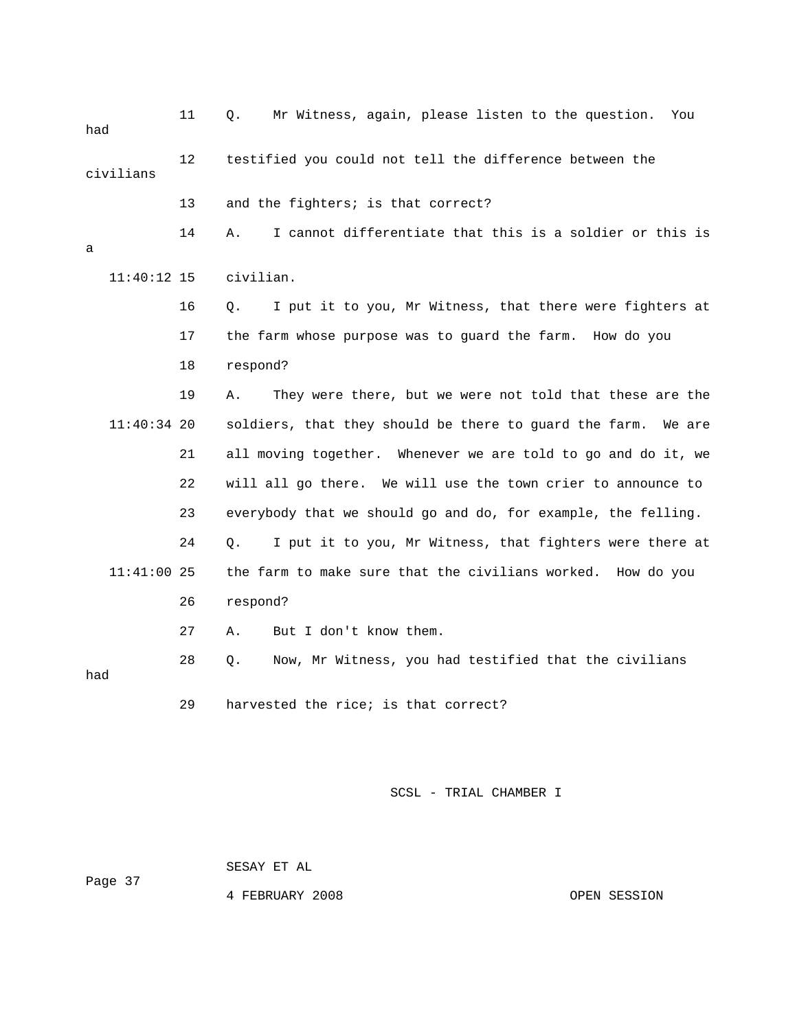11 Q. Mr Witness, again, please listen to the question. You had

12 testified you could not tell the difference between the civilians

13 and the fighters; is that correct?

14 A. I cannot differentiate that this is a soldier or this is a

11:40:12 15 civilian.

16 Q. I put it to you, Mr Witness, that there were fighters at

17 the farm whose purpose was to guard the farm. How do you

18 respond?

19 A. They were there, but we were not told that these are the

11:40:34 20 soldiers, that they should be there to guard the farm. We are

21 all moving together. Whenever we are told to go and do it, we

22 will all go there. We will use the town crier to announce to

23 everybody that we should go and do, for example, the felling.

24 Q. I put it to you, Mr Witness, that fighters were there at

11:41:00 25 the farm to make sure that the civilians worked. How do you

26 respond?

27 A. But I don't know them.

28 Q. Now, Mr Witness, you had testified that the civilians had

29 harvested the rice; is that correct?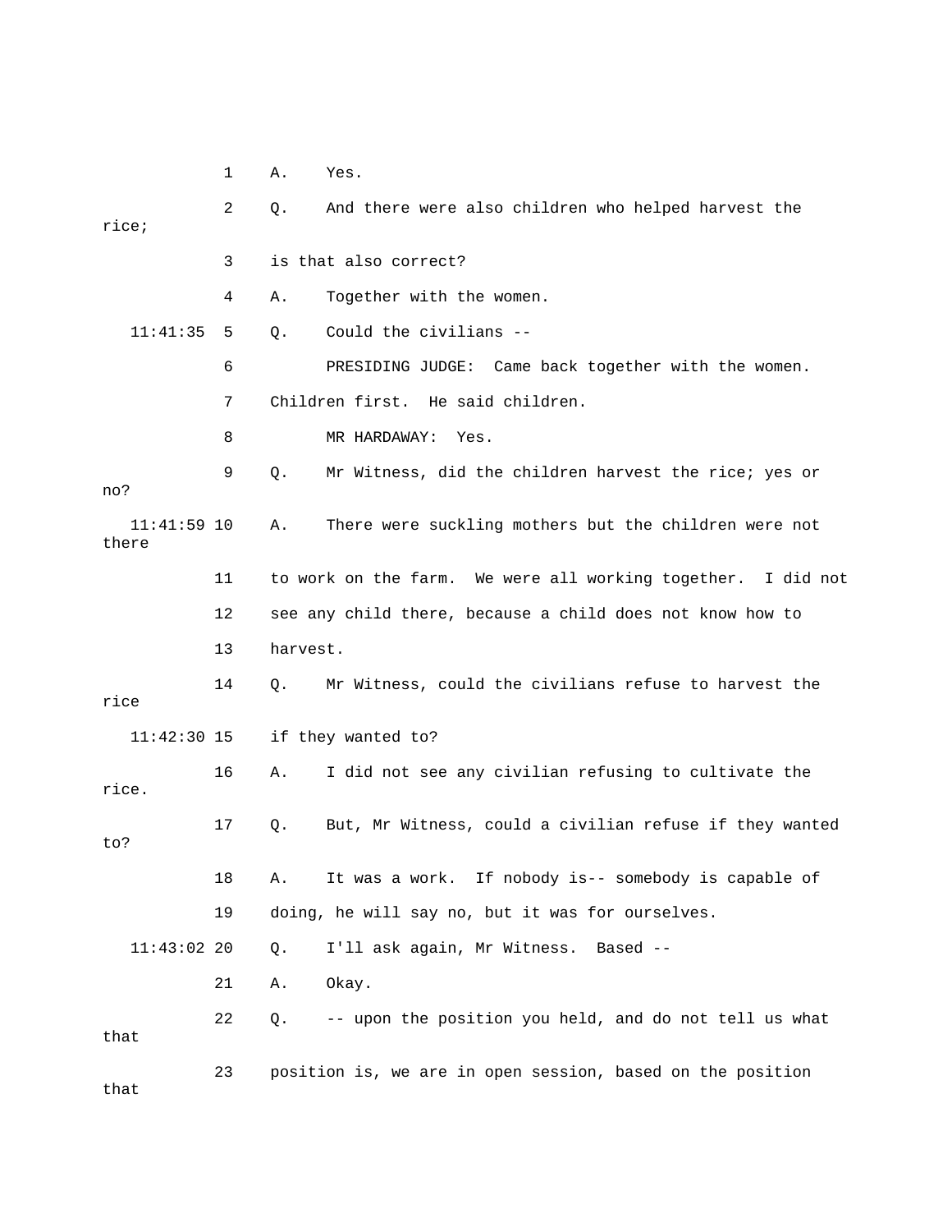1 A. Yes.

2 Q. And there were also children who helped harvest the rice;

3 is that also correct?

4 A. Together with the women.

11:41:35 5 Q. Could the civilians --

6 PRESIDING JUDGE: Came back together with the women.

7 Children first. He said children.

8 MR HARDAWAY: Yes.

9 Q. Mr Witness, did the children harvest the rice; yes or no?

11:41:59 10 A. There were suckling mothers but the children were not there

11 to work on the farm. We were all working together. I did not

12 see any child there, because a child does not know how to

13 harvest.

14 Q. Mr Witness, could the civilians refuse to harvest the rice

11:42:30 15 if they wanted to?

16 A. I did not see any civilian refusing to cultivate the rice.

17 Q. But, Mr Witness, could a civilian refuse if they wanted to?

18 A. It was a work. If nobody is-- somebody is capable of

19 doing, he will say no, but it was for ourselves.

11:43:02 20 Q. I'll ask again, Mr Witness. Based --

21 A. Okay.

22 Q. -- upon the position you held, and do not tell us what that

23 position is, we are in open session, based on the position that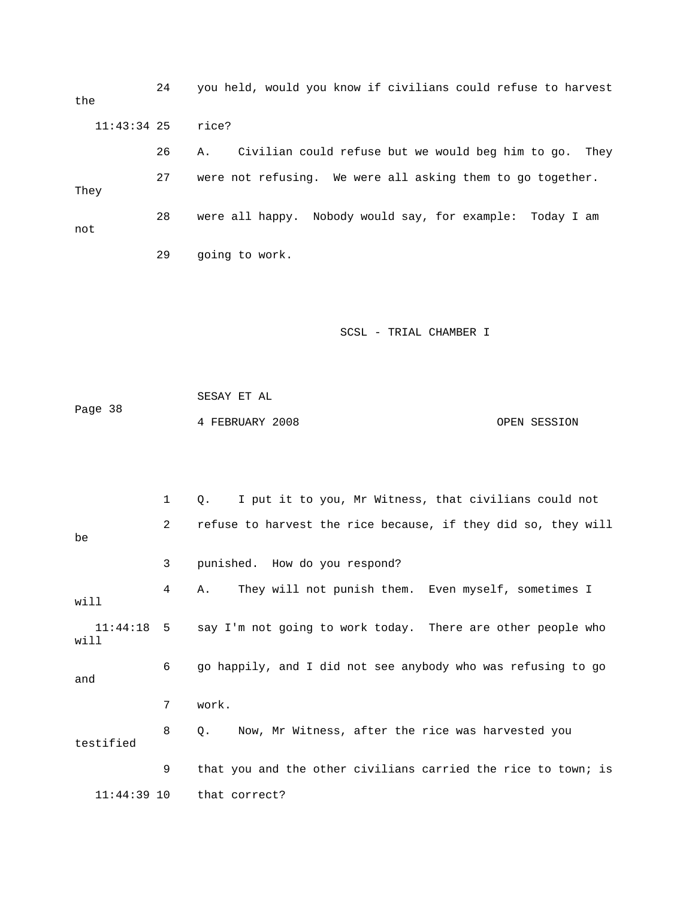24 you held, would you know if civilians could refuse to harvest the

11:43:34 25 rice?

26 A. Civilian could refuse but we would beg him to go. They

27 were not refusing. We were all asking them to go together. They

28 were all happy. Nobody would say, for example: Today I am not

29 going to work.

1 Q. I put it to you, Mr Witness, that civilians could not

2 refuse to harvest the rice because, if they did so, they will be

3 punished. How do you respond?

4 A. They will not punish them. Even myself, sometimes I will

11:44:18 5 say I'm not going to work today. There are other people who will

6 go happily, and I did not see anybody who was refusing to go and

7 work.

8 Q. Now, Mr Witness, after the rice was harvested you testified

9 that you and the other civilians carried the rice to town; is

11:44:39 10 that correct?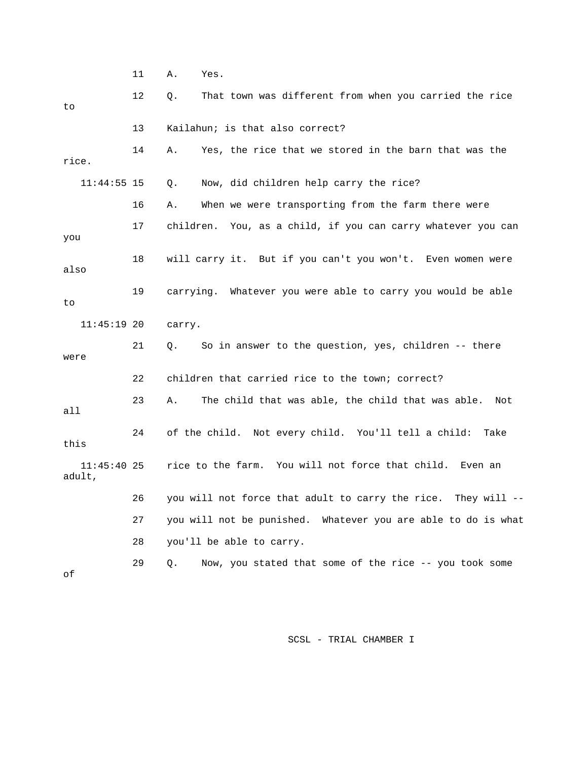11 A. Yes.

12 Q. That town was different from when you carried the rice to

13 Kailahun; is that also correct?

14 A. Yes, the rice that we stored in the barn that was the rice.

11:44:55 15 Q. Now, did children help carry the rice?

16 A. When we were transporting from the farm there were

17 children. You, as a child, if you can carry whatever you can you

18 will carry it. But if you can't you won't. Even women were also

19 carrying. Whatever you were able to carry you would be able to

11:45:19 20 carry.

21 Q. So in answer to the question, yes, children -- there were

22 children that carried rice to the town; correct?

23 A. The child that was able, the child that was able. Not all

24 of the child. Not every child. You'll tell a child: Take this

11:45:40 25 rice to the farm. You will not force that child. Even an adult,

26 you will not force that adult to carry the rice. They will --

27 you will not be punished. Whatever you are able to do is what

28 you'll be able to carry.

29 Q. Now, you stated that some of the rice -- you took some of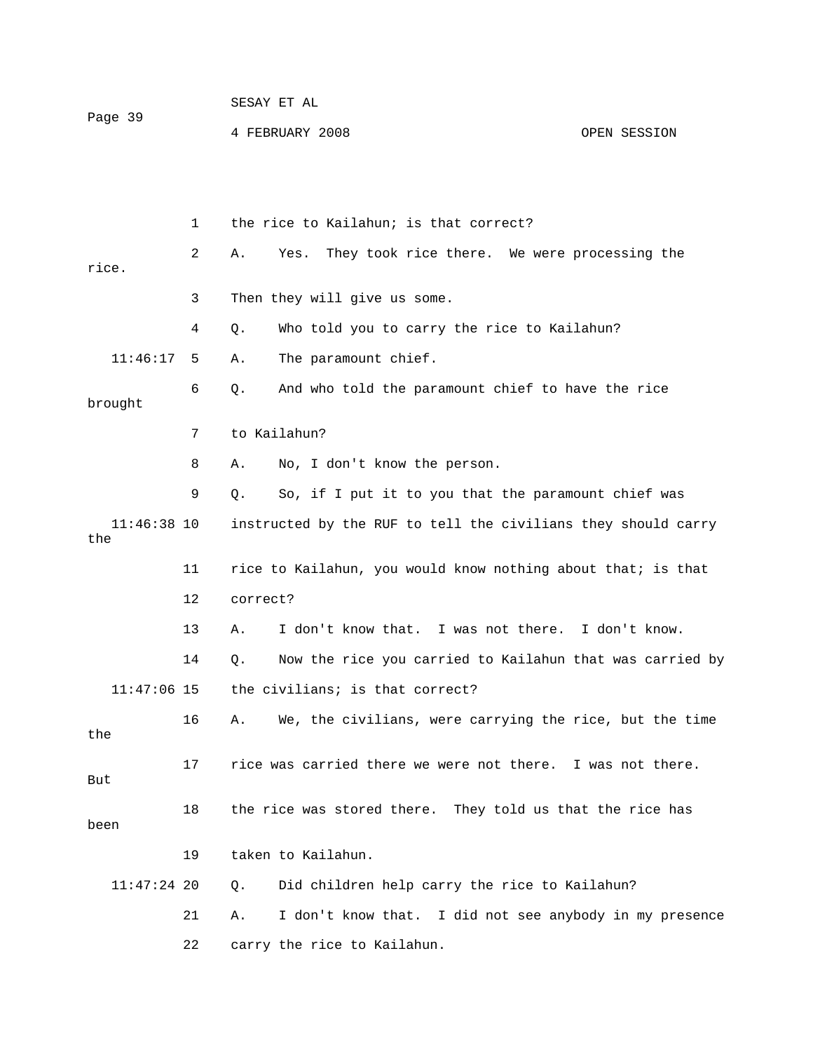the rice to Kailahun; is that correct?

A. Yes. They took rice there. We were processing the rice. Then they will give us some.

Q. Who told you to carry the rice to Kailahun?

A. The paramount chief.

Q. And who told the paramount chief to have the rice brought to Kailahun?

A. No, I don't know the person.

Q. So, if I put it to you that the paramount chief was instructed by the RUF to tell the civilians they should carry the rice to Kailahun, you would know nothing about that; is that correct?

A. I don't know that. I was not there. I don't know.

Q. Now the rice you carried to Kailahun that was carried by the civilians; is that correct?

A. We, the civilians, were carrying the rice, but the time the rice was carried there we were not there. I was not there. But the rice was stored there. They told us that the rice has been taken to Kailahun.

Q. Did children help carry the rice to Kailahun?

A. I don't know that. I did not see anybody in my presence carry the rice to Kailahun.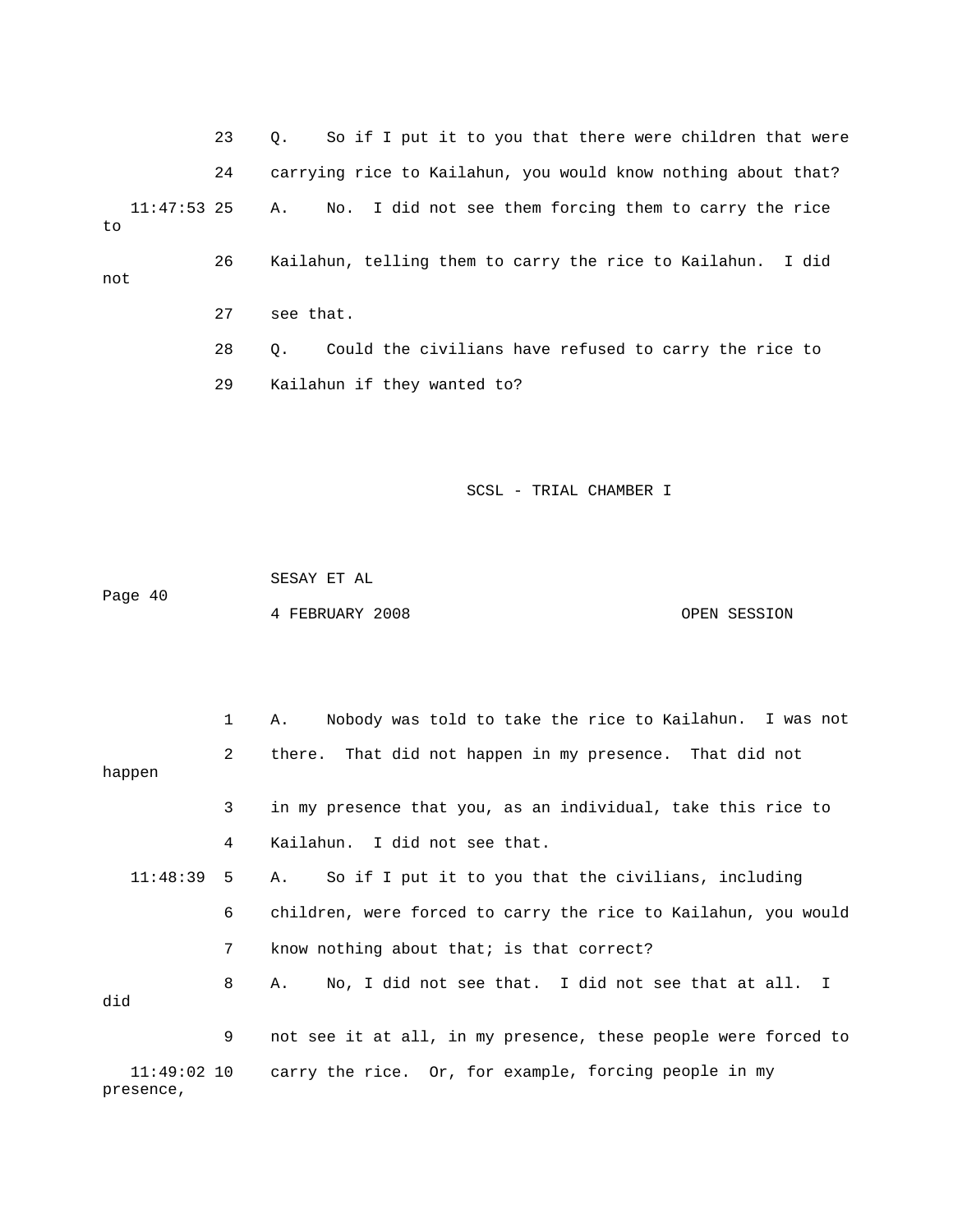23 Q. So if I put it to you that there were children that were

24 carrying rice to Kailahun, you would know nothing about that?

11:47:53 25 A. No. I did not see them forcing them to carry the rice to

26 Kailahun, telling them to carry the rice to Kailahun. I did not

27 see that.

28 Q. Could the civilians have refused to carry the rice to

29 Kailahun if they wanted to?

1 A. Nobody was told to take the rice to Kailahun. I was not

2 there. That did not happen in my presence. That did not happen

3 in my presence that you, as an individual, take this rice to

4 Kailahun. I did not see that.

11:48:39 5 A. So if I put it to you that the civilians, including

6 children, were forced to carry the rice to Kailahun, you would

7 know nothing about that; is that correct?

8 A. No, I did not see that. I did not see that at all. I did

9 not see it at all, in my presence, these people were forced to

11:49:02 10 carry the rice. Or, for example, forcing people in my presence,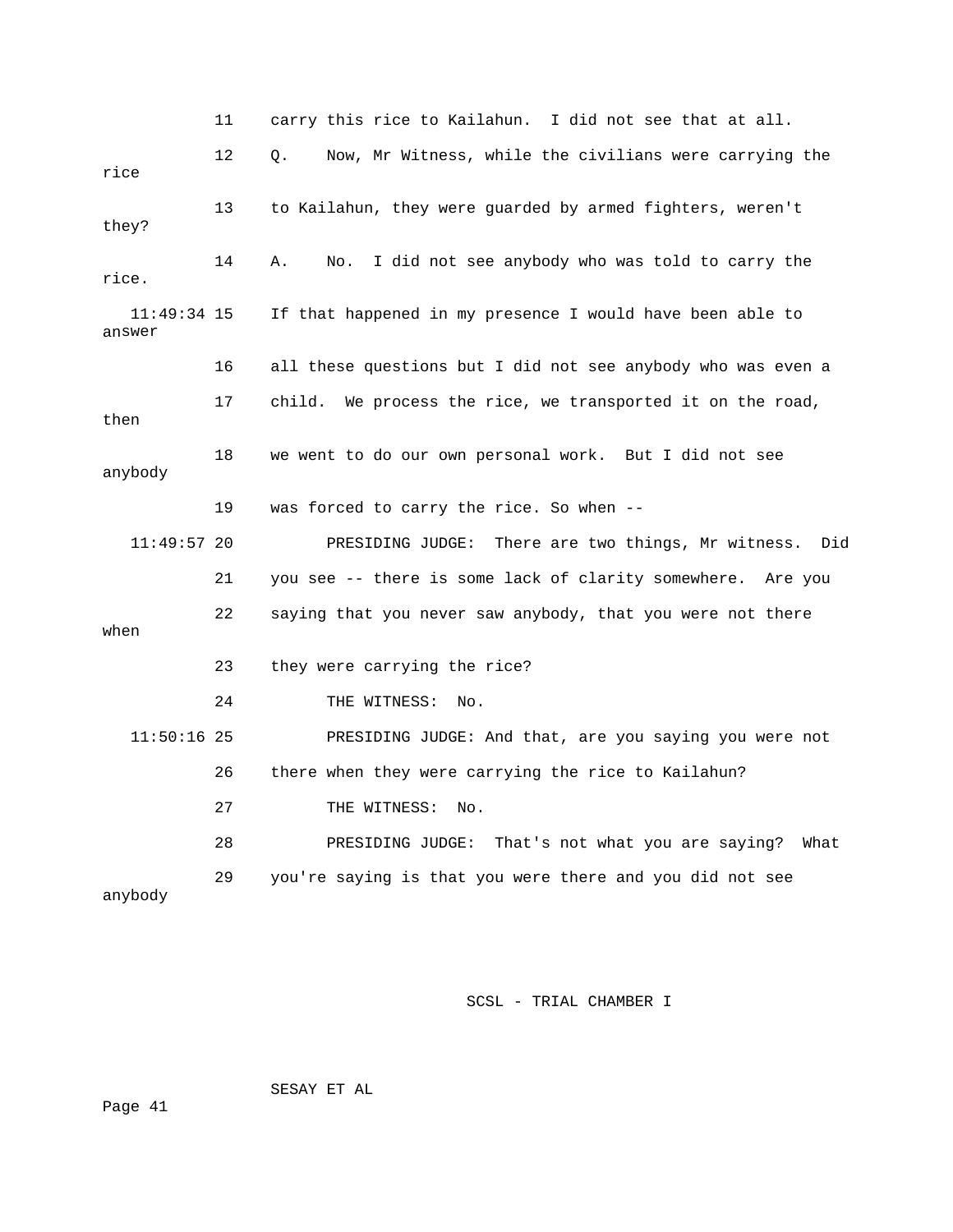11 carry this rice to Kailahun. I did not see that at all.

12 Q. Now, Mr Witness, while the civilians were carrying the rice

13 to Kailahun, they were guarded by armed fighters, weren't they?

14 A. No. I did not see anybody who was told to carry the rice.

11:49:34 15 If that happened in my presence I would have been able to answer

16 all these questions but I did not see anybody who was even a

17 child. We process the rice, we transported it on the road, then

18 we went to do our own personal work. But I did not see anybody

19 was forced to carry the rice. So when --

11:49:57 20 PRESIDING JUDGE: There are two things, Mr witness. Did

21 you see -- there is some lack of clarity somewhere. Are you

22 saying that you never saw anybody, that you were not there when

23 they were carrying the rice?

24 THE WITNESS: No.

11:50:16 25 PRESIDING JUDGE: And that, are you saying you were not

26 there when they were carrying the rice to Kailahun?

27 THE WITNESS: No.

28 PRESIDING JUDGE: That's not what you are saying? What

29 you're saying is that you were there and you did not see anybody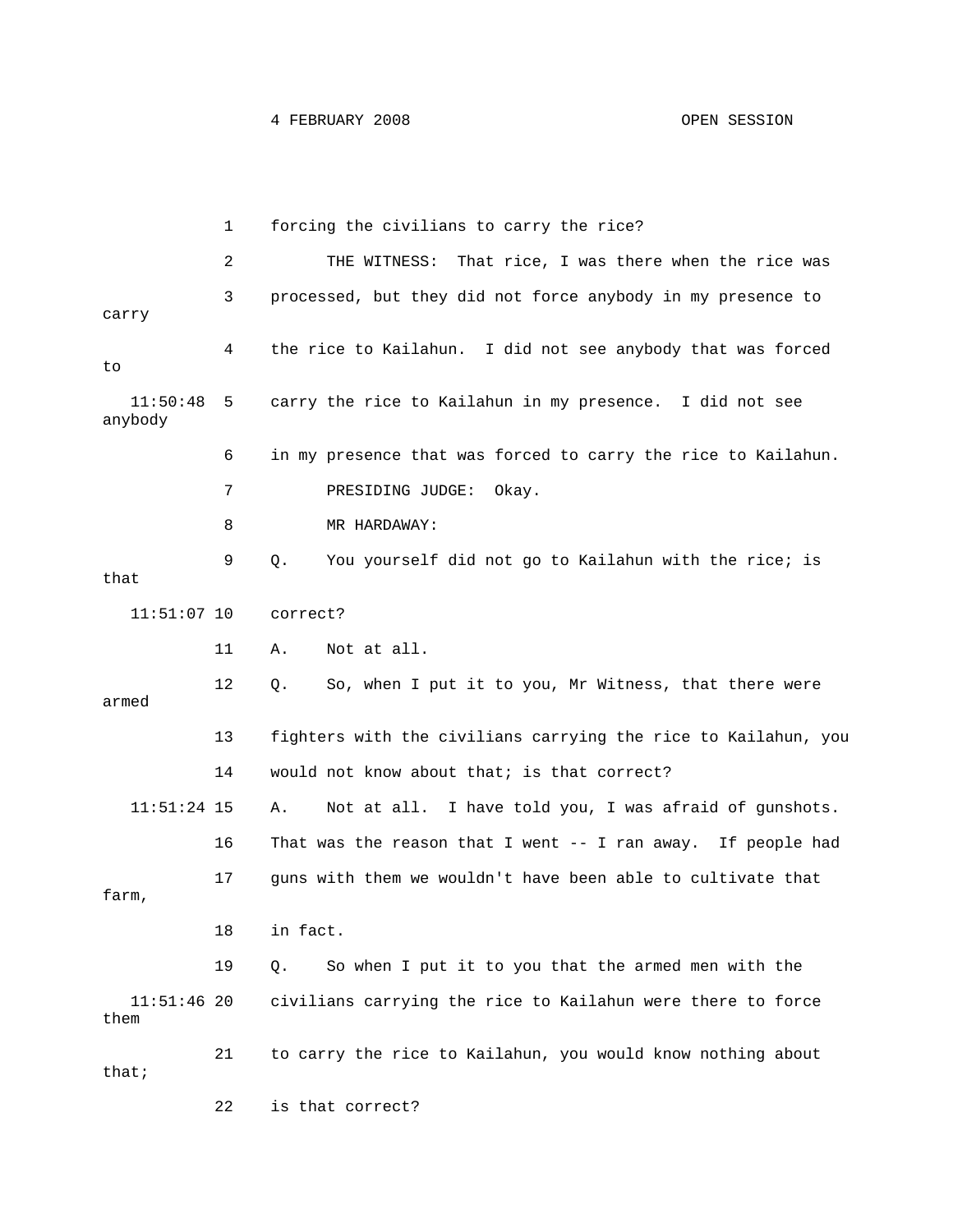1 forcing the civilians to carry the rice?

2 THE WITNESS: That rice, I was there when the rice was

3 processed, but they did not force anybody in my presence to carry

4 the rice to Kailahun. I did not see anybody that was forced to

11:50:48 5 carry the rice to Kailahun in my presence. I did not see anybody

6 in my presence that was forced to carry the rice to Kailahun.

7 PRESIDING JUDGE: Okay.

8 MR HARDAWAY:

9 Q. You yourself did not go to Kailahun with the rice; is that

11:51:07 10 correct?

11 A. Not at all.

12 Q. So, when I put it to you, Mr Witness, that there were armed

13 fighters with the civilians carrying the rice to Kailahun, you

14 would not know about that; is that correct?

11:51:24 15 A. Not at all. I have told you, I was afraid of gunshots.

16 That was the reason that I went -- I ran away. If people had

17 guns with them we wouldn't have been able to cultivate that farm,

18 in fact.

19 Q. So when I put it to you that the armed men with the

11:51:46 20 civilians carrying the rice to Kailahun were there to force them

21 to carry the rice to Kailahun, you would know nothing about that;

22 is that correct?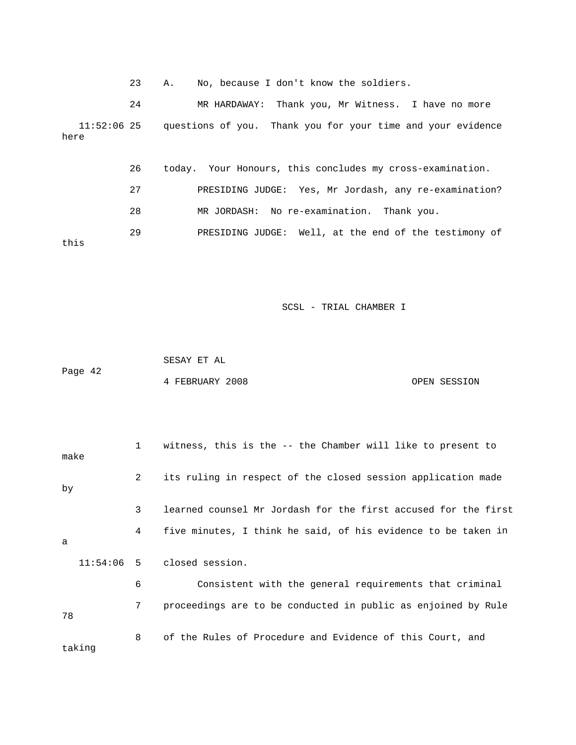23 A. No, because I don't know the soldiers.

24 MR HARDAWAY: Thank you, Mr Witness. I have no more

11:52:06 25 questions of you. Thank you for your time and your evidence here

26 today. Your Honours, this concludes my cross-examination.

27 PRESIDING JUDGE: Yes, Mr Jordash, any re-examination?

28 MR JORDASH: No re-examination. Thank you.

29 PRESIDING JUDGE: Well, at the end of the testimony of this

1 witness, this is the -- the Chamber will like to present to make

2 its ruling in respect of the closed session application made by

3 learned counsel Mr Jordash for the first accused for the first

4 five minutes, I think he said, of his evidence to be taken in a

11:54:06 5 closed session.

6 Consistent with the general requirements that criminal

7 proceedings are to be conducted in public as enjoined by Rule 78

8 of the Rules of Procedure and Evidence of this Court, and taking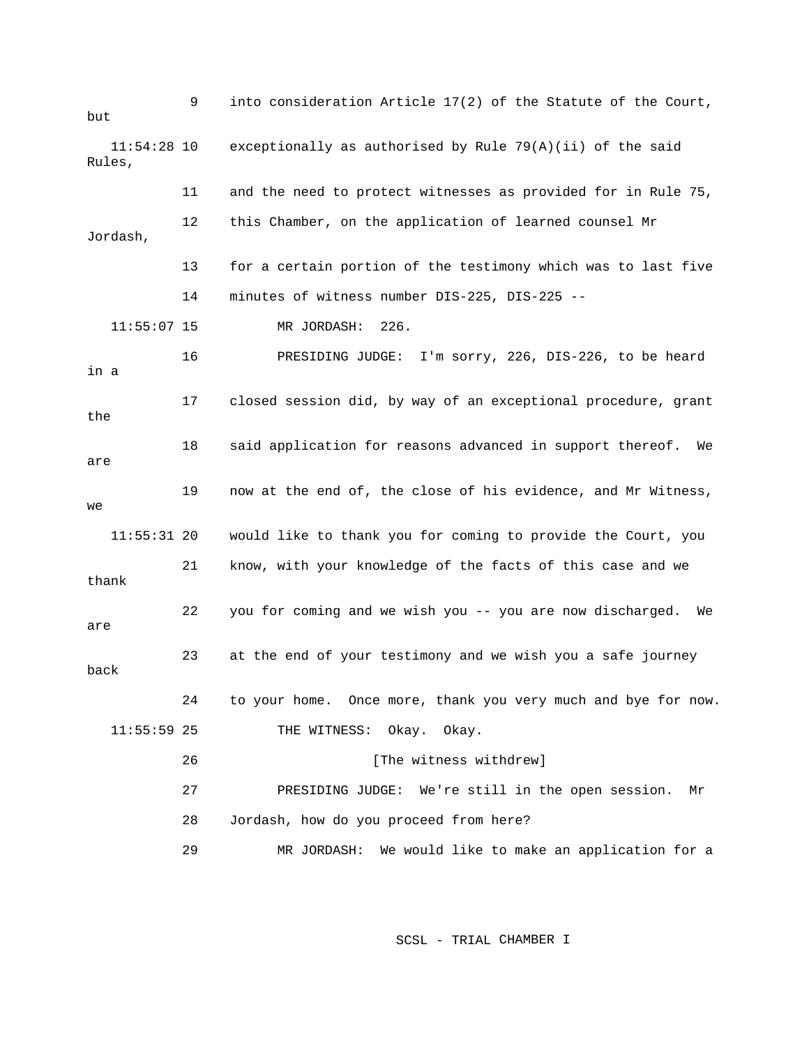9 into consideration Article 17(2) of the Statute of the Court, but

11:54:28 10 exceptionally as authorised by Rule 79(A)(ii) of the said Rules,

11 and the need to protect witnesses as provided for in Rule 75,

12 this Chamber, on the application of learned counsel Mr Jordash,

13 for a certain portion of the testimony which was to last five

14 minutes of witness number DIS-225, DIS-225 --

11:55:07 15 MR JORDASH: 226.

16 PRESIDING JUDGE: I'm sorry, 226, DIS-226, to be heard in a

17 closed session did, by way of an exceptional procedure, grant the

18 said application for reasons advanced in support thereof. We are

19 now at the end of, the close of his evidence, and Mr Witness, we

11:55:31 20 would like to thank you for coming to provide the Court, you

21 know, with your knowledge of the facts of this case and we thank

22 you for coming and we wish you -- you are now discharged. We are

23 at the end of your testimony and we wish you a safe journey back

24 to your home. Once more, thank you very much and bye for now.

11:55:59 25 THE WITNESS: Okay. Okay.

26 [The witness withdrew]

27 PRESIDING JUDGE: We're still in the open session. Mr

28 Jordash, how do you proceed from here?

29 MR JORDASH: We would like to make an application for a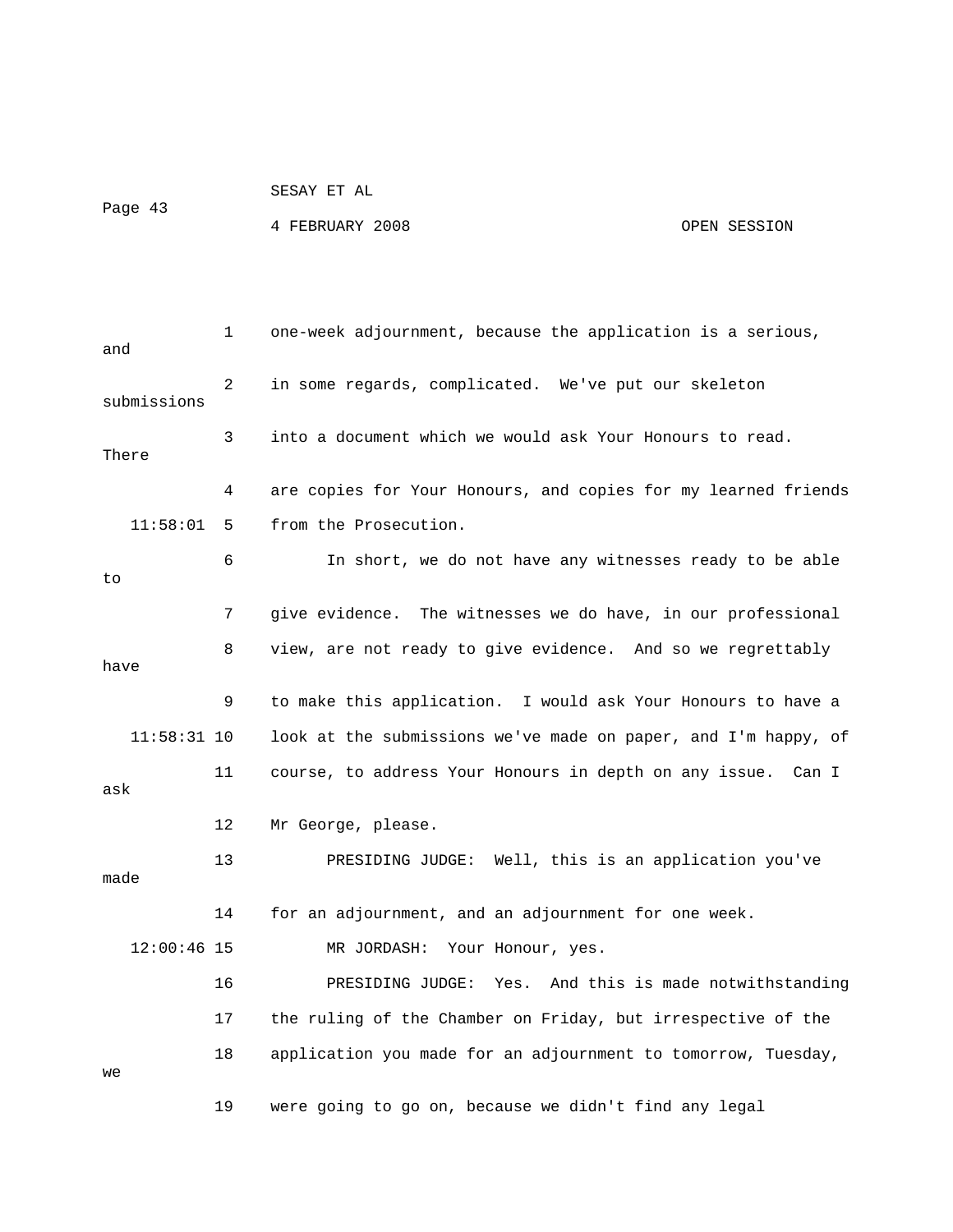1 one-week adjournment, because the application is a serious, and

2 in some regards, complicated. We've put our skeleton submissions

3 into a document which we would ask Your Honours to read. There

4 are copies for Your Honours, and copies for my learned friends

11:58:01 5 from the Prosecution.

6 In short, we do not have any witnesses ready to be able to

7 give evidence. The witnesses we do have, in our professional

8 view, are not ready to give evidence. And so we regrettably have

9 to make this application. I would ask Your Honours to have a

11:58:31 10 look at the submissions we've made on paper, and I'm happy, of

11 course, to address Your Honours in depth on any issue. Can I ask

12 Mr George, please.

13 PRESIDING JUDGE: Well, this is an application you've made

14 for an adjournment, and an adjournment for one week.

12:00:46 15 MR JORDASH: Your Honour, yes.

16 PRESIDING JUDGE: Yes. And this is made notwithstanding

17 the ruling of the Chamber on Friday, but irrespective of the

18 application you made for an adjournment to tomorrow, Tuesday, we

19 were going to go on, because we didn't find any legal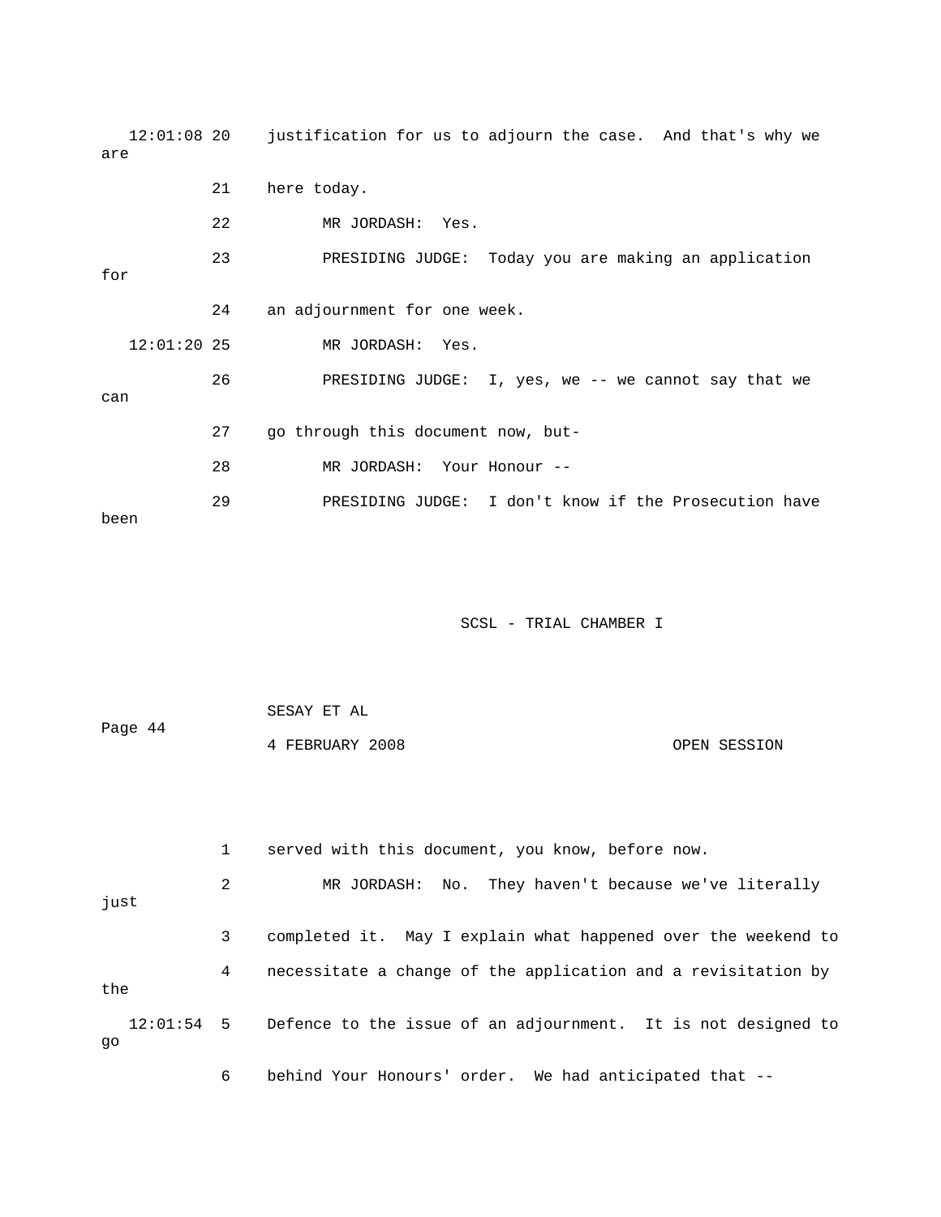12:01:08 20 justification for us to adjourn the case. And that's why we are

21 here today.

22 MR JORDASH: Yes.

23 PRESIDING JUDGE: Today you are making an application for

24 an adjournment for one week.

12:01:20 25 MR JORDASH: Yes.

26 PRESIDING JUDGE: I, yes, we -- we cannot say that we can

27 go through this document now, but-

28 MR JORDASH: Your Honour --

29 PRESIDING JUDGE: I don't know if the Prosecution have been

1 served with this document, you know, before now.

2 MR JORDASH: No. They haven't because we've literally just

3 completed it. May I explain what happened over the weekend to

4 necessitate a change of the application and a revisitation by the

12:01:54 5 Defence to the issue of an adjournment. It is not designed to go

6 behind Your Honours' order. We had anticipated that --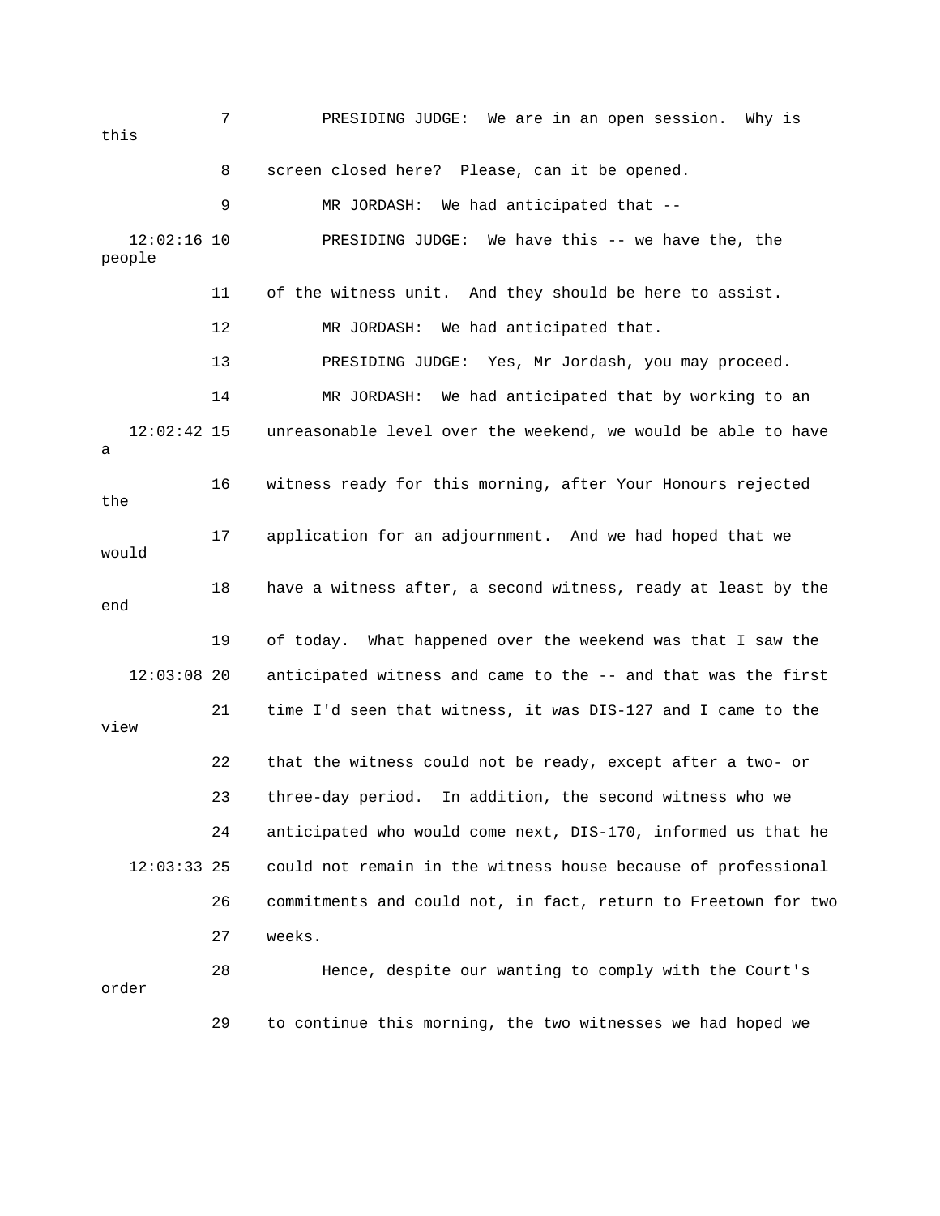7 PRESIDING JUDGE: We are in an open session. Why is this

8 screen closed here? Please, can it be opened.

9 MR JORDASH: We had anticipated that --

12:02:16 10 PRESIDING JUDGE: We have this -- we have the, the people

11 of the witness unit. And they should be here to assist.

12 MR JORDASH: We had anticipated that.

13 PRESIDING JUDGE: Yes, Mr Jordash, you may proceed.

14 MR JORDASH: We had anticipated that by working to an

12:02:42 15 unreasonable level over the weekend, we would be able to have a

16 witness ready for this morning, after Your Honours rejected the

17 application for an adjournment. And we had hoped that we would

18 have a witness after, a second witness, ready at least by the end

19 of today. What happened over the weekend was that I saw the

12:03:08 20 anticipated witness and came to the -- and that was the first

21 time I'd seen that witness, it was DIS-127 and I came to the view

22 that the witness could not be ready, except after a two- or

23 three-day period. In addition, the second witness who we

24 anticipated who would come next, DIS-170, informed us that he

12:03:33 25 could not remain in the witness house because of professional

26 commitments and could not, in fact, return to Freetown for two

27 weeks.

28 Hence, despite our wanting to comply with the Court's order

29 to continue this morning, the two witnesses we had hoped we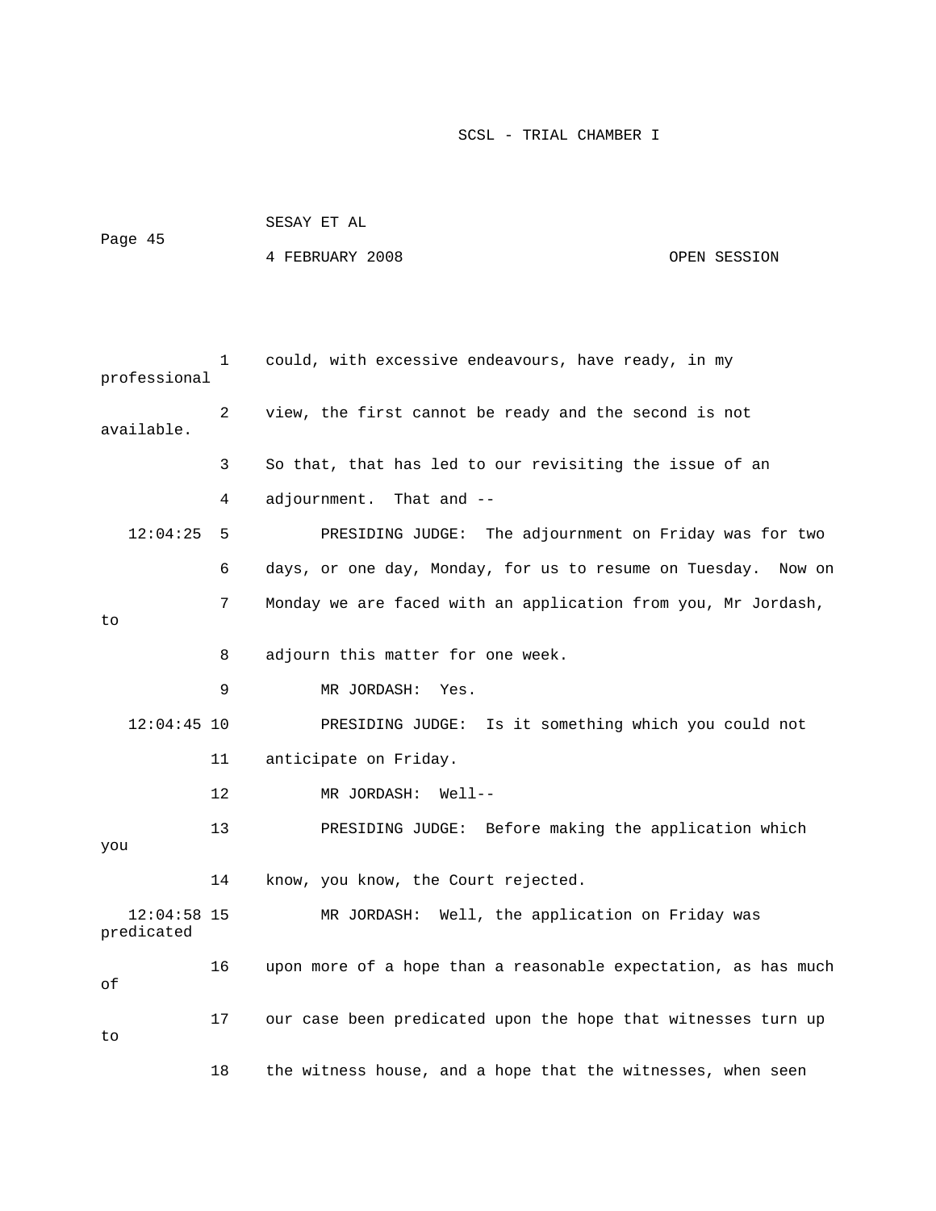1 could, with excessive endeavours, have ready, in my professional

2 view, the first cannot be ready and the second is not available.

3 So that, that has led to our revisiting the issue of an

4 adjournment. That and --

12:04:25 5 PRESIDING JUDGE: The adjournment on Friday was for two

6 days, or one day, Monday, for us to resume on Tuesday. Now on

7 Monday we are faced with an application from you, Mr Jordash, to

8 adjourn this matter for one week.

9 MR JORDASH: Yes.

12:04:45 10 PRESIDING JUDGE: Is it something which you could not

11 anticipate on Friday.

12 MR JORDASH: Well--

13 PRESIDING JUDGE: Before making the application which you

14 know, you know, the Court rejected.

12:04:58 15 MR JORDASH: Well, the application on Friday was predicated

16 upon more of a hope than a reasonable expectation, as has much of

17 our case been predicated upon the hope that witnesses turn up to

18 the witness house, and a hope that the witnesses, when seen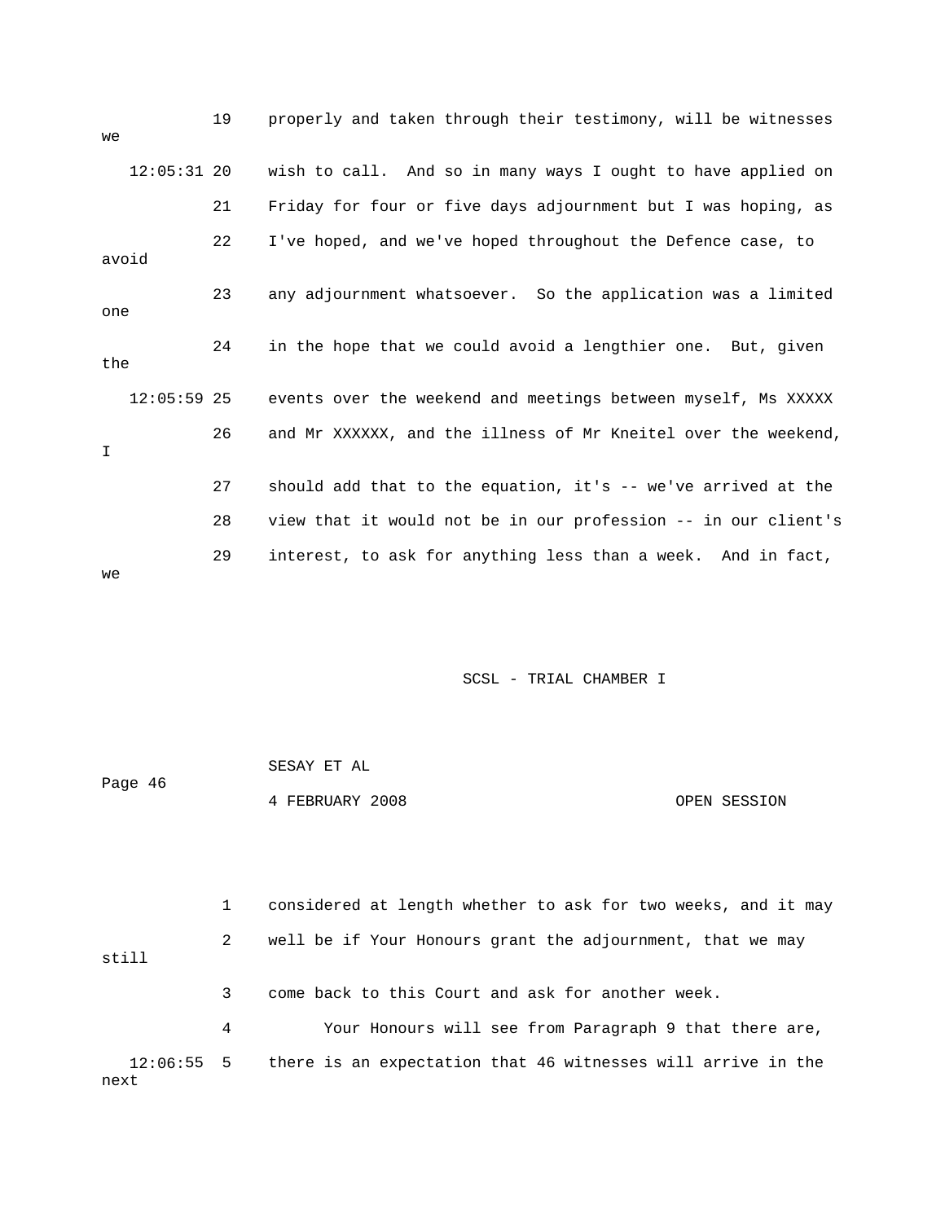19 properly and taken through their testimony, will be witnesses we

12:05:31 20 wish to call. And so in many ways I ought to have applied on

21 Friday for four or five days adjournment but I was hoping, as

22 I've hoped, and we've hoped throughout the Defence case, to avoid

23 any adjournment whatsoever. So the application was a limited one

24 in the hope that we could avoid a lengthier one. But, given the

12:05:59 25 events over the weekend and meetings between myself, Ms XXXXX

26 and Mr XXXXXX, and the illness of Mr Kneitel over the weekend, I

27 should add that to the equation, it's -- we've arrived at the

28 view that it would not be in our profession -- in our client's

29 interest, to ask for anything less than a week. And in fact, we

1 considered at length whether to ask for two weeks, and it may

2 well be if Your Honours grant the adjournment, that we may still

3 come back to this Court and ask for another week.

4 Your Honours will see from Paragraph 9 that there are,

12:06:55 5 there is an expectation that 46 witnesses will arrive in the next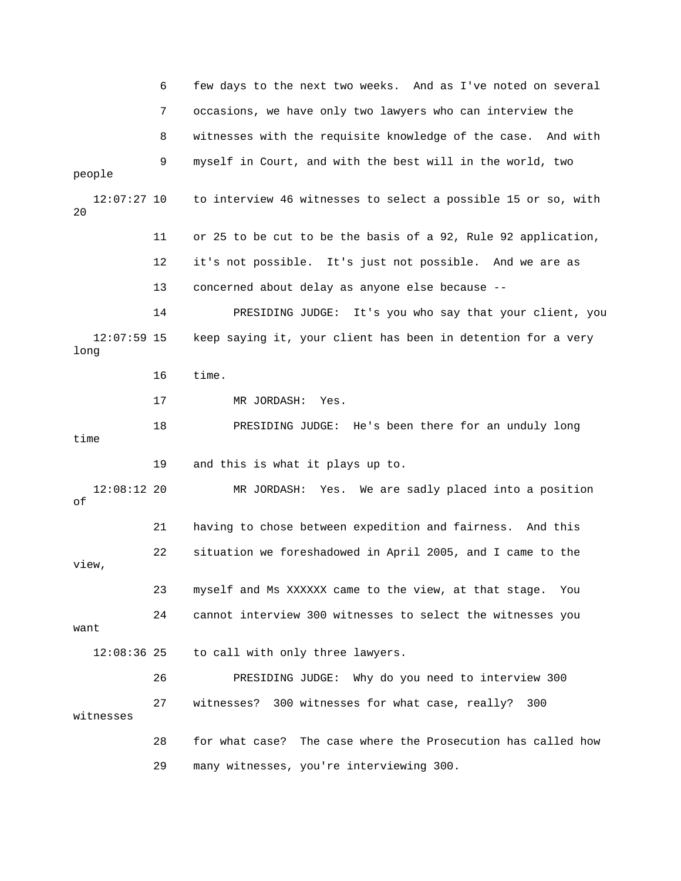6 few days to the next two weeks. And as I've noted on several

7 occasions, we have only two lawyers who can interview the

8 witnesses with the requisite knowledge of the case. And with

9 myself in Court, and with the best will in the world, two people

12:07:27 10 to interview 46 witnesses to select a possible 15 or so, with 20

11 or 25 to be cut to be the basis of a 92, Rule 92 application,

12 it's not possible. It's just not possible. And we are as

13 concerned about delay as anyone else because --

14 PRESIDING JUDGE: It's you who say that your client, you

12:07:59 15 keep saying it, your client has been in detention for a very long

16 time.

17 MR JORDASH: Yes.

18 PRESIDING JUDGE: He's been there for an unduly long time

19 and this is what it plays up to.

12:08:12 20 MR JORDASH: Yes. We are sadly placed into a position of

21 having to chose between expedition and fairness. And this

22 situation we foreshadowed in April 2005, and I came to the view,

23 myself and Ms XXXXXX came to the view, at that stage. You

24 cannot interview 300 witnesses to select the witnesses you want

12:08:36 25 to call with only three lawyers.

26 PRESIDING JUDGE: Why do you need to interview 300

27 witnesses? 300 witnesses for what case, really? 300 witnesses

28 for what case? The case where the Prosecution has called how

29 many witnesses, you're interviewing 300.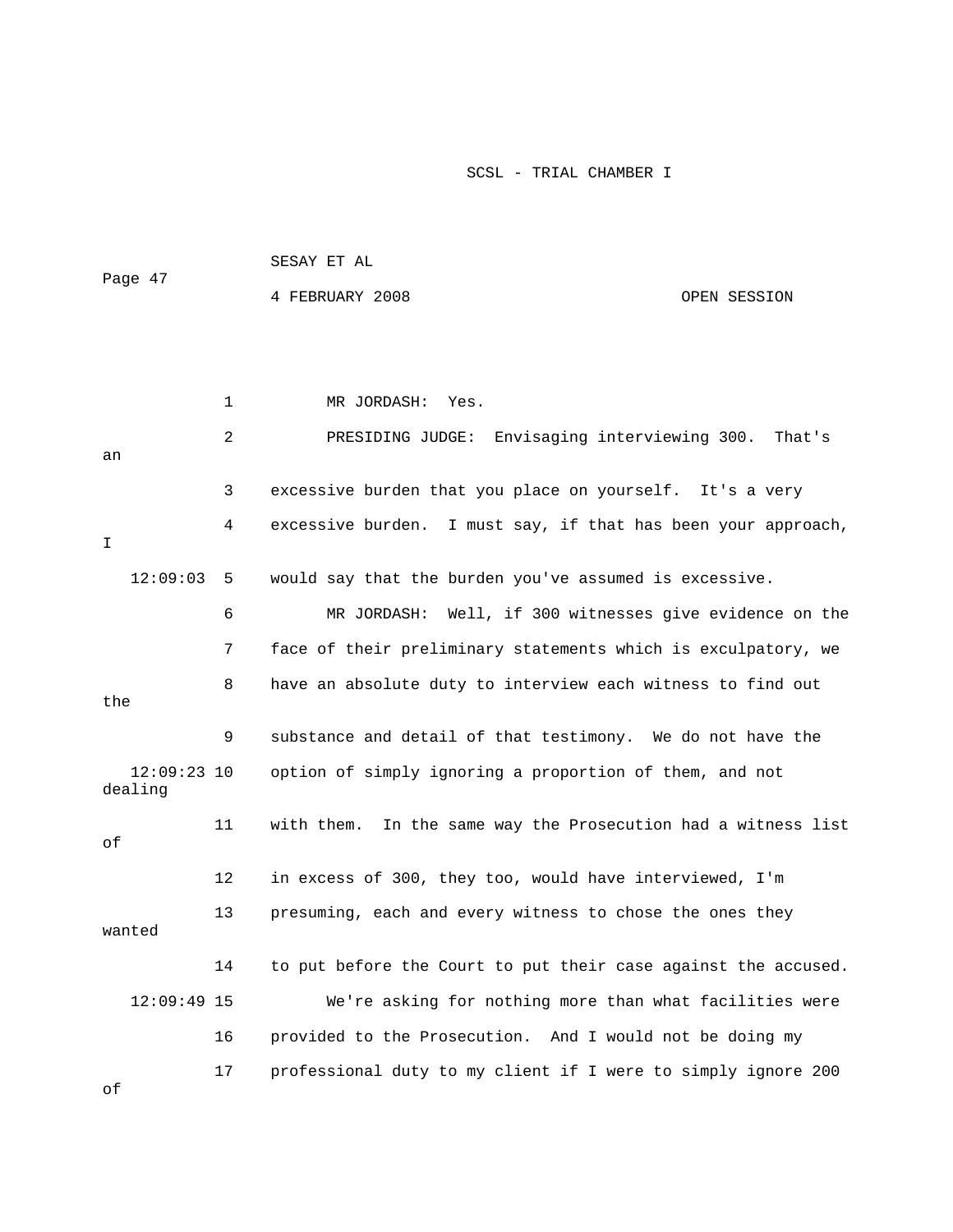1 MR JORDASH: Yes.

2 PRESIDING JUDGE: Envisaging interviewing 300. That's an

3 excessive burden that you place on yourself. It's a very

4 excessive burden. I must say, if that has been your approach, I

12:09:03 5 would say that the burden you've assumed is excessive.

6 MR JORDASH: Well, if 300 witnesses give evidence on the

7 face of their preliminary statements which is exculpatory, we

8 have an absolute duty to interview each witness to find out the

9 substance and detail of that testimony. We do not have the

12:09:23 10 option of simply ignoring a proportion of them, and not dealing

11 with them. In the same way the Prosecution had a witness list of

12 in excess of 300, they too, would have interviewed, I'm

13 presuming, each and every witness to chose the ones they wanted

14 to put before the Court to put their case against the accused.

12:09:49 15 We're asking for nothing more than what facilities were

16 provided to the Prosecution. And I would not be doing my

17 professional duty to my client if I were to simply ignore 200 of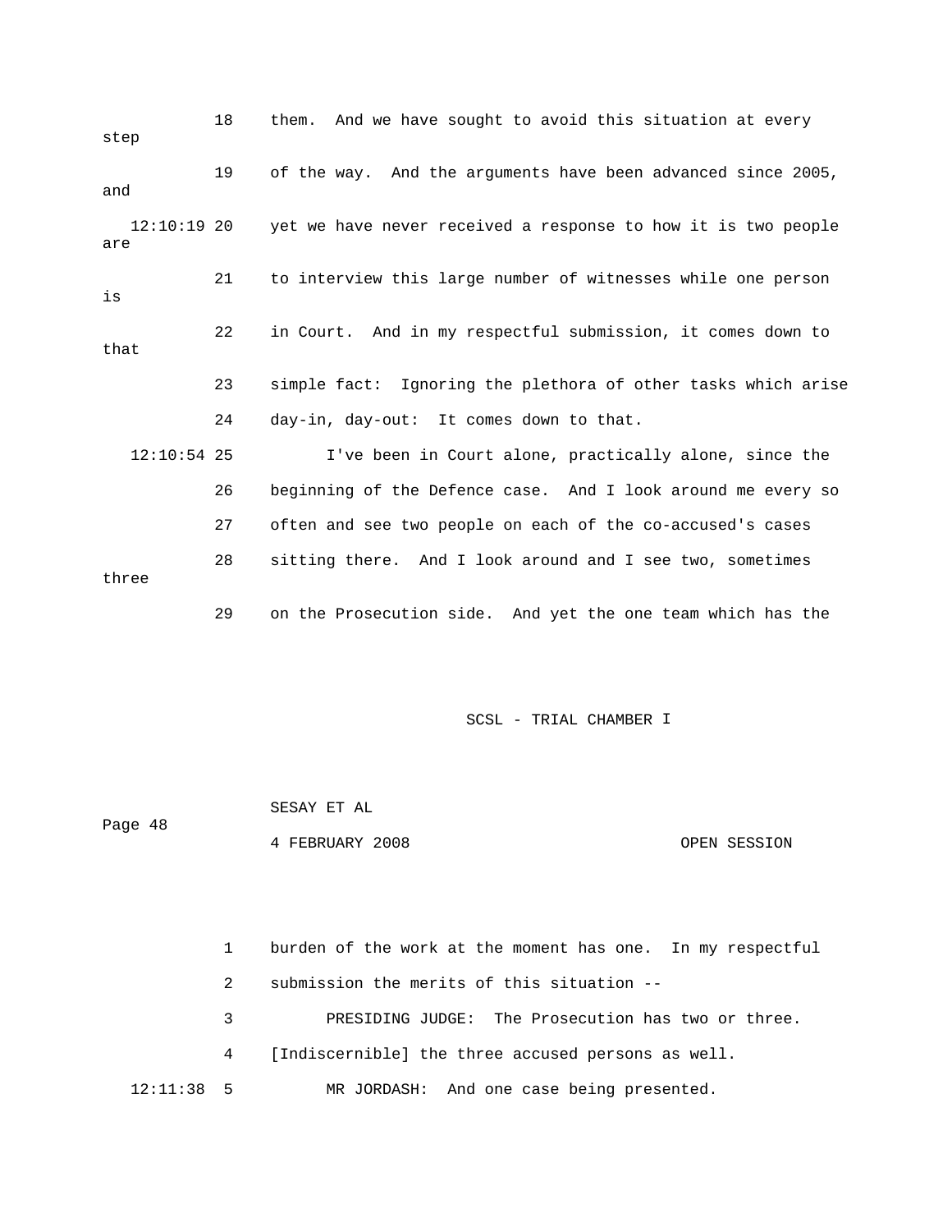18 them. And we have sought to avoid this situation at every step

19 of the way. And the arguments have been advanced since 2005, and

12:10:19 20 yet we have never received a response to how it is two people are

21 to interview this large number of witnesses while one person is

22 in Court. And in my respectful submission, it comes down to that

23 simple fact: Ignoring the plethora of other tasks which arise

24 day-in, day-out: It comes down to that.

12:10:54 25 I've been in Court alone, practically alone, since the

26 beginning of the Defence case. And I look around me every so

27 often and see two people on each of the co-accused's cases

28 sitting there. And I look around and I see two, sometimes three

29 on the Prosecution side. And yet the one team which has the

SESAY ET AL

4 FEBRUARY 2008 OPEN SESSION

1 burden of the work at the moment has one. In my respectful

2 submission the merits of this situation --

3 PRESIDING JUDGE: The Prosecution has two or three.

4 [Indiscernible] the three accused persons as well.

12:11:38 5 MR JORDASH: And one case being presented.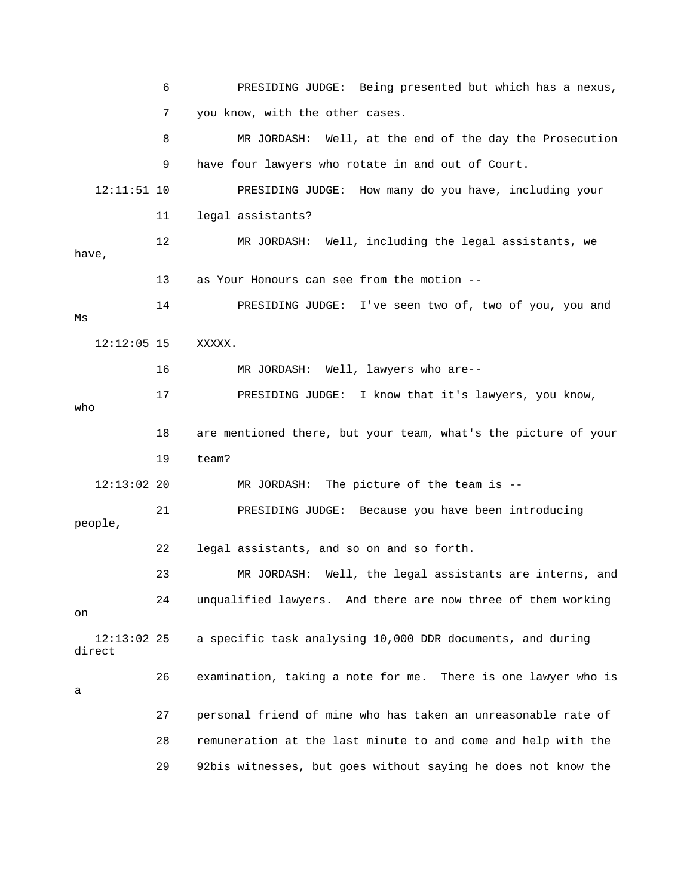6 PRESIDING JUDGE: Being presented but which has a nexus,

7 you know, with the other cases.

8 MR JORDASH: Well, at the end of the day the Prosecution

9 have four lawyers who rotate in and out of Court.

12:11:51 10 PRESIDING JUDGE: How many do you have, including your

11 legal assistants?

12 MR JORDASH: Well, including the legal assistants, we have,

13 as Your Honours can see from the motion --

14 PRESIDING JUDGE: I've seen two of, two of you, you and Ms

12:12:05 15 XXXXX.

16 MR JORDASH: Well, lawyers who are--

17 PRESIDING JUDGE: I know that it's lawyers, you know, who

18 are mentioned there, but your team, what's the picture of your

19 team?

12:13:02 20 MR JORDASH: The picture of the team is --

21 PRESIDING JUDGE: Because you have been introducing people,

22 legal assistants, and so on and so forth.

23 MR JORDASH: Well, the legal assistants are interns, and

24 unqualified lawyers. And there are now three of them working on

12:13:02 25 a specific task analysing 10,000 DDR documents, and during direct

26 examination, taking a note for me. There is one lawyer who is a

27 personal friend of mine who has taken an unreasonable rate of

28 remuneration at the last minute to and come and help with the

29 92bis witnesses, but goes without saying he does not know the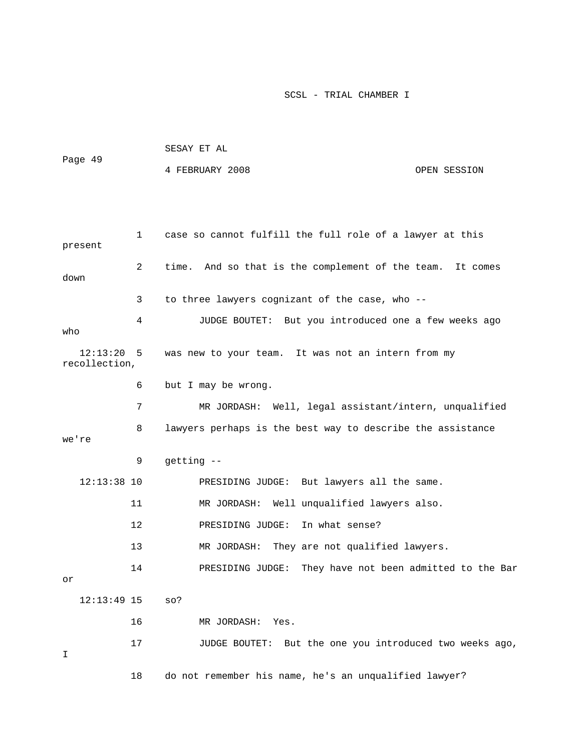1 case so cannot fulfill the full role of a lawyer at this present

2 time. And so that is the complement of the team. It comes down

3 to three lawyers cognizant of the case, who --

4 JUDGE BOUTET: But you introduced one a few weeks ago who

12:13:20 5 was new to your team. It was not an intern from my recollection,

6 but I may be wrong.

7 MR JORDASH: Well, legal assistant/intern, unqualified

8 lawyers perhaps is the best way to describe the assistance we're

9 getting --

12:13:38 10 PRESIDING JUDGE: But lawyers all the same.

11 MR JORDASH: Well unqualified lawyers also.

12 PRESIDING JUDGE: In what sense?

13 MR JORDASH: They are not qualified lawyers.

14 PRESIDING JUDGE: They have not been admitted to the Bar or

12:13:49 15 so?

16 MR JORDASH: Yes.

17 JUDGE BOUTET: But the one you introduced two weeks ago, I

18 do not remember his name, he's an unqualified lawyer?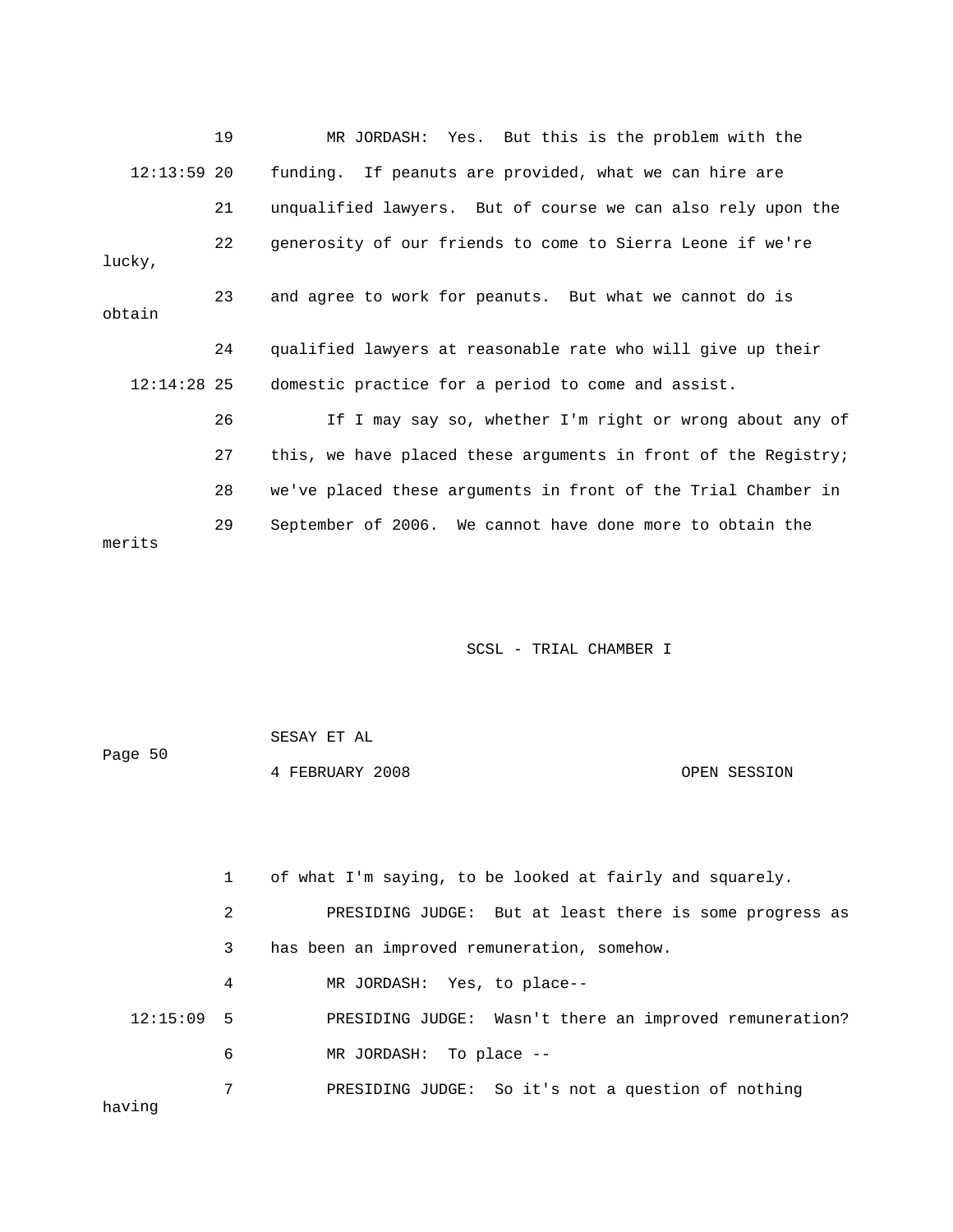19 MR JORDASH: Yes. But this is the problem with the

12:13:59 20 funding. If peanuts are provided, what we can hire are

21 unqualified lawyers. But of course we can also rely upon the

22 generosity of our friends to come to Sierra Leone if we're lucky,

23 and agree to work for peanuts. But what we cannot do is obtain

24 qualified lawyers at reasonable rate who will give up their

12:14:28 25 domestic practice for a period to come and assist.

26 If I may say so, whether I'm right or wrong about any of

27 this, we have placed these arguments in front of the Registry;

28 we've placed these arguments in front of the Trial Chamber in

29 September of 2006. We cannot have done more to obtain the merits

SCSL - TRIAL CHAMBER I

SESAY ET AL

4 FEBRUARY 2008 OPEN SESSION

1 of what I'm saying, to be looked at fairly and squarely.

2 PRESIDING JUDGE: But at least there is some progress as

3 has been an improved remuneration, somehow.

4 MR JORDASH: Yes, to place--

12:15:09 5 PRESIDING JUDGE: Wasn't there an improved remuneration?

6 MR JORDASH: To place --

7 PRESIDING JUDGE: So it's not a question of nothing having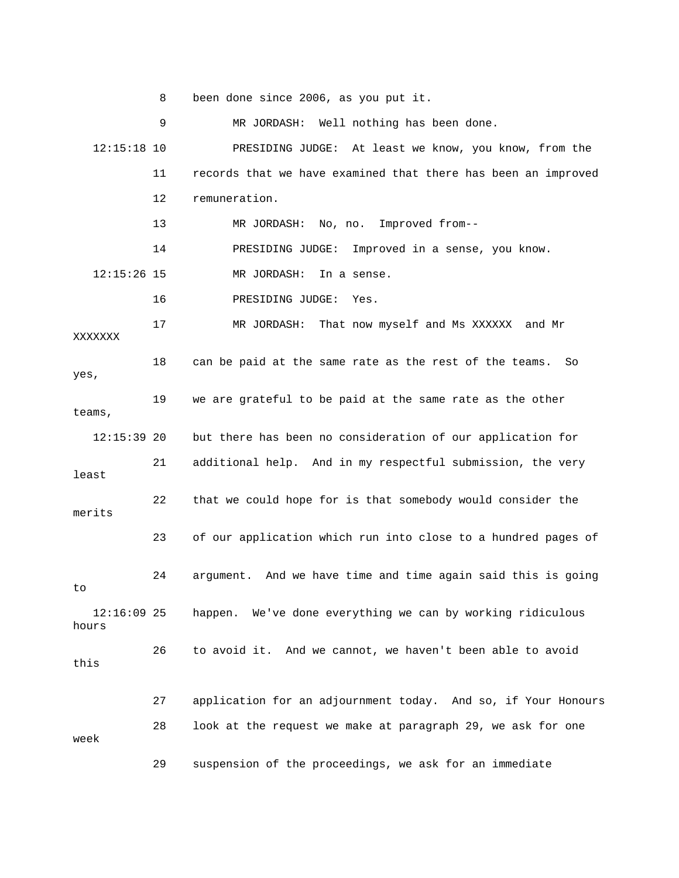8 been done since 2006, as you put it.

9 MR JORDASH: Well nothing has been done.

12:15:18 10 PRESIDING JUDGE: At least we know, you know, from the

11 records that we have examined that there has been an improved

12 remuneration.

13 MR JORDASH: No, no. Improved from--

14 PRESIDING JUDGE: Improved in a sense, you know.

12:15:26 15 MR JORDASH: In a sense.

16 PRESIDING JUDGE: Yes.

17 MR JORDASH: That now myself and Ms XXXXXX and Mr XXXXXXX

18 can be paid at the same rate as the rest of the teams. So yes,

19 we are grateful to be paid at the same rate as the other teams,

12:15:39 20 but there has been no consideration of our application for

21 additional help. And in my respectful submission, the very least

22 that we could hope for is that somebody would consider the merits

23 of our application which run into close to a hundred pages of

24 argument. And we have time and time again said this is going to

12:16:09 25 happen. We've done everything we can by working ridiculous hours

26 to avoid it. And we cannot, we haven't been able to avoid this

27 application for an adjournment today. And so, if Your Honours

28 look at the request we make at paragraph 29, we ask for one week

29 suspension of the proceedings, we ask for an immediate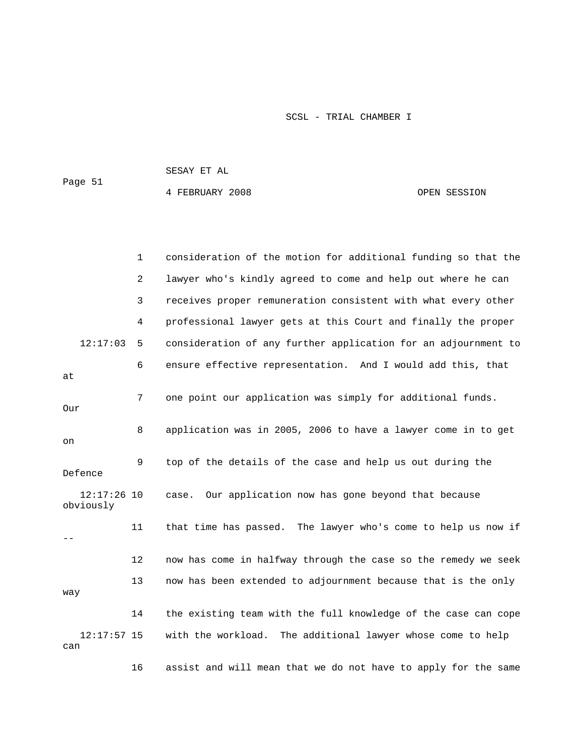1 consideration of the motion for additional funding so that the

2 lawyer who's kindly agreed to come and help out where he can

3 receives proper remuneration consistent with what every other

4 professional lawyer gets at this Court and finally the proper

12:17:03 5 consideration of any further application for an adjournment to

6 ensure effective representation. And I would add this, that at

7 one point our application was simply for additional funds. Our

8 application was in 2005, 2006 to have a lawyer come in to get on

9 top of the details of the case and help us out during the Defence

12:17:26 10 case. Our application now has gone beyond that because obviously

11 that time has passed. The lawyer who's come to help us now if --

12 now has come in halfway through the case so the remedy we seek

13 now has been extended to adjournment because that is the only way

14 the existing team with the full knowledge of the case can cope

12:17:57 15 with the workload. The additional lawyer whose come to help can

16 assist and will mean that we do not have to apply for the same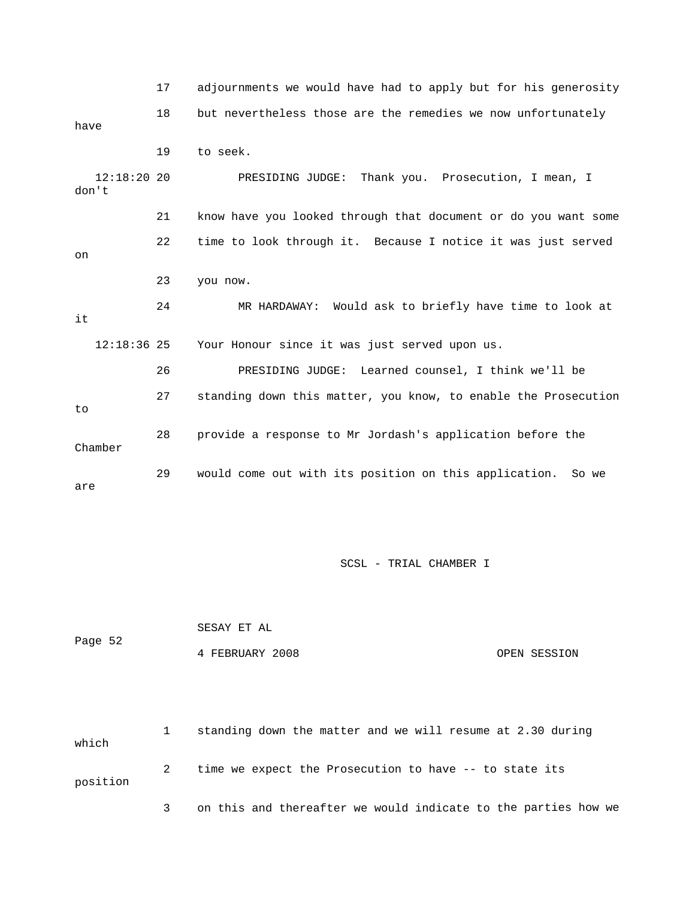17 adjournments we would have had to apply but for his generosity

18 but nevertheless those are the remedies we now unfortunately have

19 to seek.

12:18:20 20 PRESIDING JUDGE: Thank you. Prosecution, I mean, I don't

21 know have you looked through that document or do you want some

22 time to look through it. Because I notice it was just served on

23 you now.

24 MR HARDAWAY: Would ask to briefly have time to look at it

12:18:36 25 Your Honour since it was just served upon us.

26 PRESIDING JUDGE: Learned counsel, I think we'll be

27 standing down this matter, you know, to enable the Prosecution to

28 provide a response to Mr Jordash's application before the Chamber

29 would come out with its position on this application. So we are

1 standing down the matter and we will resume at 2.30 during which

2 time we expect the Prosecution to have -- to state its position

3 on this and thereafter we would indicate to the parties how we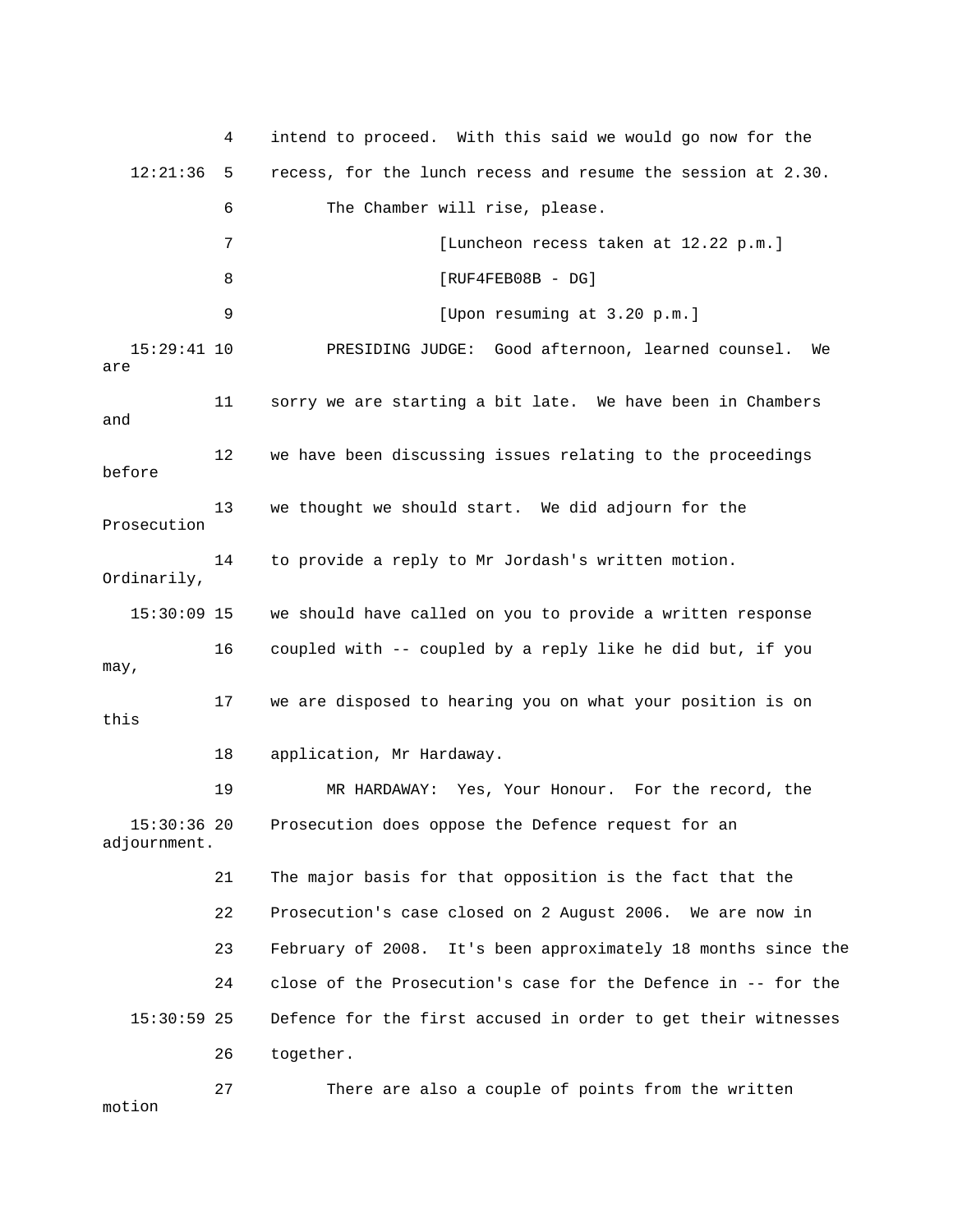4 intend to proceed. With this said we would go now for the

12:21:36 5 recess, for the lunch recess and resume the session at 2.30.

6 The Chamber will rise, please.

7 [Luncheon recess taken at 12.22 p.m.]

8 [RUF4FEB08B - DG]

9 [Upon resuming at 3.20 p.m.]

15:29:41 10 PRESIDING JUDGE: Good afternoon, learned counsel. We are

11 sorry we are starting a bit late. We have been in Chambers and

12 we have been discussing issues relating to the proceedings before

13 we thought we should start. We did adjourn for the Prosecution

14 to provide a reply to Mr Jordash's written motion. Ordinarily,

15:30:09 15 we should have called on you to provide a written response

16 coupled with -- coupled by a reply like he did but, if you may,

17 we are disposed to hearing you on what your position is on this

18 application, Mr Hardaway.

19 MR HARDAWAY: Yes, Your Honour. For the record, the

15:30:36 20 Prosecution does oppose the Defence request for an adjournment.

21 The major basis for that opposition is the fact that the

22 Prosecution's case closed on 2 August 2006. We are now in

23 February of 2008. It's been approximately 18 months since the

24 close of the Prosecution's case for the Defence in -- for the

15:30:59 25 Defence for the first accused in order to get their witnesses

26 together.

27 There are also a couple of points from the written motion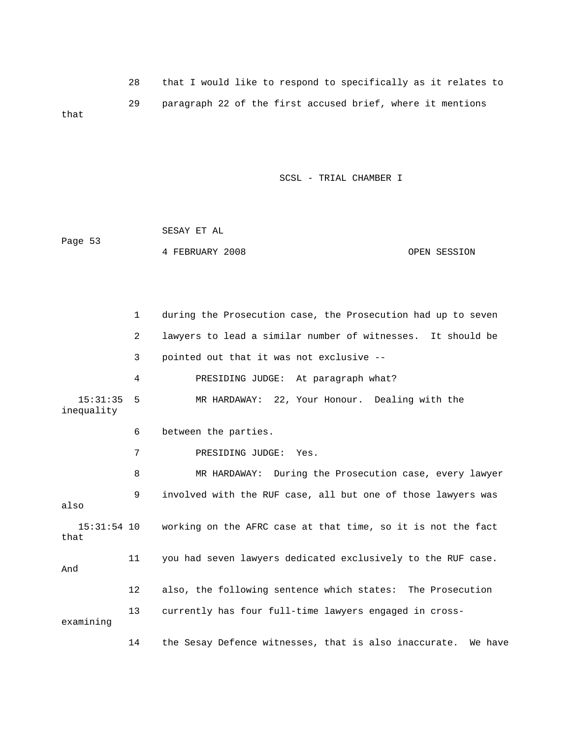28 that I would like to respond to specifically as it relates to

29 paragraph 22 of the first accused brief, where it mentions that

1 during the Prosecution case, the Prosecution had up to seven

2 lawyers to lead a similar number of witnesses. It should be

3 pointed out that it was not exclusive --

4 PRESIDING JUDGE: At paragraph what?

15:31:35 5 MR HARDAWAY: 22, Your Honour. Dealing with the inequality

6 between the parties.

7 PRESIDING JUDGE: Yes.

8 MR HARDAWAY: During the Prosecution case, every lawyer

9 involved with the RUF case, all but one of those lawyers was also

15:31:54 10 working on the AFRC case at that time, so it is not the fact that

11 you had seven lawyers dedicated exclusively to the RUF case. And

12 also, the following sentence which states: The Prosecution

13 currently has four full-time lawyers engaged in cross-examining

14 the Sesay Defence witnesses, that is also inaccurate. We have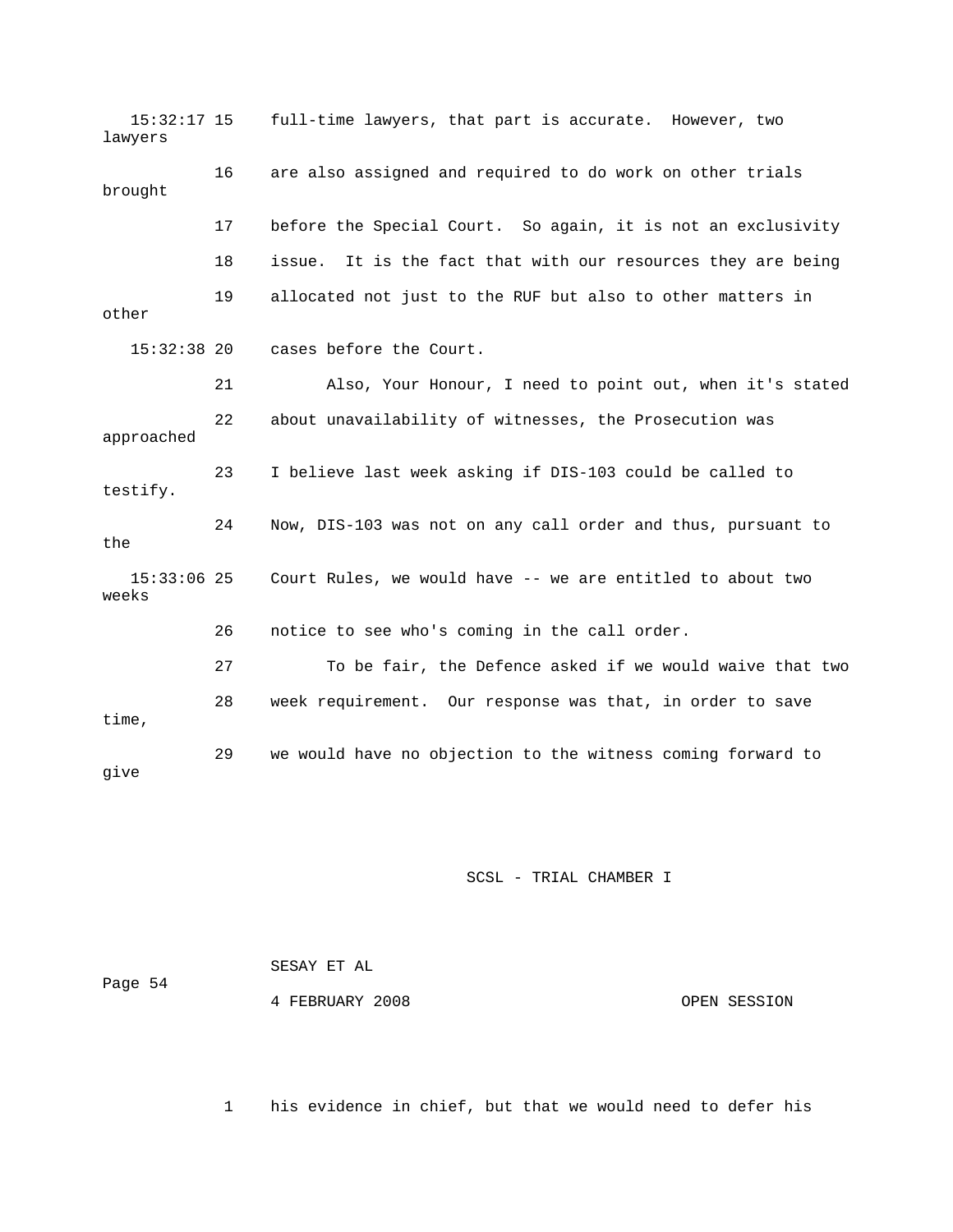15:32:17 15 full-time lawyers, that part is accurate. However, two lawyers

16 are also assigned and required to do work on other trials brought

17 before the Special Court. So again, it is not an exclusivity

18 issue. It is the fact that with our resources they are being

19 allocated not just to the RUF but also to other matters in other

15:32:38 20 cases before the Court.

21 Also, Your Honour, I need to point out, when it's stated

22 about unavailability of witnesses, the Prosecution was approached

23 I believe last week asking if DIS-103 could be called to testify.

24 Now, DIS-103 was not on any call order and thus, pursuant to the

15:33:06 25 Court Rules, we would have -- we are entitled to about two weeks

26 notice to see who's coming in the call order.

27 To be fair, the Defence asked if we would waive that two

28 week requirement. Our response was that, in order to save time,

29 we would have no objection to the witness coming forward to give

1 his evidence in chief, but that we would need to defer his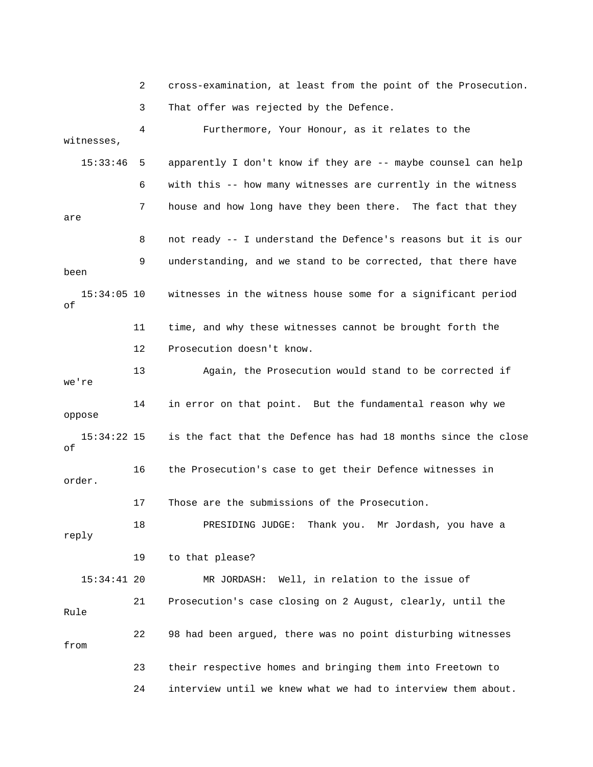cross-examination, at least from the point of the Prosecution. That offer was rejected by the Defence.

Furthermore, Your Honour, as it relates to the witnesses, apparently I don't know if they are -- maybe counsel can help with this -- how many witnesses are currently in the witness house and how long have they been there. The fact that they are not ready -- I understand the Defence's reasons but it is our understanding, and we stand to be corrected, that there have been witnesses in the witness house some for a significant period of time, and why these witnesses cannot be brought forth the Prosecution doesn't know.

Again, the Prosecution would stand to be corrected if we're in error on that point. But the fundamental reason why we oppose is the fact that the Defence has had 18 months since the close of the Prosecution's case to get their Defence witnesses in order. Those are the submissions of the Prosecution.

PRESIDING JUDGE: Thank you. Mr Jordash, you have a reply to that please?

MR JORDASH: Well, in relation to the issue of Prosecution's case closing on 2 August, clearly, until the Rule 98 had been argued, there was no point disturbing witnesses from their respective homes and bringing them into Freetown to interview until we knew what we had to interview them about.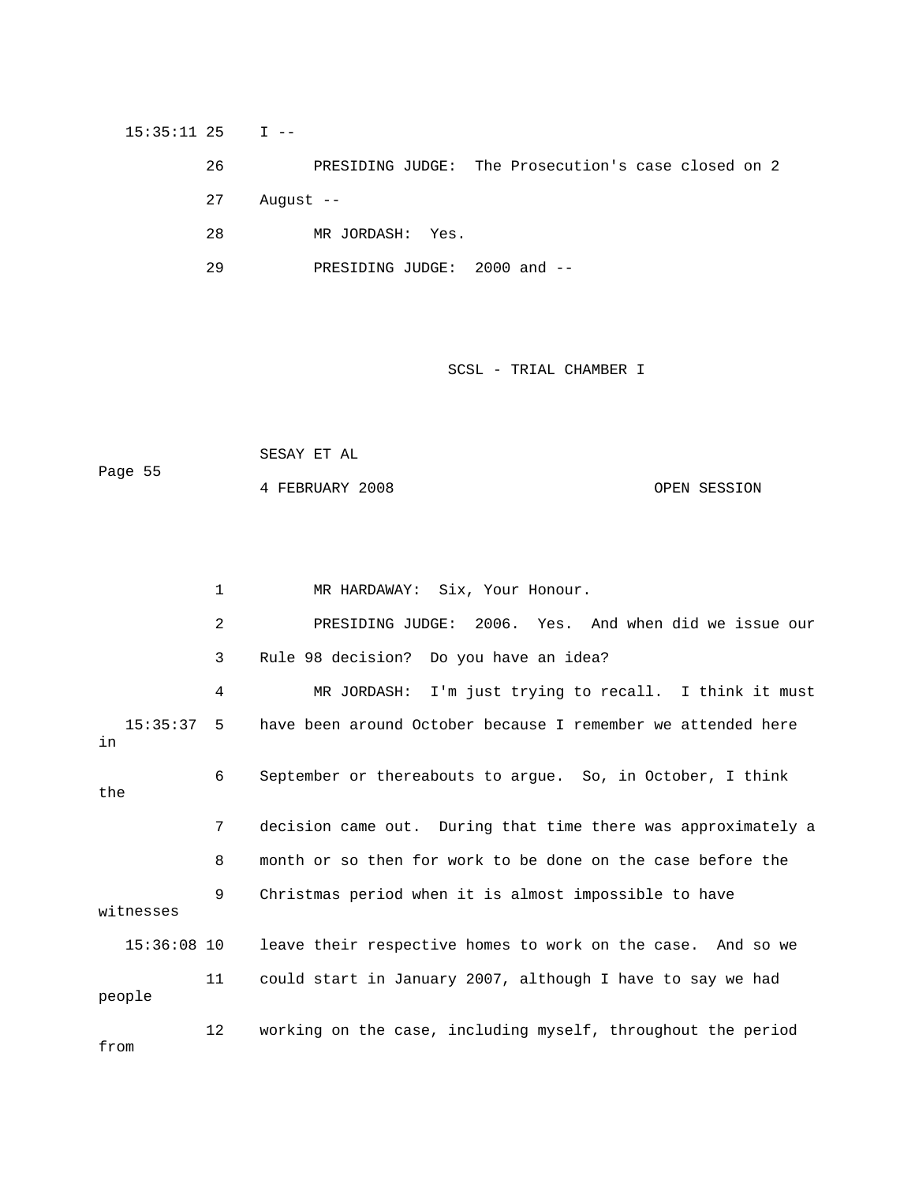15:35:11 25 I --

26 PRESIDING JUDGE: The Prosecution's case closed on 2

27 August --

28 MR JORDASH: Yes.

29 PRESIDING JUDGE: 2000 and --

1 MR HARDAWAY: Six, Your Honour.

2 PRESIDING JUDGE: 2006. Yes. And when did we issue our

3 Rule 98 decision? Do you have an idea?

4 MR JORDASH: I'm just trying to recall. I think it must

15:35:37 5 have been around October because I remember we attended here in

6 September or thereabouts to argue. So, in October, I think the

7 decision came out. During that time there was approximately a

8 month or so then for work to be done on the case before the

9 Christmas period when it is almost impossible to have witnesses

15:36:08 10 leave their respective homes to work on the case. And so we

11 could start in January 2007, although I have to say we had people

12 working on the case, including myself, throughout the period from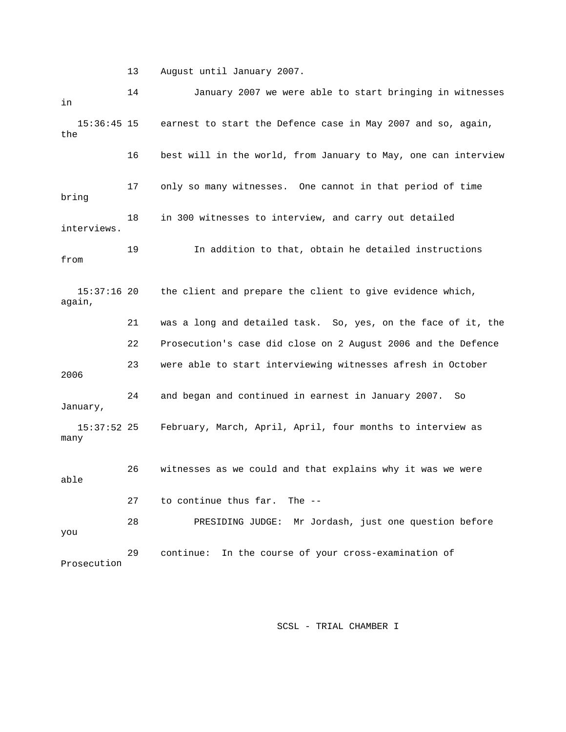13 August until January 2007.

14 January 2007 we were able to start bringing in witnesses in

15:36:45 15 earnest to start the Defence case in May 2007 and so, again, the

16 best will in the world, from January to May, one can interview

17 only so many witnesses. One cannot in that period of time bring

18 in 300 witnesses to interview, and carry out detailed interviews.

19 In addition to that, obtain he detailed instructions from

15:37:16 20 the client and prepare the client to give evidence which, again,

21 was a long and detailed task. So, yes, on the face of it, the

22 Prosecution's case did close on 2 August 2006 and the Defence

23 were able to start interviewing witnesses afresh in October 2006

24 and began and continued in earnest in January 2007. So January,

15:37:52 25 February, March, April, April, four months to interview as many

26 witnesses as we could and that explains why it was we were able

27 to continue thus far. The --

28 PRESIDING JUDGE: Mr Jordash, just one question before you

29 continue: In the course of your cross-examination of Prosecution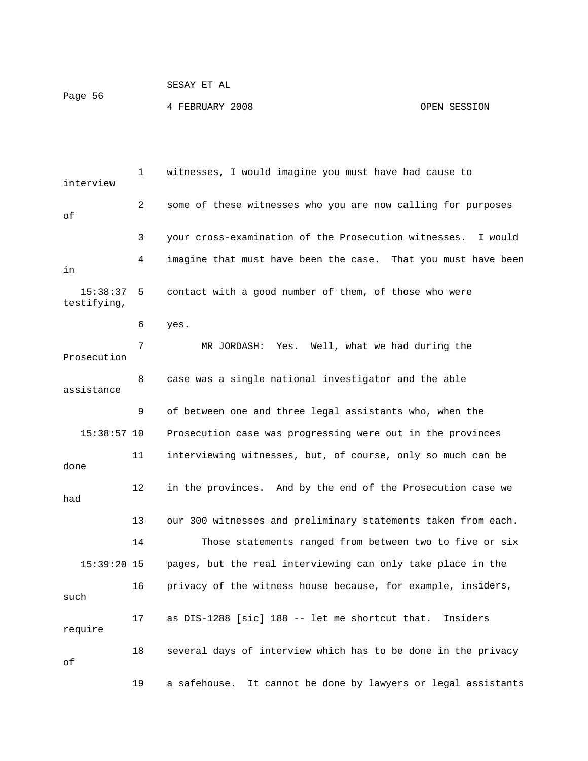witnesses, I would imagine you must have had cause to interview some of these witnesses who you are now calling for purposes of your cross-examination of the Prosecution witnesses. I would imagine that must have been the case. That you must have been in contact with a good number of them, of those who were testifying, yes.

MR JORDASH: Yes. Well, what we had during the Prosecution case was a single national investigator and the able assistance of between one and three legal assistants who, when the Prosecution case was progressing were out in the provinces interviewing witnesses, but, of course, only so much can be done in the provinces. And by the end of the Prosecution case we had our 300 witnesses and preliminary statements taken from each.

Those statements ranged from between two to five or six pages, but the real interviewing can only take place in the privacy of the witness house because, for example, insiders, such as DIS-1288 [sic] 188 -- let me shortcut that. Insiders require several days of interview which has to be done in the privacy of a safehouse. It cannot be done by lawyers or legal assistants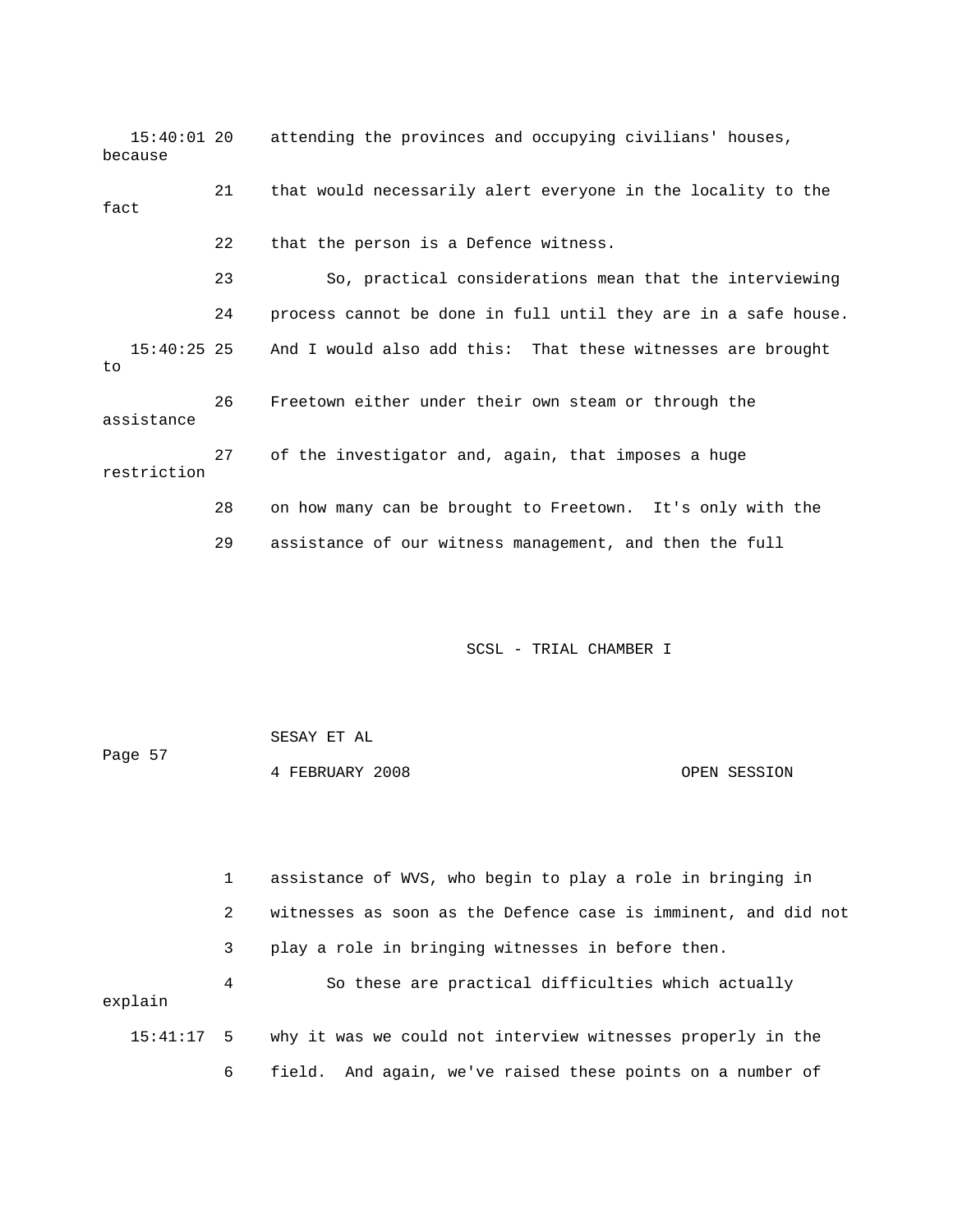attending the provinces and occupying civilians' houses, because that would necessarily alert everyone in the locality to the fact that the person is a Defence witness.

So, practical considerations mean that the interviewing process cannot be done in full until they are in a safe house. And I would also add this: That these witnesses are brought to Freetown either under their own steam or through the assistance of the investigator and, again, that imposes a huge restriction on how many can be brought to Freetown. It's only with the assistance of our witness management, and then the full assistance of WVS, who begin to play a role in bringing in witnesses as soon as the Defence case is imminent, and did not play a role in bringing witnesses in before then.

So these are practical difficulties which actually explain why it was we could not interview witnesses properly in the field. And again, we've raised these points on a number of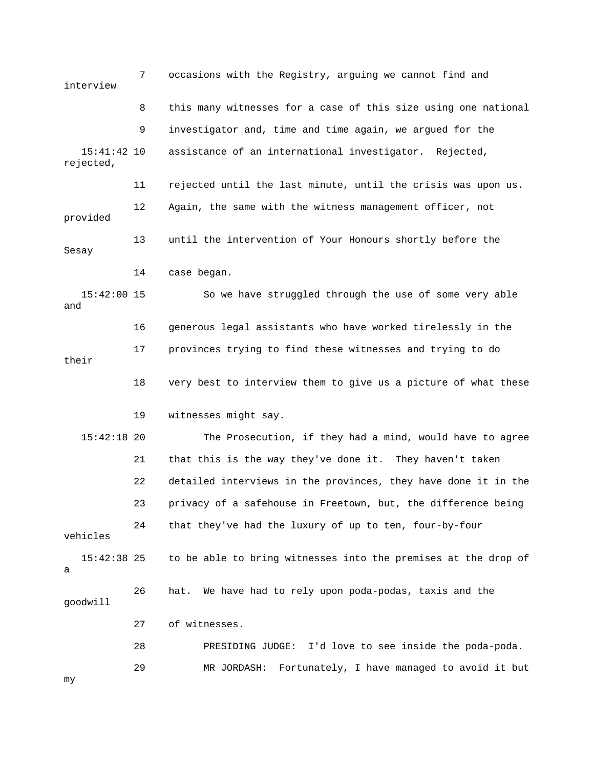7 occasions with the Registry, arguing we cannot find and interview

8 this many witnesses for a case of this size using one national

9 investigator and, time and time again, we argued for the

15:41:42 10 assistance of an international investigator. Rejected, rejected,

11 rejected until the last minute, until the crisis was upon us.

12 Again, the same with the witness management officer, not provided

13 until the intervention of Your Honours shortly before the Sesay

14 case began.

15:42:00 15 So we have struggled through the use of some very able and

16 generous legal assistants who have worked tirelessly in the

17 provinces trying to find these witnesses and trying to do their

18 very best to interview them to give us a picture of what these

19 witnesses might say.

15:42:18 20 The Prosecution, if they had a mind, would have to agree

21 that this is the way they've done it. They haven't taken

22 detailed interviews in the provinces, they have done it in the

23 privacy of a safehouse in Freetown, but, the difference being

24 that they've had the luxury of up to ten, four-by-four vehicles

15:42:38 25 to be able to bring witnesses into the premises at the drop of a

26 hat. We have had to rely upon poda-podas, taxis and the goodwill

27 of witnesses.

28 PRESIDING JUDGE: I'd love to see inside the poda-poda.

29 MR JORDASH: Fortunately, I have managed to avoid it but my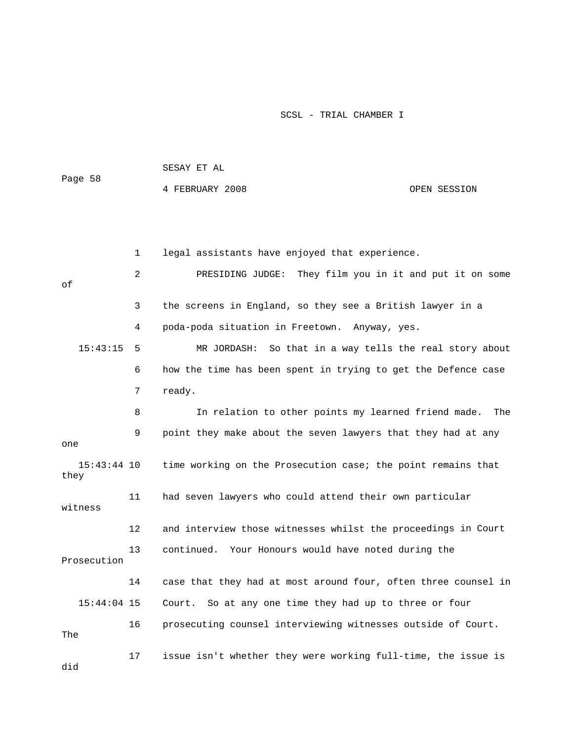1 legal assistants have enjoyed that experience.

2 PRESIDING JUDGE: They film you in it and put it on some of

3 the screens in England, so they see a British lawyer in a

4 poda-poda situation in Freetown. Anyway, yes.

15:43:15 5 MR JORDASH: So that in a way tells the real story about

6 how the time has been spent in trying to get the Defence case

7 ready.

8 In relation to other points my learned friend made. The

9 point they make about the seven lawyers that they had at any one

15:43:44 10 time working on the Prosecution case; the point remains that they

11 had seven lawyers who could attend their own particular witness

12 and interview those witnesses whilst the proceedings in Court

13 continued. Your Honours would have noted during the Prosecution

14 case that they had at most around four, often three counsel in

15:44:04 15 Court. So at any one time they had up to three or four

16 prosecuting counsel interviewing witnesses outside of Court. The

17 issue isn't whether they were working full-time, the issue is did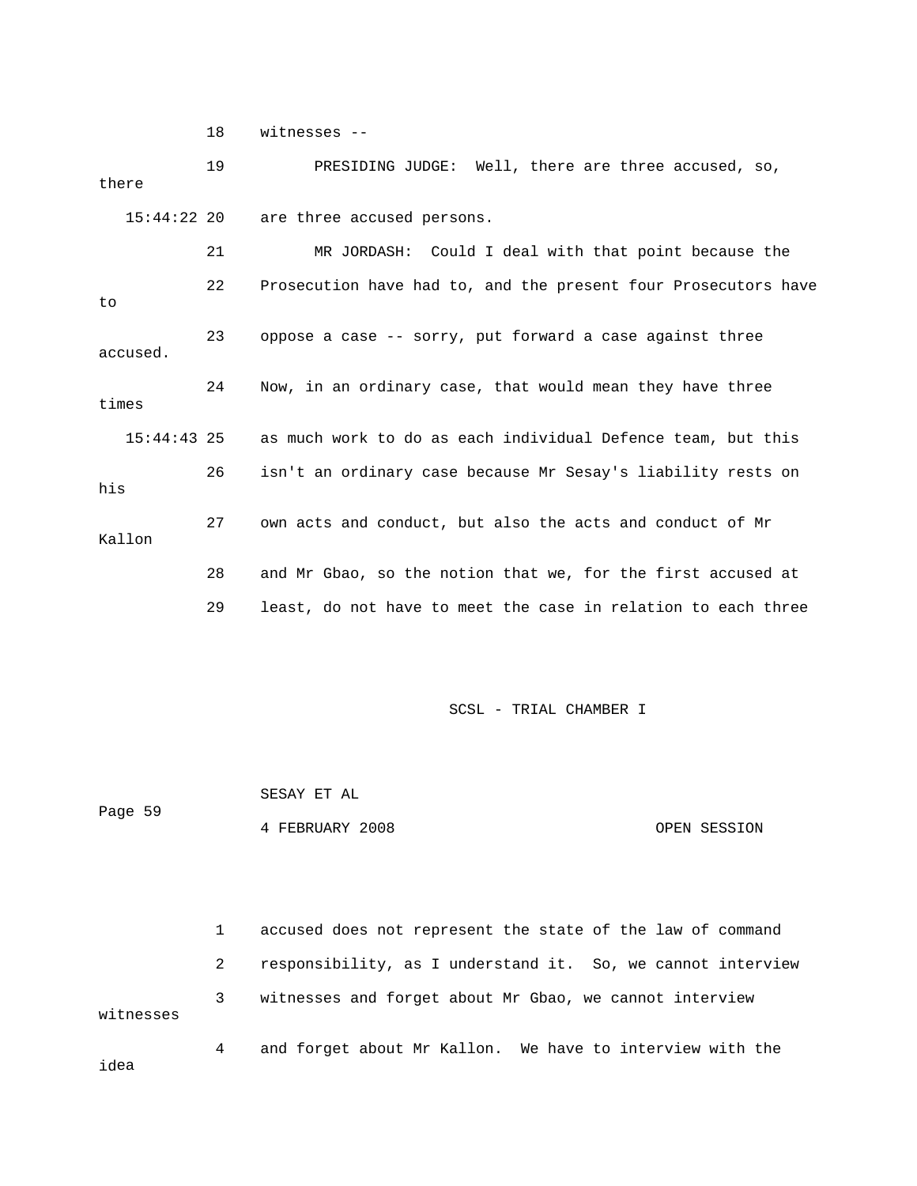18 witnesses --

19 PRESIDING JUDGE: Well, there are three accused, so, there

15:44:22 20 are three accused persons.

21 MR JORDASH: Could I deal with that point because the

22 Prosecution have had to, and the present four Prosecutors have to

23 oppose a case -- sorry, put forward a case against three accused.

24 Now, in an ordinary case, that would mean they have three times

15:44:43 25 as much work to do as each individual Defence team, but this

26 isn't an ordinary case because Mr Sesay's liability rests on his

27 own acts and conduct, but also the acts and conduct of Mr Kallon

28 and Mr Gbao, so the notion that we, for the first accused at

29 least, do not have to meet the case in relation to each three

1 accused does not represent the state of the law of command

2 responsibility, as I understand it. So, we cannot interview

3 witnesses and forget about Mr Gbao, we cannot interview witnesses

4 and forget about Mr Kallon. We have to interview with the idea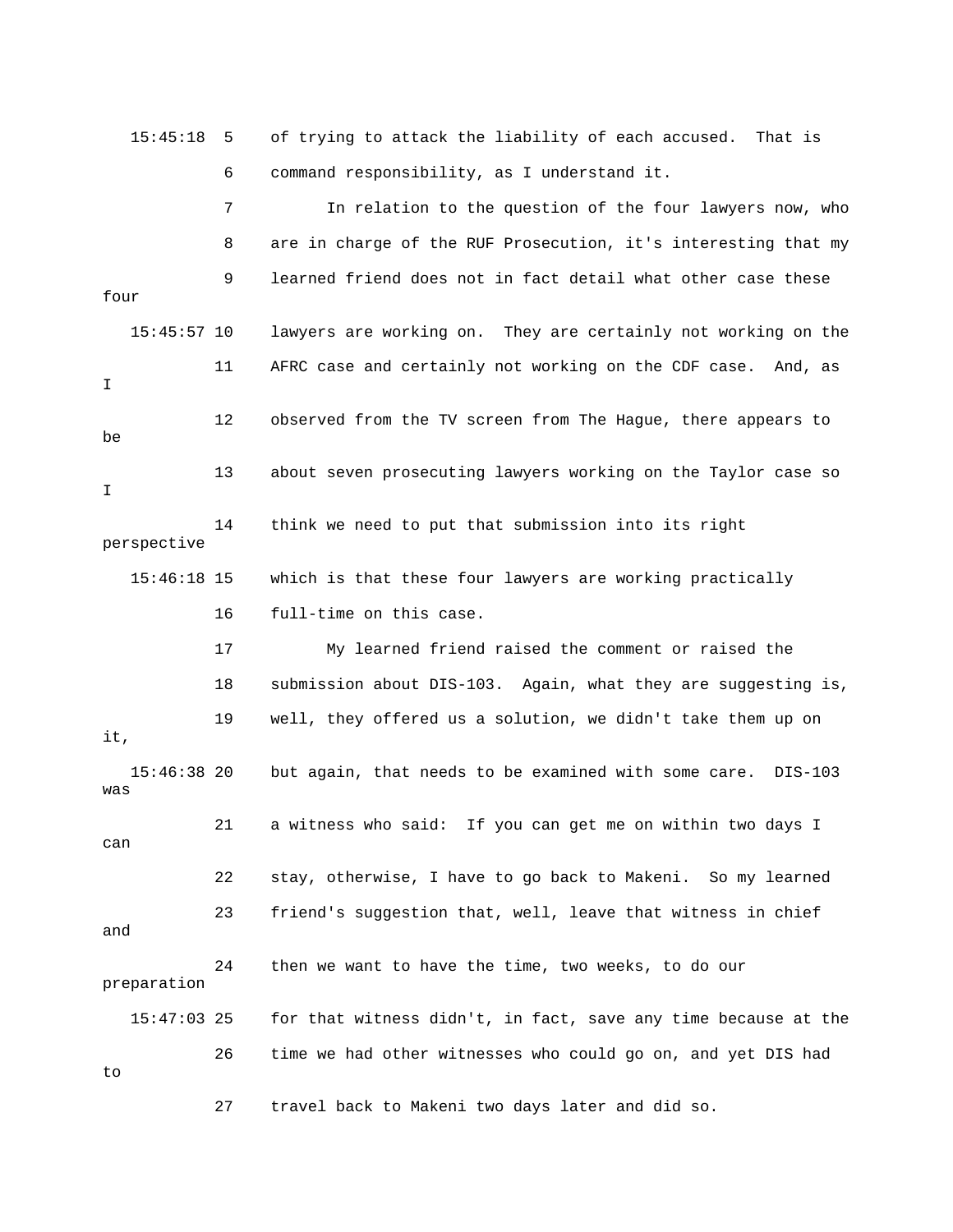15:45:18 5 of trying to attack the liability of each accused. That is

6 command responsibility, as I understand it.

7 In relation to the question of the four lawyers now, who

8 are in charge of the RUF Prosecution, it's interesting that my

9 learned friend does not in fact detail what other case these four

15:45:57 10 lawyers are working on. They are certainly not working on the

11 AFRC case and certainly not working on the CDF case. And, as I

12 observed from the TV screen from The Hague, there appears to be

13 about seven prosecuting lawyers working on the Taylor case so I

14 think we need to put that submission into its right perspective

15:46:18 15 which is that these four lawyers are working practically

16 full-time on this case.

17 My learned friend raised the comment or raised the

18 submission about DIS-103. Again, what they are suggesting is,

19 well, they offered us a solution, we didn't take them up on it,

15:46:38 20 but again, that needs to be examined with some care. DIS-103 was

21 a witness who said: If you can get me on within two days I can

22 stay, otherwise, I have to go back to Makeni. So my learned

23 friend's suggestion that, well, leave that witness in chief and

24 then we want to have the time, two weeks, to do our preparation

15:47:03 25 for that witness didn't, in fact, save any time because at the

26 time we had other witnesses who could go on, and yet DIS had to

27 travel back to Makeni two days later and did so.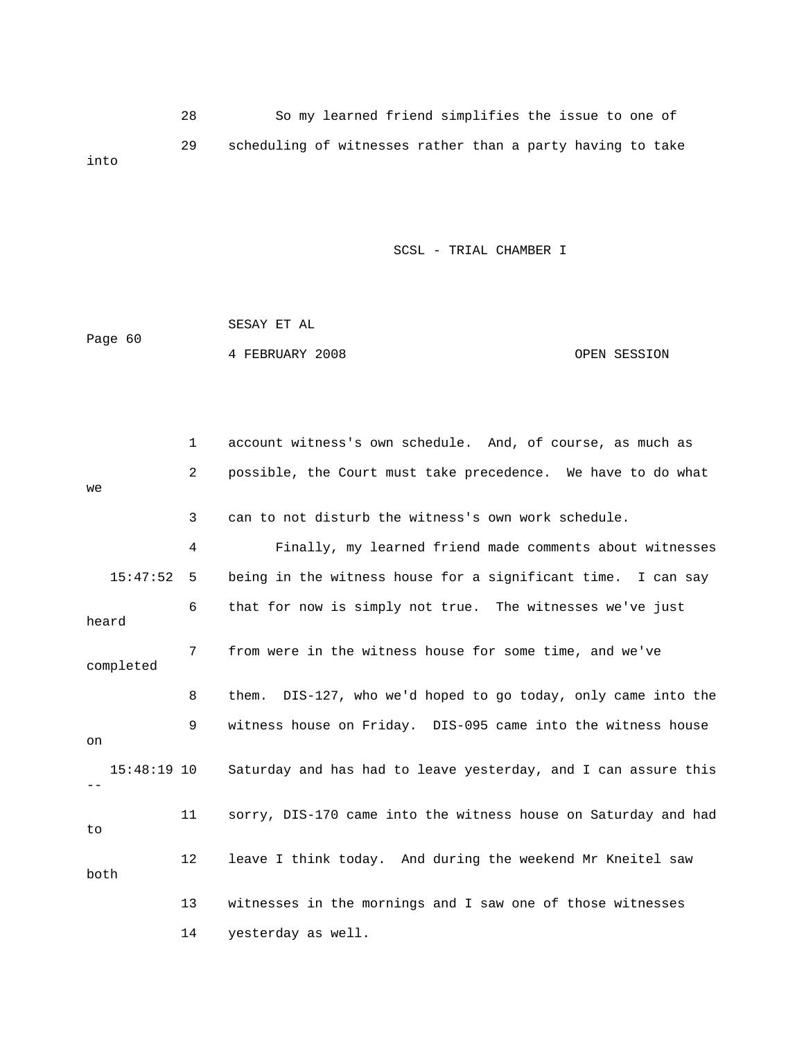28 So my learned friend simplifies the issue to one of

29 scheduling of witnesses rather than a party having to take into

1 account witness's own schedule. And, of course, as much as

2 possible, the Court must take precedence. We have to do what we

3 can to not disturb the witness's own work schedule.

4 Finally, my learned friend made comments about witnesses

15:47:52 5 being in the witness house for a significant time. I can say

6 that for now is simply not true. The witnesses we've just heard

7 from were in the witness house for some time, and we've completed

8 them. DIS-127, who we'd hoped to go today, only came into the

9 witness house on Friday. DIS-095 came into the witness house on

15:48:19 10 Saturday and has had to leave yesterday, and I can assure this --

11 sorry, DIS-170 came into the witness house on Saturday and had to

12 leave I think today. And during the weekend Mr Kneitel saw both

13 witnesses in the mornings and I saw one of those witnesses

14 yesterday as well.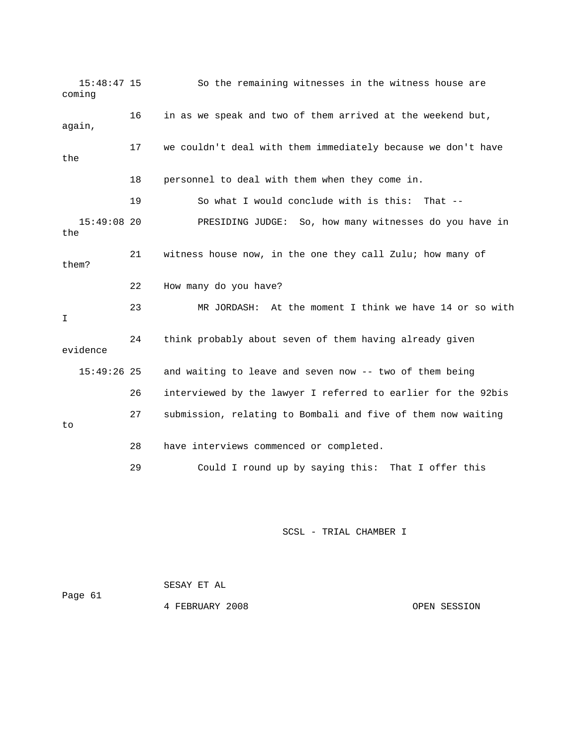15:48:47 15 So the remaining witnesses in the witness house are coming

16 in as we speak and two of them arrived at the weekend but, again,

17 we couldn't deal with them immediately because we don't have the

18 personnel to deal with them when they come in.

19 So what I would conclude with is this: That --

15:49:08 20 PRESIDING JUDGE: So, how many witnesses do you have in the

21 witness house now, in the one they call Zulu; how many of them?

22 How many do you have?

23 MR JORDASH: At the moment I think we have 14 or so with I

24 think probably about seven of them having already given evidence

15:49:26 25 and waiting to leave and seven now -- two of them being

26 interviewed by the lawyer I referred to earlier for the 92bis

27 submission, relating to Bombali and five of them now waiting to

28 have interviews commenced or completed.

29 Could I round up by saying this: That I offer this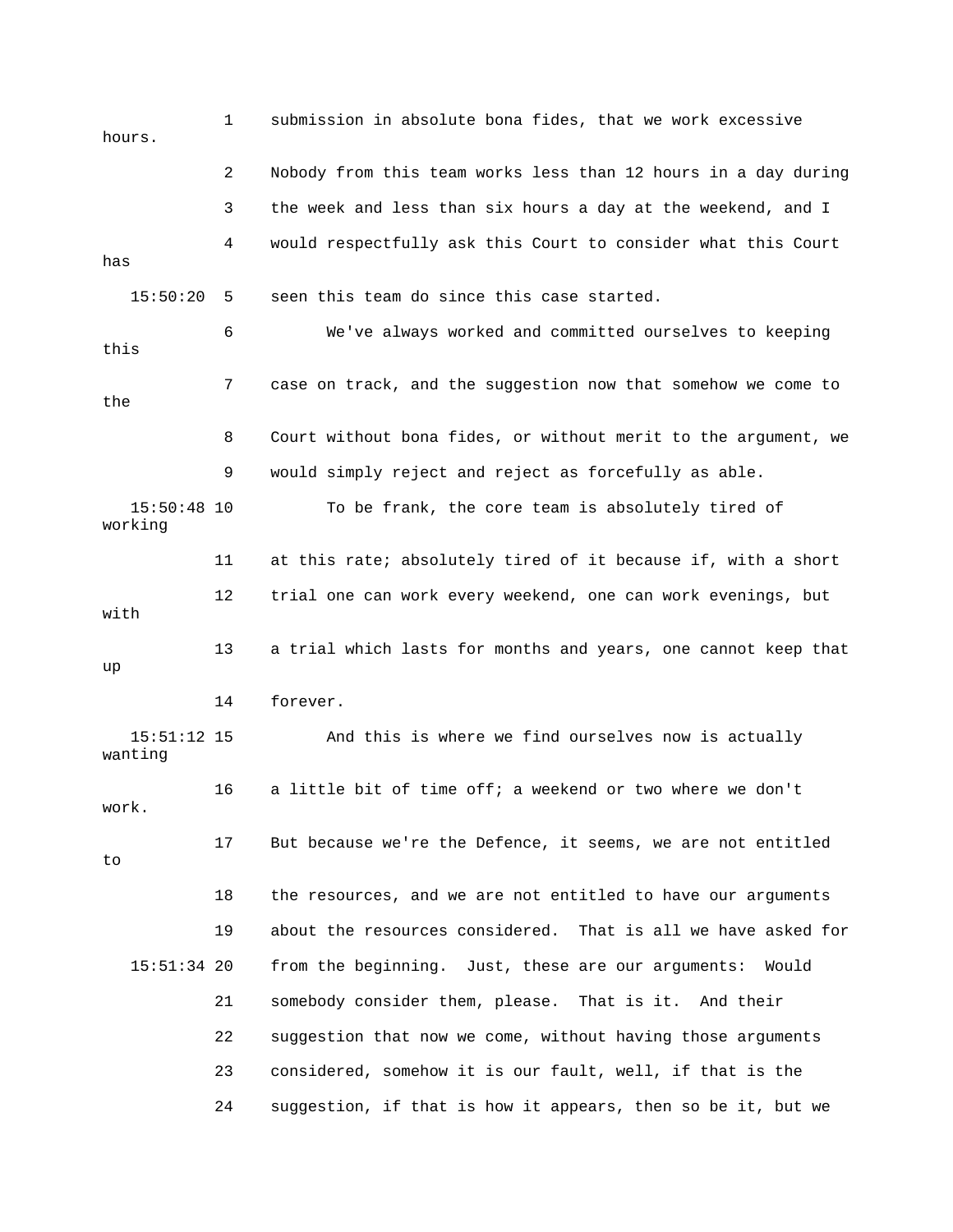1 submission in absolute bona fides, that we work excessive hours.

2 Nobody from this team works less than 12 hours in a day during

3 the week and less than six hours a day at the weekend, and I

4 would respectfully ask this Court to consider what this Court has

15:50:20 5 seen this team do since this case started.

6 We've always worked and committed ourselves to keeping this

7 case on track, and the suggestion now that somehow we come to the

8 Court without bona fides, or without merit to the argument, we

9 would simply reject and reject as forcefully as able.

15:50:48 10 To be frank, the core team is absolutely tired of working

11 at this rate; absolutely tired of it because if, with a short

12 trial one can work every weekend, one can work evenings, but with

13 a trial which lasts for months and years, one cannot keep that up

14 forever.

15:51:12 15 And this is where we find ourselves now is actually wanting

16 a little bit of time off; a weekend or two where we don't work.

17 But because we're the Defence, it seems, we are not entitled to

18 the resources, and we are not entitled to have our arguments

19 about the resources considered. That is all we have asked for

15:51:34 20 from the beginning. Just, these are our arguments: Would

21 somebody consider them, please. That is it. And their

22 suggestion that now we come, without having those arguments

23 considered, somehow it is our fault, well, if that is the

24 suggestion, if that is how it appears, then so be it, but we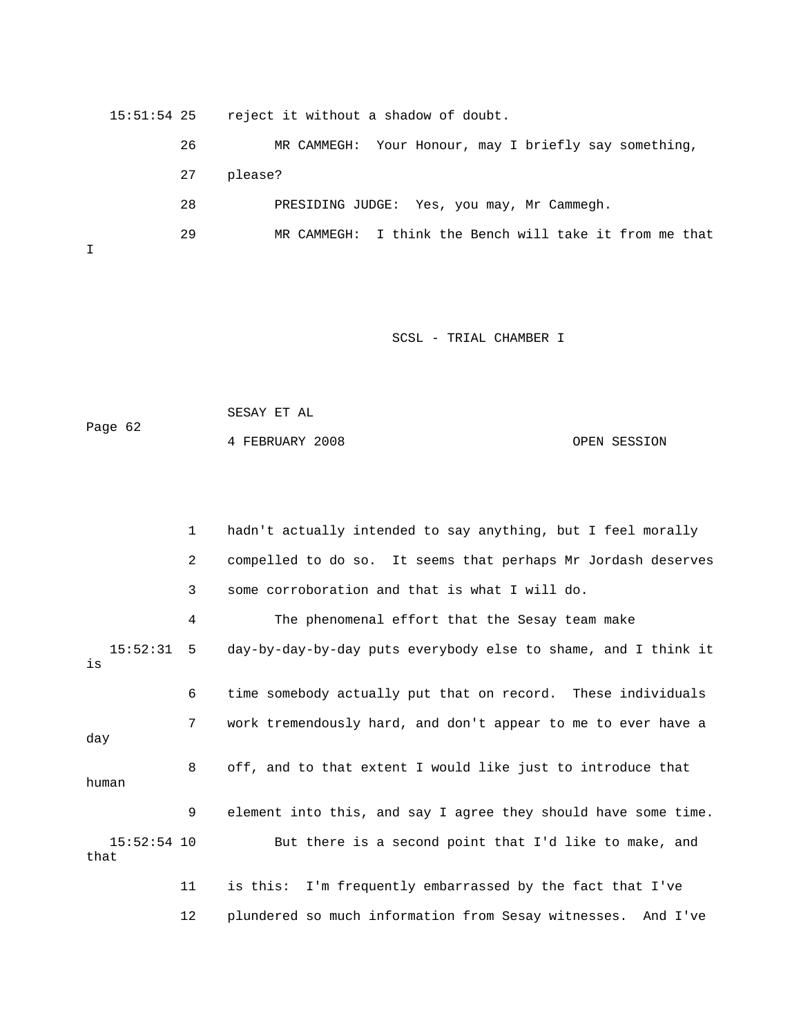15:51:54 25 reject it without a shadow of doubt.

26 MR CAMMEGH: Your Honour, may I briefly say something,

27 please?

28 PRESIDING JUDGE: Yes, you may, Mr Cammegh.

29 MR CAMMEGH: I think the Bench will take it from me that I

1 hadn't actually intended to say anything, but I feel morally

2 compelled to do so. It seems that perhaps Mr Jordash deserves

3 some corroboration and that is what I will do.

4 The phenomenal effort that the Sesay team make

15:52:31 5 day-by-day-by-day puts everybody else to shame, and I think it is

6 time somebody actually put that on record. These individuals

7 work tremendously hard, and don't appear to me to ever have a day

8 off, and to that extent I would like just to introduce that human

9 element into this, and say I agree they should have some time.

15:52:54 10 But there is a second point that I'd like to make, and that

11 is this: I'm frequently embarrassed by the fact that I've

12 plundered so much information from Sesay witnesses. And I've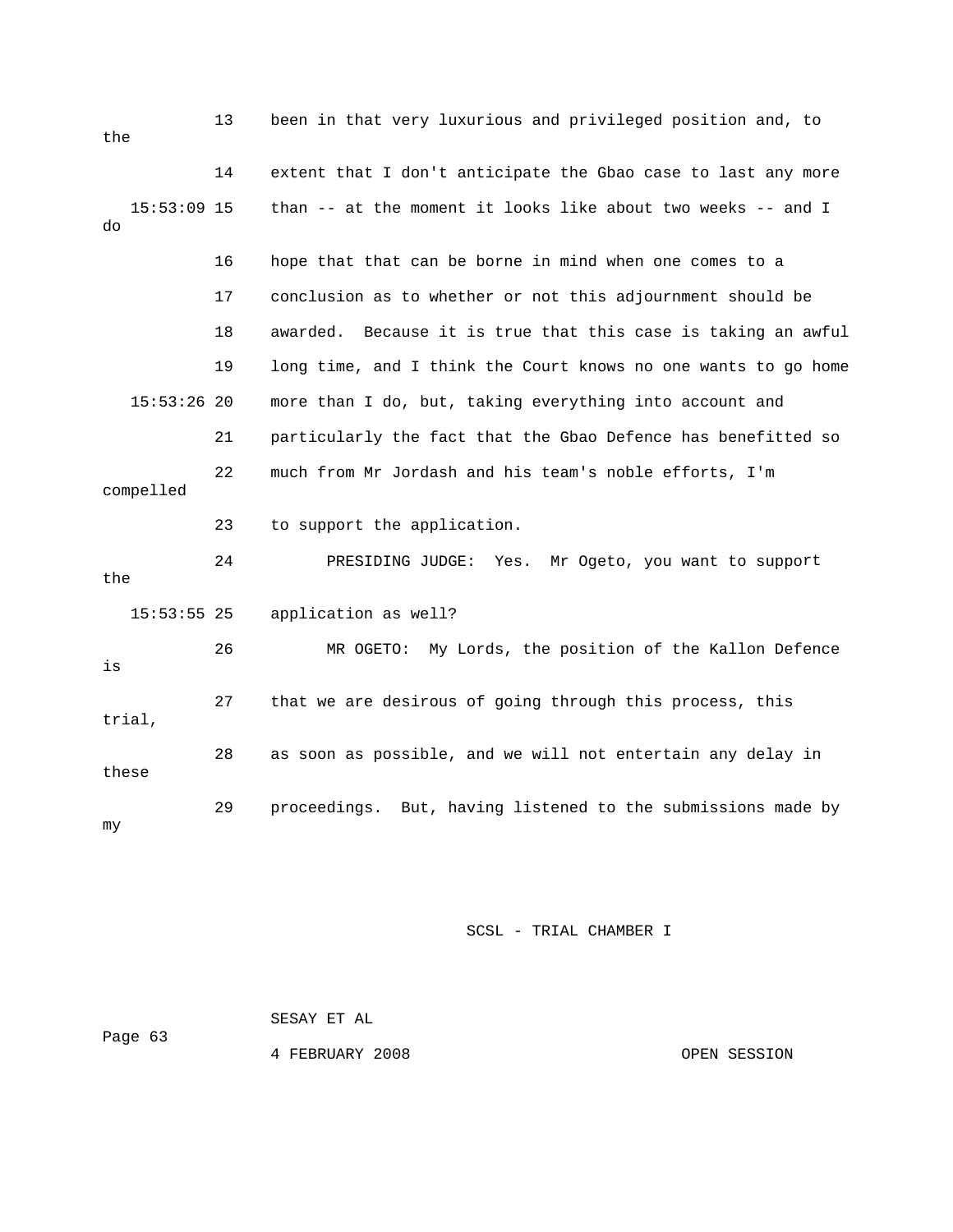13 been in that very luxurious and privileged position and, to the

14 extent that I don't anticipate the Gbao case to last any more

15:53:09 15 than -- at the moment it looks like about two weeks -- and I do

16 hope that that can be borne in mind when one comes to a

17 conclusion as to whether or not this adjournment should be

18 awarded. Because it is true that this case is taking an awful

19 long time, and I think the Court knows no one wants to go home

15:53:26 20 more than I do, but, taking everything into account and

21 particularly the fact that the Gbao Defence has benefitted so

22 much from Mr Jordash and his team's noble efforts, I'm compelled

23 to support the application.

24 PRESIDING JUDGE: Yes. Mr Ogeto, you want to support the

15:53:55 25 application as well?

26 MR OGETO: My Lords, the position of the Kallon Defence is

27 that we are desirous of going through this process, this trial,

28 as soon as possible, and we will not entertain any delay in these

29 proceedings. But, having listened to the submissions made by my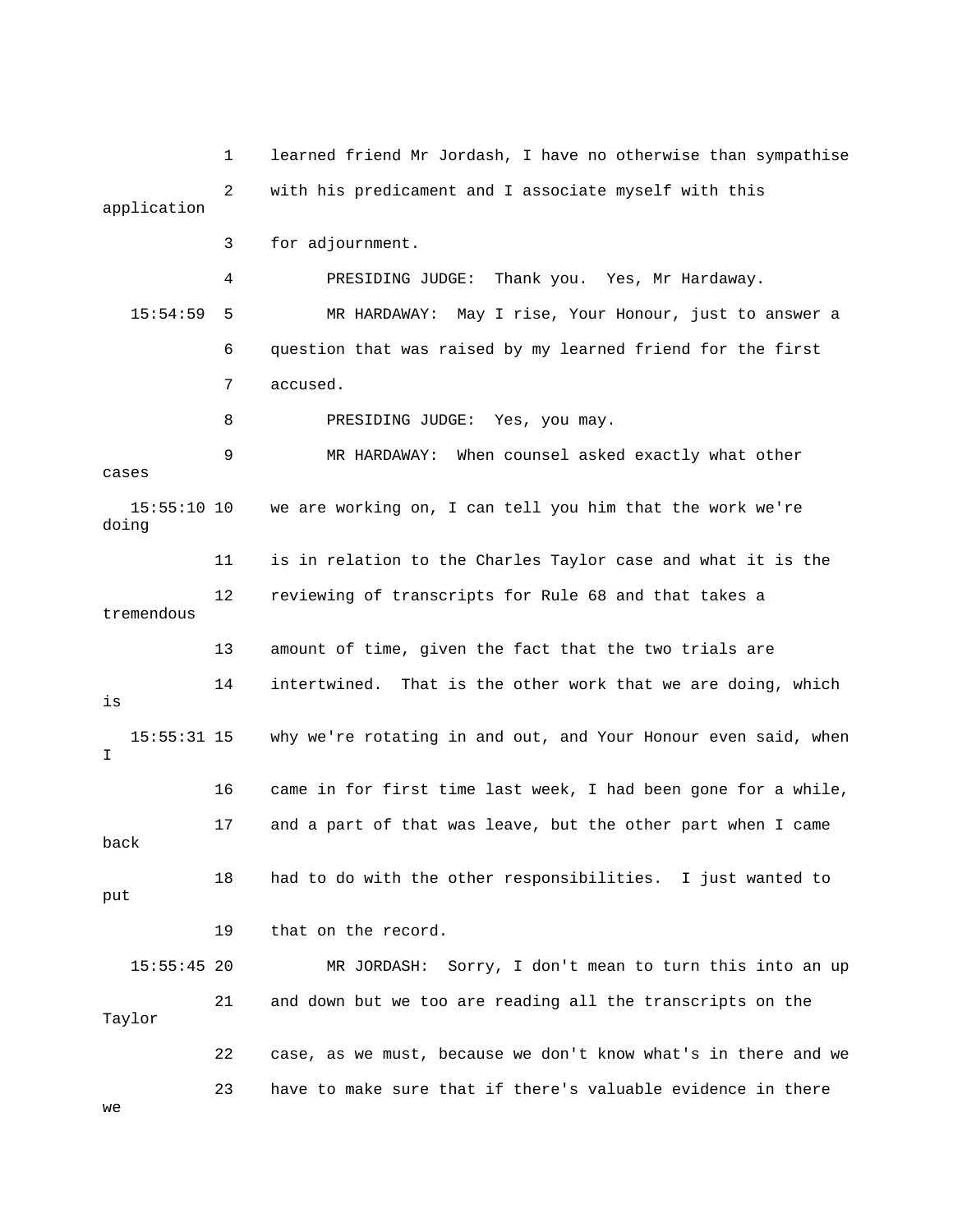1 learned friend Mr Jordash, I have no otherwise than sympathise

2 with his predicament and I associate myself with this application

3 for adjournment.

4 PRESIDING JUDGE: Thank you. Yes, Mr Hardaway.

15:54:59 5 MR HARDAWAY: May I rise, Your Honour, just to answer a

6 question that was raised by my learned friend for the first

7 accused.

8 PRESIDING JUDGE: Yes, you may.

9 MR HARDAWAY: When counsel asked exactly what other cases

15:55:10 10 we are working on, I can tell you him that the work we're doing

11 is in relation to the Charles Taylor case and what it is the

12 reviewing of transcripts for Rule 68 and that takes a tremendous

13 amount of time, given the fact that the two trials are

14 intertwined. That is the other work that we are doing, which is

15:55:31 15 why we're rotating in and out, and Your Honour even said, when I

16 came in for first time last week, I had been gone for a while,

17 and a part of that was leave, but the other part when I came back

18 had to do with the other responsibilities. I just wanted to put

19 that on the record.

15:55:45 20 MR JORDASH: Sorry, I don't mean to turn this into an up

21 and down but we too are reading all the transcripts on the Taylor

22 case, as we must, because we don't know what's in there and we

23 have to make sure that if there's valuable evidence in there we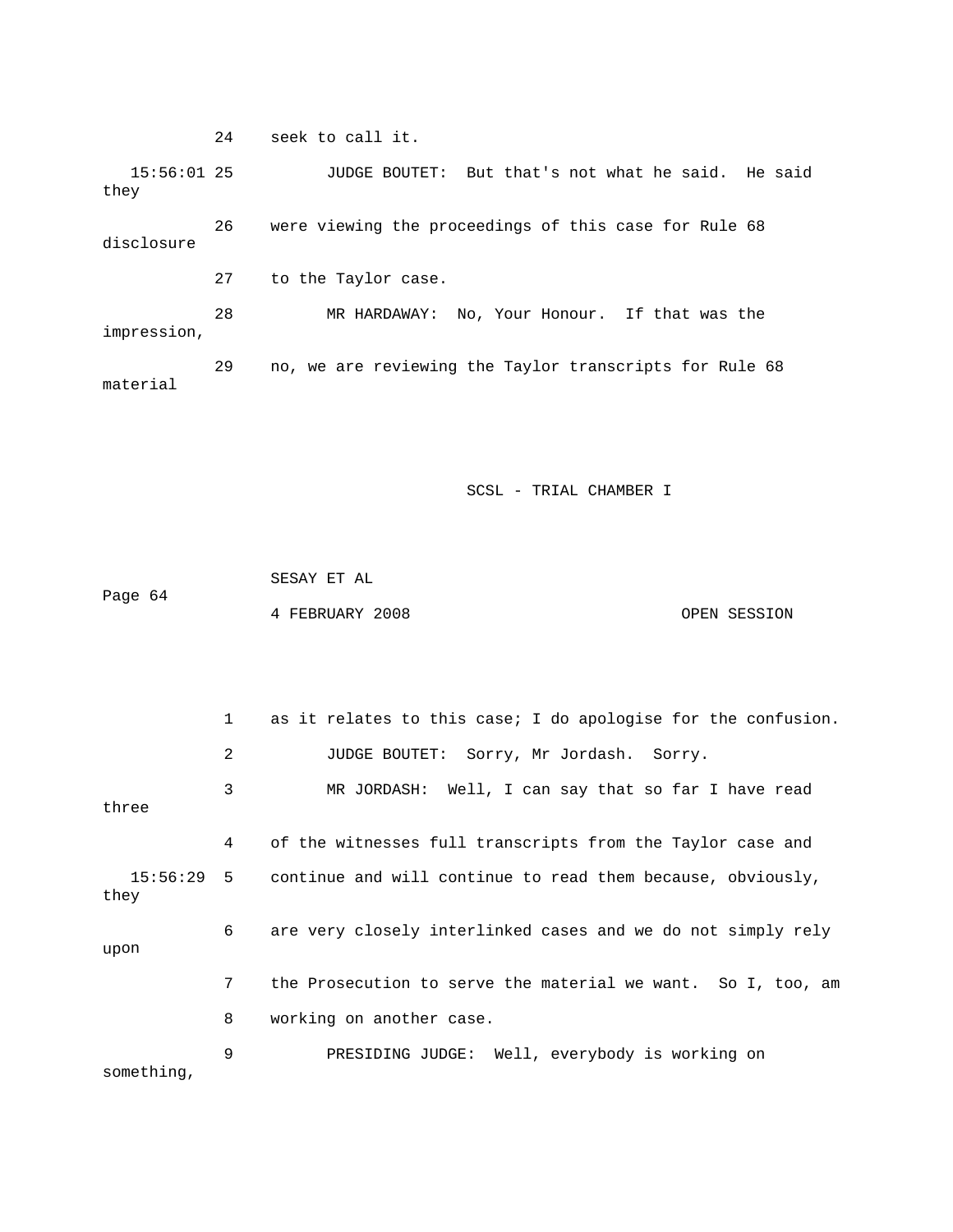24 seek to call it.

15:56:01 25 JUDGE BOUTET: But that's not what he said. He said they

26 were viewing the proceedings of this case for Rule 68 disclosure

27 to the Taylor case.

28 MR HARDAWAY: No, Your Honour. If that was the impression,

29 no, we are reviewing the Taylor transcripts for Rule 68 material

1 as it relates to this case; I do apologise for the confusion.

2 JUDGE BOUTET: Sorry, Mr Jordash. Sorry.

3 MR JORDASH: Well, I can say that so far I have read three

4 of the witnesses full transcripts from the Taylor case and

15:56:29 5 continue and will continue to read them because, obviously, they

6 are very closely interlinked cases and we do not simply rely upon

7 the Prosecution to serve the material we want. So I, too, am

8 working on another case.

9 PRESIDING JUDGE: Well, everybody is working on something,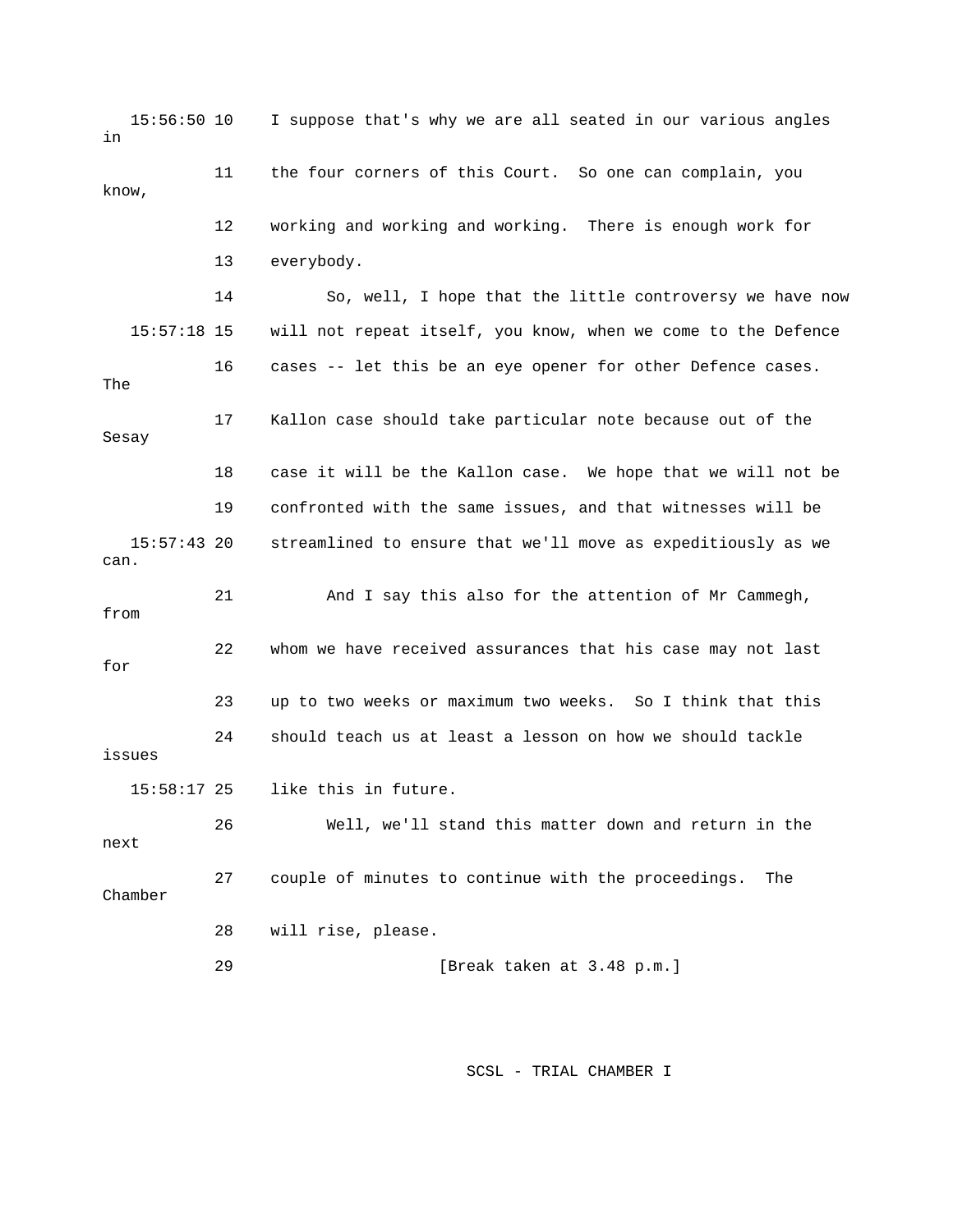15:56:50 10 I suppose that's why we are all seated in our various angles in

11 the four corners of this Court. So one can complain, you know,

12 working and working and working. There is enough work for

13 everybody.

14 So, well, I hope that the little controversy we have now

15:57:18 15 will not repeat itself, you know, when we come to the Defence

16 cases -- let this be an eye opener for other Defence cases. The

17 Kallon case should take particular note because out of the Sesay

18 case it will be the Kallon case. We hope that we will not be

19 confronted with the same issues, and that witnesses will be

15:57:43 20 streamlined to ensure that we'll move as expeditiously as we can.

21 And I say this also for the attention of Mr Cammegh, from

22 whom we have received assurances that his case may not last for

23 up to two weeks or maximum two weeks. So I think that this

24 should teach us at least a lesson on how we should tackle issues

15:58:17 25 like this in future.

26 Well, we'll stand this matter down and return in the next

27 couple of minutes to continue with the proceedings. The Chamber

28 will rise, please.

29 [Break taken at 3.48 p.m.]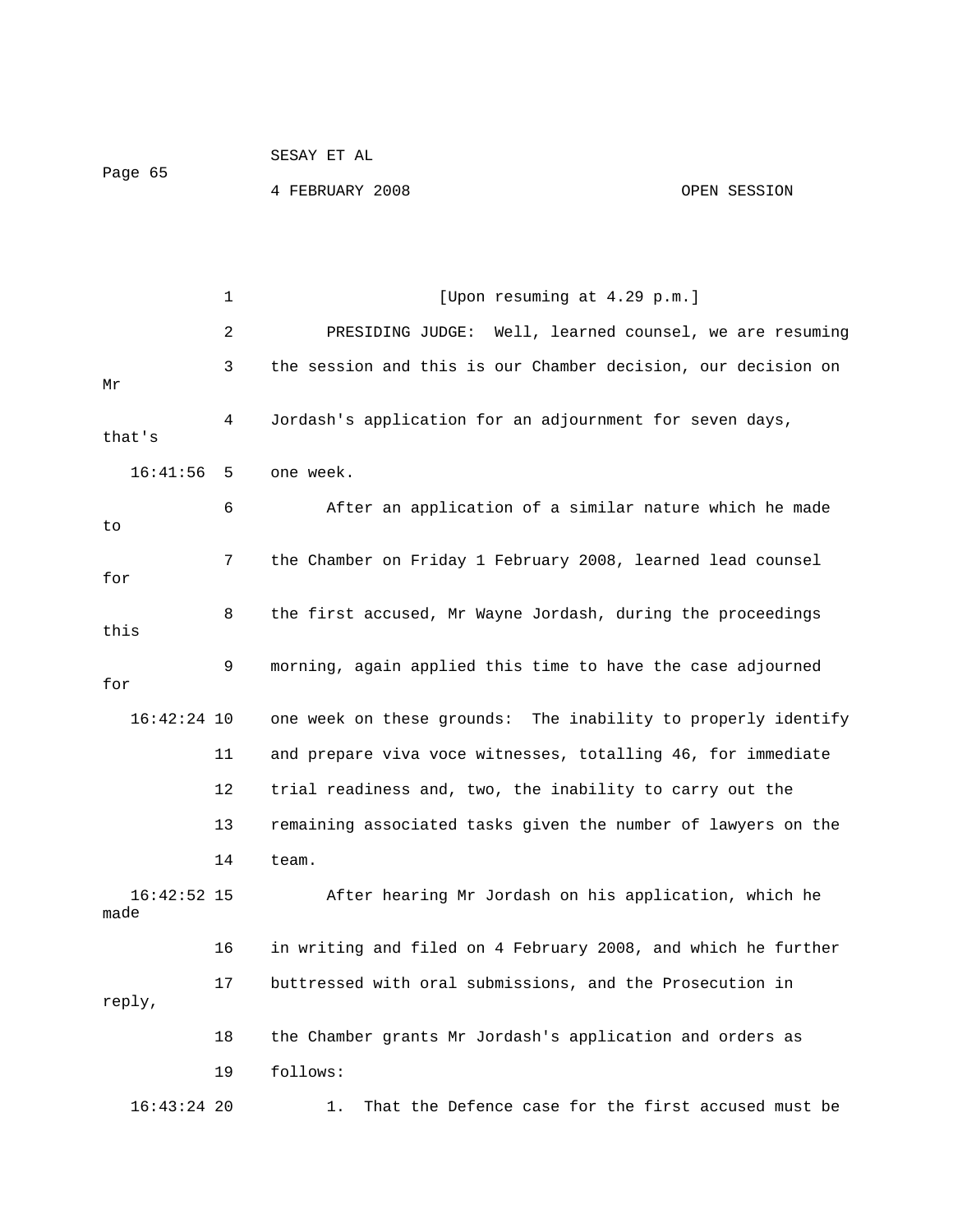[Upon resuming at 4.29 p.m.]

PRESIDING JUDGE: Well, learned counsel, we are resuming the session and this is our Chamber decision, our decision on Mr Jordash's application for an adjournment for seven days, that's one week.

After an application of a similar nature which he made to the Chamber on Friday 1 February 2008, learned lead counsel for the first accused, Mr Wayne Jordash, during the proceedings this morning, again applied this time to have the case adjourned for one week on these grounds: The inability to properly identify and prepare viva voce witnesses, totalling 46, for immediate trial readiness and, two, the inability to carry out the remaining associated tasks given the number of lawyers on the team.

After hearing Mr Jordash on his application, which he made in writing and filed on 4 February 2008, and which he further buttressed with oral submissions, and the Prosecution in reply, the Chamber grants Mr Jordash's application and orders as follows:

1. That the Defence case for the first accused must be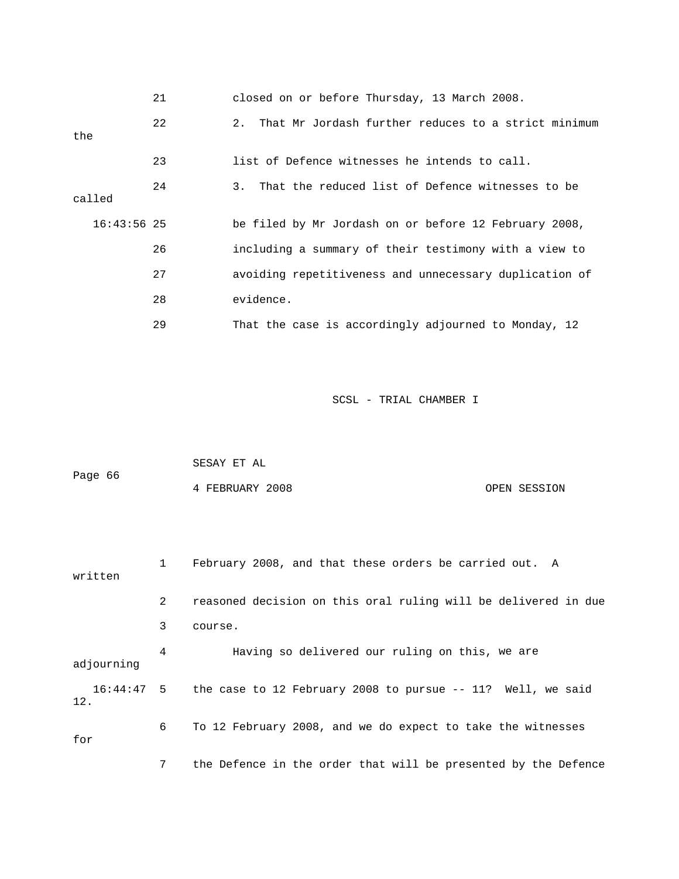21 closed on or before Thursday, 13 March 2008.

22 2. That Mr Jordash further reduces to a strict minimum the

23 list of Defence witnesses he intends to call.

24 3. That the reduced list of Defence witnesses to be called

16:43:56 25 be filed by Mr Jordash on or before 12 February 2008,

26 including a summary of their testimony with a view to

27 avoiding repetitiveness and unnecessary duplication of

28 evidence.

29 That the case is accordingly adjourned to Monday, 12

1 February 2008, and that these orders be carried out. A written

2 reasoned decision on this oral ruling will be delivered in due

3 course.

4 Having so delivered our ruling on this, we are adjourning

16:44:47 5 the case to 12 February 2008 to pursue -- 11? Well, we said 12.

6 To 12 February 2008, and we do expect to take the witnesses for

7 the Defence in the order that will be presented by the Defence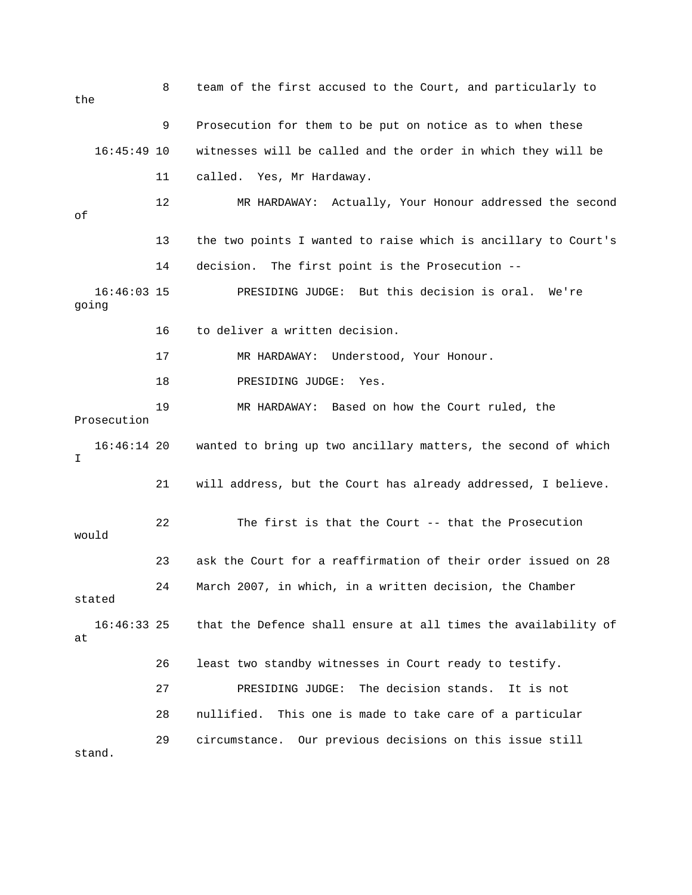8 team of the first accused to the Court, and particularly to the

9 Prosecution for them to be put on notice as to when these

16:45:49 10 witnesses will be called and the order in which they will be

11 called. Yes, Mr Hardaway.

12 MR HARDAWAY: Actually, Your Honour addressed the second of

13 the two points I wanted to raise which is ancillary to Court's

14 decision. The first point is the Prosecution --

16:46:03 15 PRESIDING JUDGE: But this decision is oral. We're going

16 to deliver a written decision.

17 MR HARDAWAY: Understood, Your Honour.

18 PRESIDING JUDGE: Yes.

19 MR HARDAWAY: Based on how the Court ruled, the Prosecution

16:46:14 20 wanted to bring up two ancillary matters, the second of which I

21 will address, but the Court has already addressed, I believe.

22 The first is that the Court -- that the Prosecution would

23 ask the Court for a reaffirmation of their order issued on 28

24 March 2007, in which, in a written decision, the Chamber stated

16:46:33 25 that the Defence shall ensure at all times the availability of at

26 least two standby witnesses in Court ready to testify.

27 PRESIDING JUDGE: The decision stands. It is not

28 nullified. This one is made to take care of a particular

29 circumstance. Our previous decisions on this issue still stand.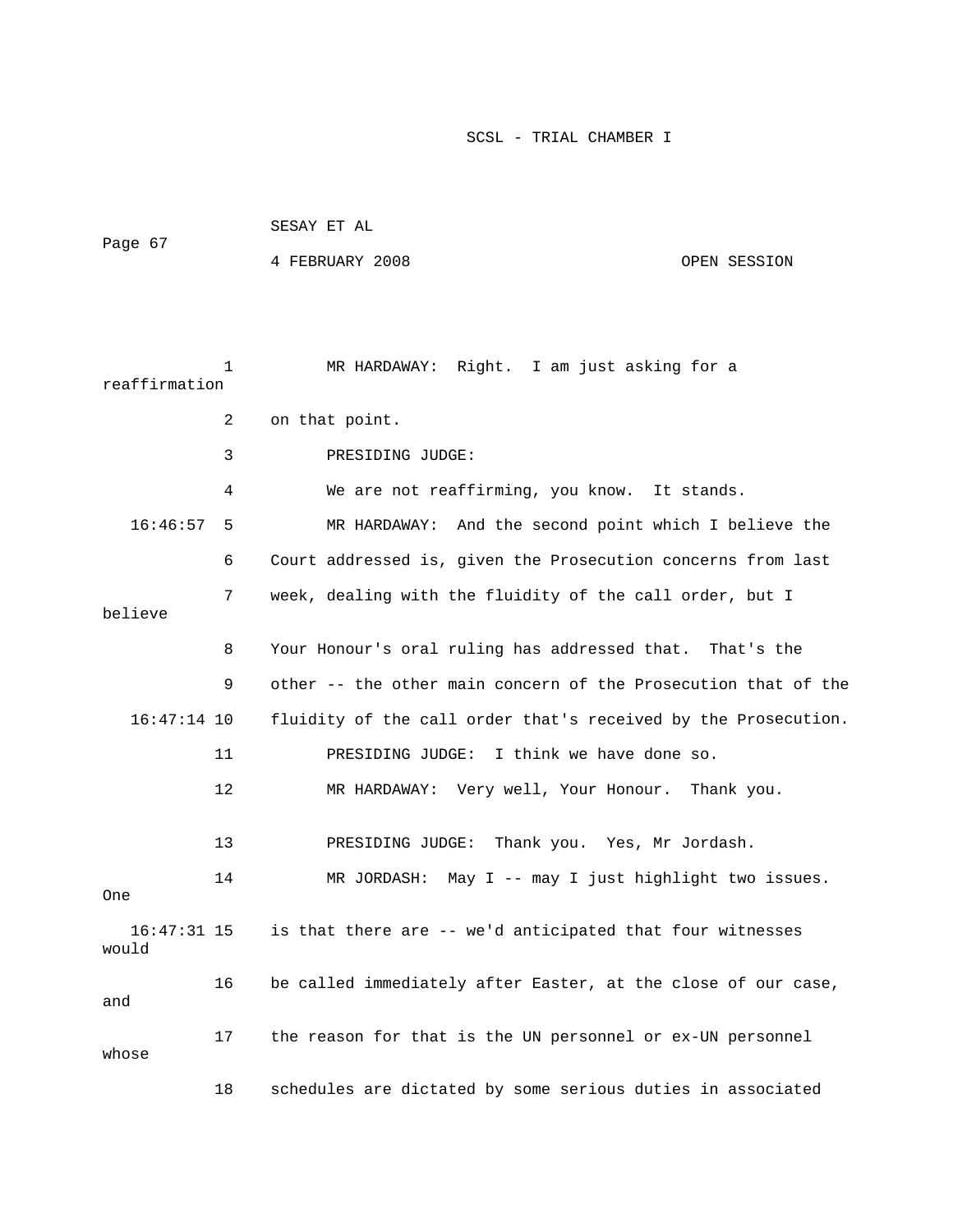1 MR HARDAWAY: Right. I am just asking for a reaffirmation

2 on that point.

3 PRESIDING JUDGE:

4 We are not reaffirming, you know. It stands.

16:46:57 5 MR HARDAWAY: And the second point which I believe the

6 Court addressed is, given the Prosecution concerns from last

7 week, dealing with the fluidity of the call order, but I believe

8 Your Honour's oral ruling has addressed that. That's the

9 other -- the other main concern of the Prosecution that of the

16:47:14 10 fluidity of the call order that's received by the Prosecution.

11 PRESIDING JUDGE: I think we have done so.

12 MR HARDAWAY: Very well, Your Honour. Thank you.

13 PRESIDING JUDGE: Thank you. Yes, Mr Jordash.

14 MR JORDASH: May I -- may I just highlight two issues. One

16:47:31 15 is that there are -- we'd anticipated that four witnesses would

16 be called immediately after Easter, at the close of our case, and

17 the reason for that is the UN personnel or ex-UN personnel whose

18 schedules are dictated by some serious duties in associated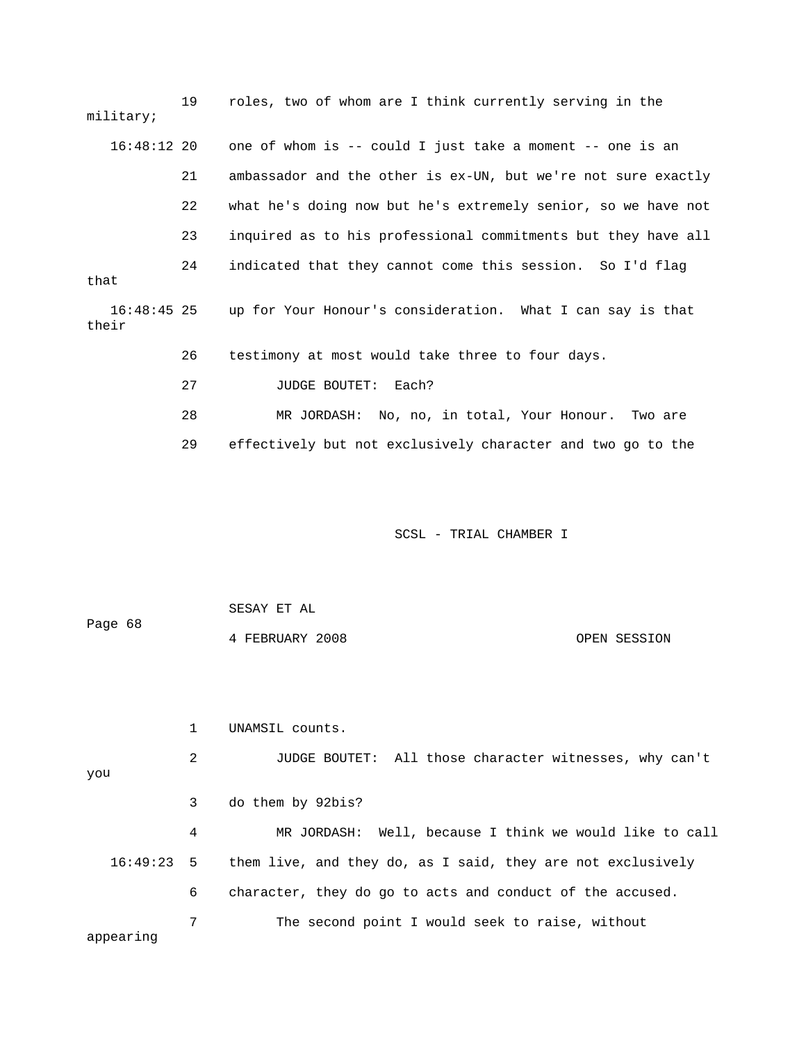19 roles, two of whom are I think currently serving in the military;

16:48:12 20 one of whom is -- could I just take a moment -- one is an

21 ambassador and the other is ex-UN, but we're not sure exactly

22 what he's doing now but he's extremely senior, so we have not

23 inquired as to his professional commitments but they have all

24 indicated that they cannot come this session. So I'd flag that

16:48:45 25 up for Your Honour's consideration. What I can say is that their

26 testimony at most would take three to four days.

27 JUDGE BOUTET: Each?

28 MR JORDASH: No, no, in total, Your Honour. Two are

29 effectively but not exclusively character and two go to the

SCSL - TRIAL CHAMBER I

SESAY ET AL

4 FEBRUARY 2008 OPEN SESSION

1 UNAMSIL counts.

2 JUDGE BOUTET: All those character witnesses, why can't you

3 do them by 92bis?

4 MR JORDASH: Well, because I think we would like to call

16:49:23 5 them live, and they do, as I said, they are not exclusively

6 character, they do go to acts and conduct of the accused.

7 The second point I would seek to raise, without appearing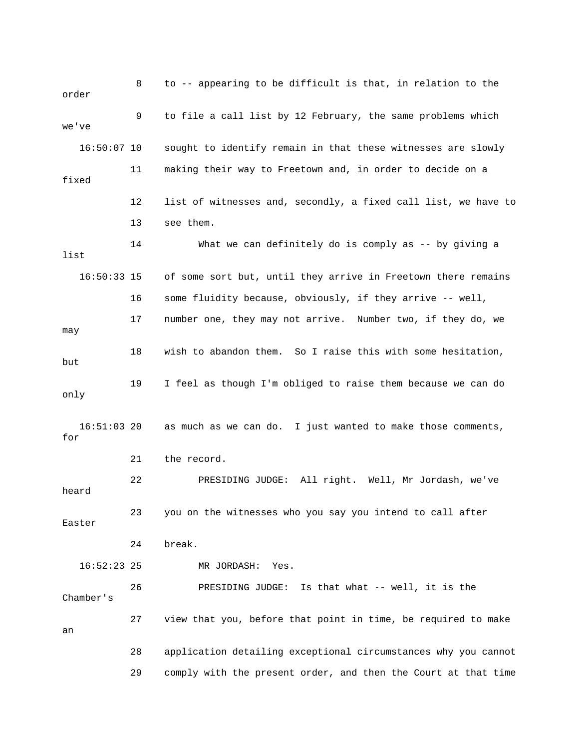8 to -- appearing to be difficult is that, in relation to the order

9 to file a call list by 12 February, the same problems which we've

16:50:07 10 sought to identify remain in that these witnesses are slowly

11 making their way to Freetown and, in order to decide on a fixed

12 list of witnesses and, secondly, a fixed call list, we have to

13 see them.

14 What we can definitely do is comply as -- by giving a list

16:50:33 15 of some sort but, until they arrive in Freetown there remains

16 some fluidity because, obviously, if they arrive -- well,

17 number one, they may not arrive. Number two, if they do, we may

18 wish to abandon them. So I raise this with some hesitation, but

19 I feel as though I'm obliged to raise them because we can do only

16:51:03 20 as much as we can do. I just wanted to make those comments, for

21 the record.

22 PRESIDING JUDGE: All right. Well, Mr Jordash, we've heard

23 you on the witnesses who you say you intend to call after Easter

24 break.

16:52:23 25 MR JORDASH: Yes.

26 PRESIDING JUDGE: Is that what -- well, it is the Chamber's

27 view that you, before that point in time, be required to make an

28 application detailing exceptional circumstances why you cannot

29 comply with the present order, and then the Court at that time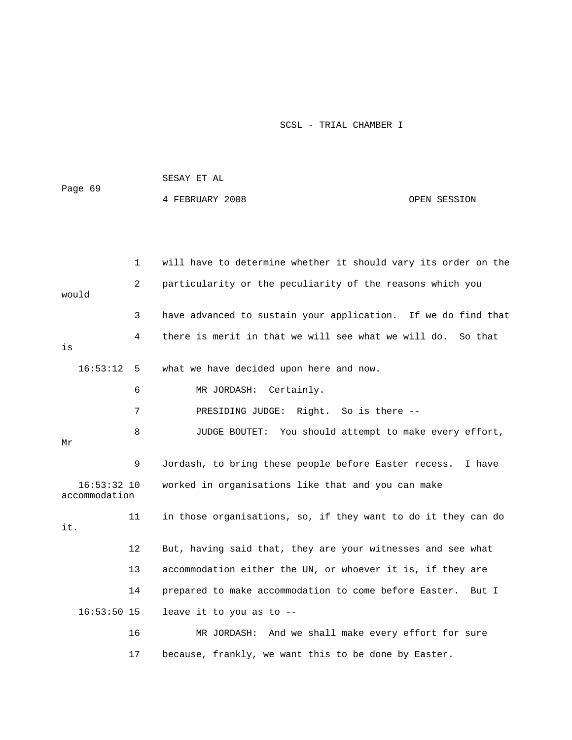will have to determine whether it should vary its order on the particularity or the peculiarity of the reasons which you would have advanced to sustain your application. If we do find that there is merit in that we will see what we will do. So that is what we have decided upon here and now.

MR JORDASH: Certainly.

PRESIDING JUDGE: Right. So is there --

JUDGE BOUTET: You should attempt to make every effort, Mr Jordash, to bring these people before Easter recess. I have worked in organisations like that and you can make accommodation in those organisations, so, if they want to do it they can do it. But, having said that, they are your witnesses and see what accommodation either the UN, or whoever it is, if they are prepared to make accommodation to come before Easter. But I leave it to you as to --

MR JORDASH: And we shall make every effort for sure because, frankly, we want this to be done by Easter.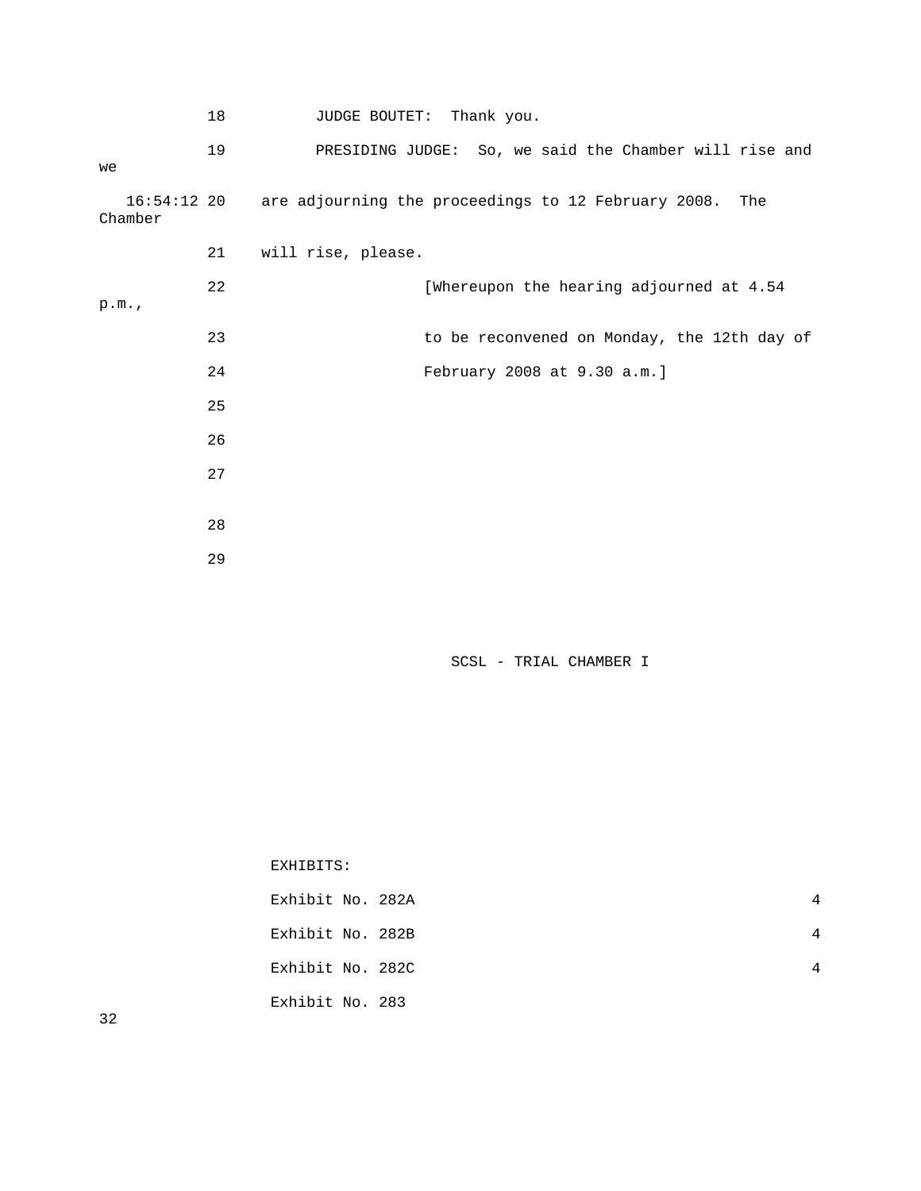18 JUDGE BOUTET: Thank you.

19 PRESIDING JUDGE: So, we said the Chamber will rise and we

16:54:12 20 are adjourning the proceedings to 12 February 2008. The Chamber

21 will rise, please.

22 [Whereupon the hearing adjourned at 4.54 p.m.,

23 to be reconvened on Monday, the 12th day of

24 February 2008 at 9.30 a.m.]

25

26

27

28

29

EXHIBITS:

| | |
|---|---|
| Exhibit No. 282A | 4 |
| Exhibit No. 282B | 4 |
| Exhibit No. 282C | 4 |
| Exhibit No. 283 | 32 |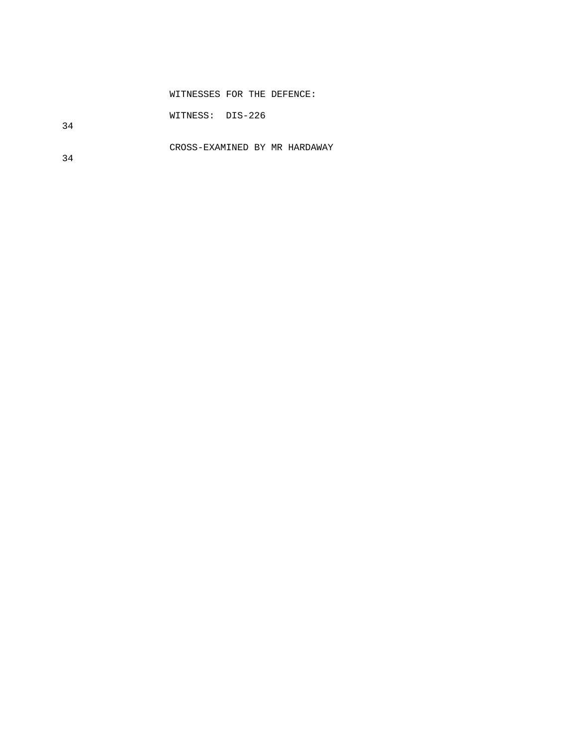WITNESSES FOR THE DEFENCE:

WITNESS: DIS-226 34

CROSS-EXAMINED BY MR HARDAWAY 34